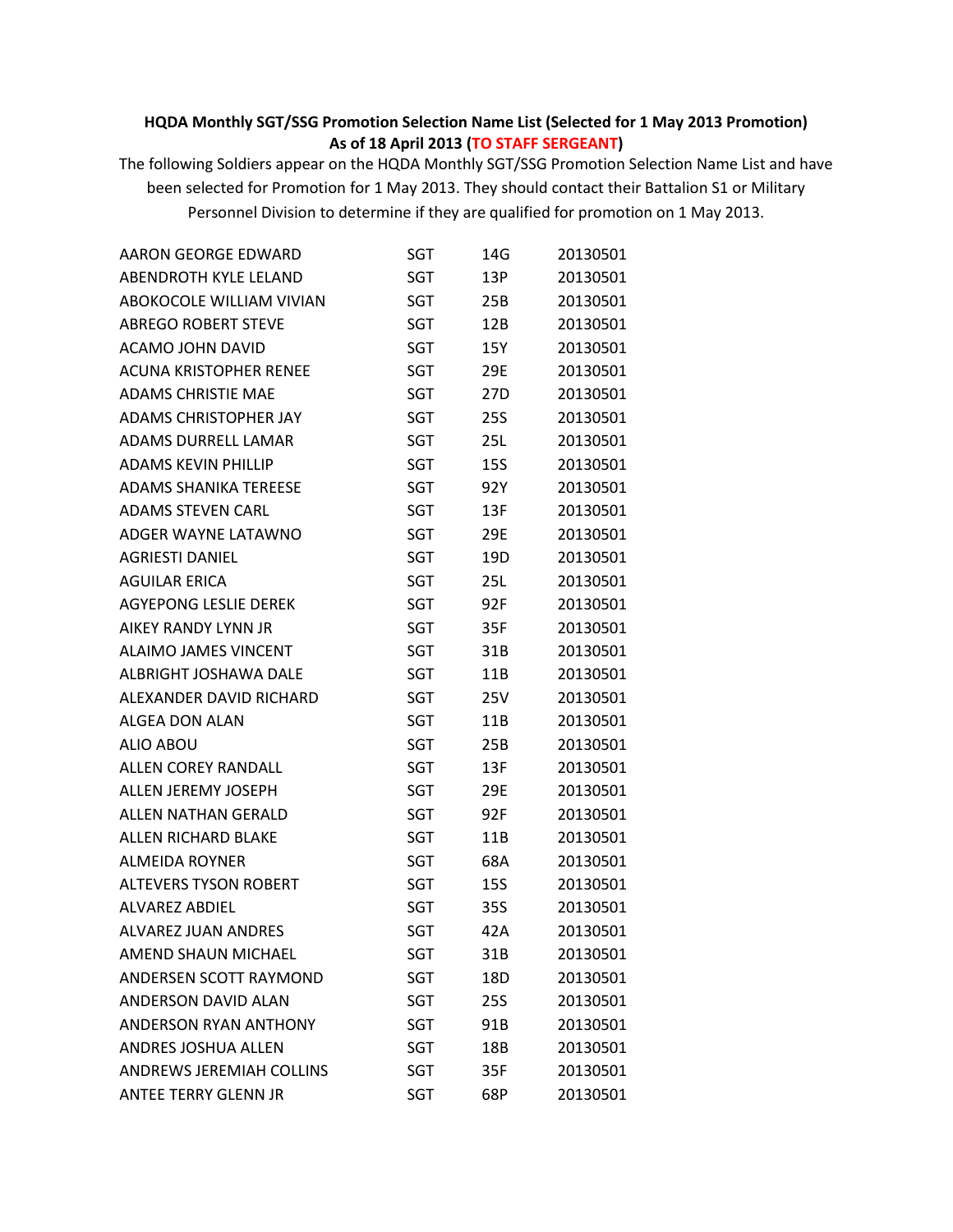**HQDA Monthly SGT/SSG Promotion Selection Name List (Selected for 1 May 2013 Promotion)**
**As of 18 April 2013 (TO STAFF SERGEANT)**

The following Soldiers appear on the HQDA Monthly SGT/SSG Promotion Selection Name List and have been selected for Promotion for 1 May 2013. They should contact their Battalion S1 or Military Personnel Division to determine if they are qualified for promotion on 1 May 2013.

| | | | |
|---|---|---|---|
| AARON GEORGE EDWARD | SGT | 14G | 20130501 |
| ABENDROTH KYLE LELAND | SGT | 13P | 20130501 |
| ABOKOCOLE WILLIAM VIVIAN | SGT | 25B | 20130501 |
| ABREGO ROBERT STEVE | SGT | 12B | 20130501 |
| ACAMO JOHN DAVID | SGT | 15Y | 20130501 |
| ACUNA KRISTOPHER RENEE | SGT | 29E | 20130501 |
| ADAMS CHRISTIE MAE | SGT | 27D | 20130501 |
| ADAMS CHRISTOPHER JAY | SGT | 25S | 20130501 |
| ADAMS DURRELL LAMAR | SGT | 25L | 20130501 |
| ADAMS KEVIN PHILLIP | SGT | 15S | 20130501 |
| ADAMS SHANIKA TEREESE | SGT | 92Y | 20130501 |
| ADAMS STEVEN CARL | SGT | 13F | 20130501 |
| ADGER WAYNE LATAWNO | SGT | 29E | 20130501 |
| AGRIESTI DANIEL | SGT | 19D | 20130501 |
| AGUILAR ERICA | SGT | 25L | 20130501 |
| AGYEPONG LESLIE DEREK | SGT | 92F | 20130501 |
| AIKEY RANDY LYNN JR | SGT | 35F | 20130501 |
| ALAIMO JAMES VINCENT | SGT | 31B | 20130501 |
| ALBRIGHT JOSHAWA DALE | SGT | 11B | 20130501 |
| ALEXANDER DAVID RICHARD | SGT | 25V | 20130501 |
| ALGEA DON ALAN | SGT | 11B | 20130501 |
| ALIO ABOU | SGT | 25B | 20130501 |
| ALLEN COREY RANDALL | SGT | 13F | 20130501 |
| ALLEN JEREMY JOSEPH | SGT | 29E | 20130501 |
| ALLEN NATHAN GERALD | SGT | 92F | 20130501 |
| ALLEN RICHARD BLAKE | SGT | 11B | 20130501 |
| ALMEIDA ROYNER | SGT | 68A | 20130501 |
| ALTEVERS TYSON ROBERT | SGT | 15S | 20130501 |
| ALVAREZ ABDIEL | SGT | 35S | 20130501 |
| ALVAREZ JUAN ANDRES | SGT | 42A | 20130501 |
| AMEND SHAUN MICHAEL | SGT | 31B | 20130501 |
| ANDERSEN SCOTT RAYMOND | SGT | 18D | 20130501 |
| ANDERSON DAVID ALAN | SGT | 25S | 20130501 |
| ANDERSON RYAN ANTHONY | SGT | 91B | 20130501 |
| ANDRES JOSHUA ALLEN | SGT | 18B | 20130501 |
| ANDREWS JEREMIAH COLLINS | SGT | 35F | 20130501 |
| ANTEE TERRY GLENN JR | SGT | 68P | 20130501 |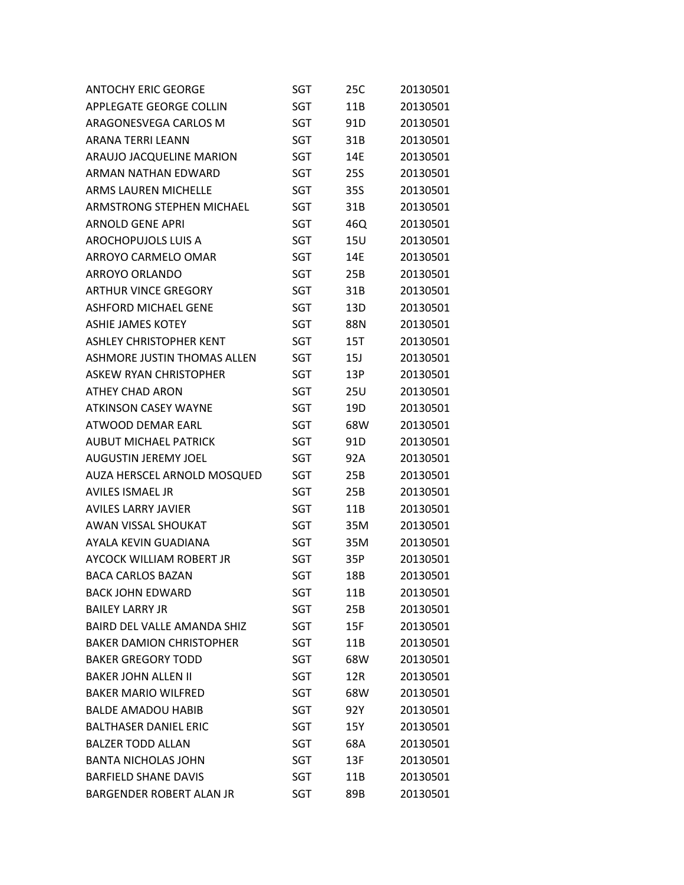| | | | |
|---|---|---|---|
| ANTOCHY ERIC GEORGE | SGT | 25C | 20130501 |
| APPLEGATE GEORGE COLLIN | SGT | 11B | 20130501 |
| ARAGONESVEGA CARLOS M | SGT | 91D | 20130501 |
| ARANA TERRI LEANN | SGT | 31B | 20130501 |
| ARAUJO JACQUELINE MARION | SGT | 14E | 20130501 |
| ARMAN NATHAN EDWARD | SGT | 25S | 20130501 |
| ARMS LAUREN MICHELLE | SGT | 35S | 20130501 |
| ARMSTRONG STEPHEN MICHAEL | SGT | 31B | 20130501 |
| ARNOLD GENE APRI | SGT | 46Q | 20130501 |
| AROCHOPUJOLS LUIS A | SGT | 15U | 20130501 |
| ARROYO CARMELO OMAR | SGT | 14E | 20130501 |
| ARROYO ORLANDO | SGT | 25B | 20130501 |
| ARTHUR VINCE GREGORY | SGT | 31B | 20130501 |
| ASHFORD MICHAEL GENE | SGT | 13D | 20130501 |
| ASHIE JAMES KOTEY | SGT | 88N | 20130501 |
| ASHLEY CHRISTOPHER KENT | SGT | 15T | 20130501 |
| ASHMORE JUSTIN THOMAS ALLEN | SGT | 15J | 20130501 |
| ASKEW RYAN CHRISTOPHER | SGT | 13P | 20130501 |
| ATHEY CHAD ARON | SGT | 25U | 20130501 |
| ATKINSON CASEY WAYNE | SGT | 19D | 20130501 |
| ATWOOD DEMAR EARL | SGT | 68W | 20130501 |
| AUBUT MICHAEL PATRICK | SGT | 91D | 20130501 |
| AUGUSTIN JEREMY JOEL | SGT | 92A | 20130501 |
| AUZA HERSCEL ARNOLD MOSQUED | SGT | 25B | 20130501 |
| AVILES ISMAEL JR | SGT | 25B | 20130501 |
| AVILES LARRY JAVIER | SGT | 11B | 20130501 |
| AWAN VISSAL SHOUKAT | SGT | 35M | 20130501 |
| AYALA KEVIN GUADIANA | SGT | 35M | 20130501 |
| AYCOCK WILLIAM ROBERT JR | SGT | 35P | 20130501 |
| BACA CARLOS BAZAN | SGT | 18B | 20130501 |
| BACK JOHN EDWARD | SGT | 11B | 20130501 |
| BAILEY LARRY JR | SGT | 25B | 20130501 |
| BAIRD DEL VALLE AMANDA SHIZ | SGT | 15F | 20130501 |
| BAKER DAMION CHRISTOPHER | SGT | 11B | 20130501 |
| BAKER GREGORY TODD | SGT | 68W | 20130501 |
| BAKER JOHN ALLEN II | SGT | 12R | 20130501 |
| BAKER MARIO WILFRED | SGT | 68W | 20130501 |
| BALDE AMADOU HABIB | SGT | 92Y | 20130501 |
| BALTHASER DANIEL ERIC | SGT | 15Y | 20130501 |
| BALZER TODD ALLAN | SGT | 68A | 20130501 |
| BANTA NICHOLAS JOHN | SGT | 13F | 20130501 |
| BARFIELD SHANE DAVIS | SGT | 11B | 20130501 |
| BARGENDER ROBERT ALAN JR | SGT | 89B | 20130501 |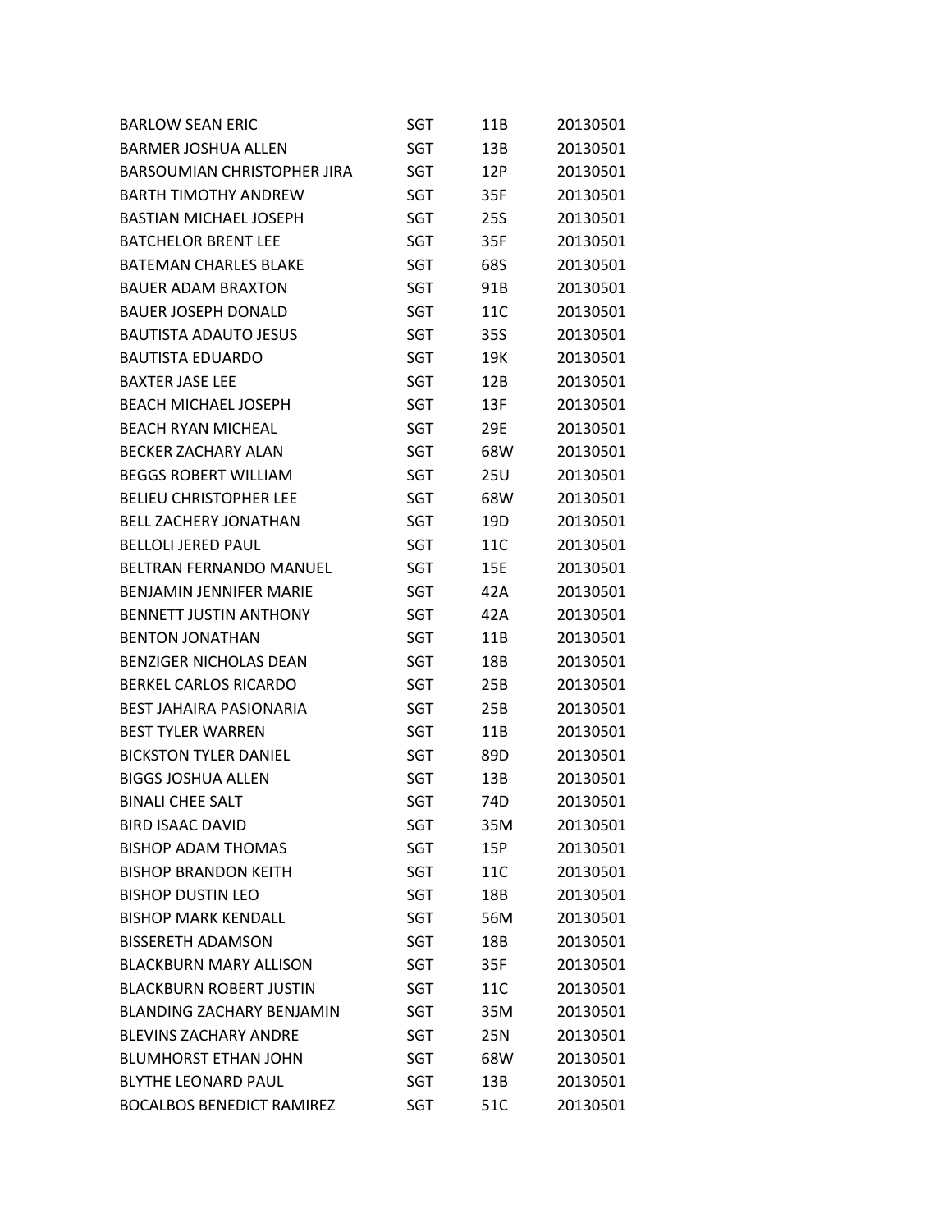| | | | |
|---|---|---|---|
| BARLOW SEAN ERIC | SGT | 11B | 20130501 |
| BARMER JOSHUA ALLEN | SGT | 13B | 20130501 |
| BARSOUMIAN CHRISTOPHER JIRA | SGT | 12P | 20130501 |
| BARTH TIMOTHY ANDREW | SGT | 35F | 20130501 |
| BASTIAN MICHAEL JOSEPH | SGT | 25S | 20130501 |
| BATCHELOR BRENT LEE | SGT | 35F | 20130501 |
| BATEMAN CHARLES BLAKE | SGT | 68S | 20130501 |
| BAUER ADAM BRAXTON | SGT | 91B | 20130501 |
| BAUER JOSEPH DONALD | SGT | 11C | 20130501 |
| BAUTISTA ADAUTO JESUS | SGT | 35S | 20130501 |
| BAUTISTA EDUARDO | SGT | 19K | 20130501 |
| BAXTER JASE LEE | SGT | 12B | 20130501 |
| BEACH MICHAEL JOSEPH | SGT | 13F | 20130501 |
| BEACH RYAN MICHEAL | SGT | 29E | 20130501 |
| BECKER ZACHARY ALAN | SGT | 68W | 20130501 |
| BEGGS ROBERT WILLIAM | SGT | 25U | 20130501 |
| BELIEU CHRISTOPHER LEE | SGT | 68W | 20130501 |
| BELL ZACHERY JONATHAN | SGT | 19D | 20130501 |
| BELLOLI JERED PAUL | SGT | 11C | 20130501 |
| BELTRAN FERNANDO MANUEL | SGT | 15E | 20130501 |
| BENJAMIN JENNIFER MARIE | SGT | 42A | 20130501 |
| BENNETT JUSTIN ANTHONY | SGT | 42A | 20130501 |
| BENTON JONATHAN | SGT | 11B | 20130501 |
| BENZIGER NICHOLAS DEAN | SGT | 18B | 20130501 |
| BERKEL CARLOS RICARDO | SGT | 25B | 20130501 |
| BEST JAHAIRA PASIONARIA | SGT | 25B | 20130501 |
| BEST TYLER WARREN | SGT | 11B | 20130501 |
| BICKSTON TYLER DANIEL | SGT | 89D | 20130501 |
| BIGGS JOSHUA ALLEN | SGT | 13B | 20130501 |
| BINALI CHEE SALT | SGT | 74D | 20130501 |
| BIRD ISAAC DAVID | SGT | 35M | 20130501 |
| BISHOP ADAM THOMAS | SGT | 15P | 20130501 |
| BISHOP BRANDON KEITH | SGT | 11C | 20130501 |
| BISHOP DUSTIN LEO | SGT | 18B | 20130501 |
| BISHOP MARK KENDALL | SGT | 56M | 20130501 |
| BISSERETH ADAMSON | SGT | 18B | 20130501 |
| BLACKBURN MARY ALLISON | SGT | 35F | 20130501 |
| BLACKBURN ROBERT JUSTIN | SGT | 11C | 20130501 |
| BLANDING ZACHARY BENJAMIN | SGT | 35M | 20130501 |
| BLEVINS ZACHARY ANDRE | SGT | 25N | 20130501 |
| BLUMHORST ETHAN JOHN | SGT | 68W | 20130501 |
| BLYTHE LEONARD PAUL | SGT | 13B | 20130501 |
| BOCALBOS BENEDICT RAMIREZ | SGT | 51C | 20130501 |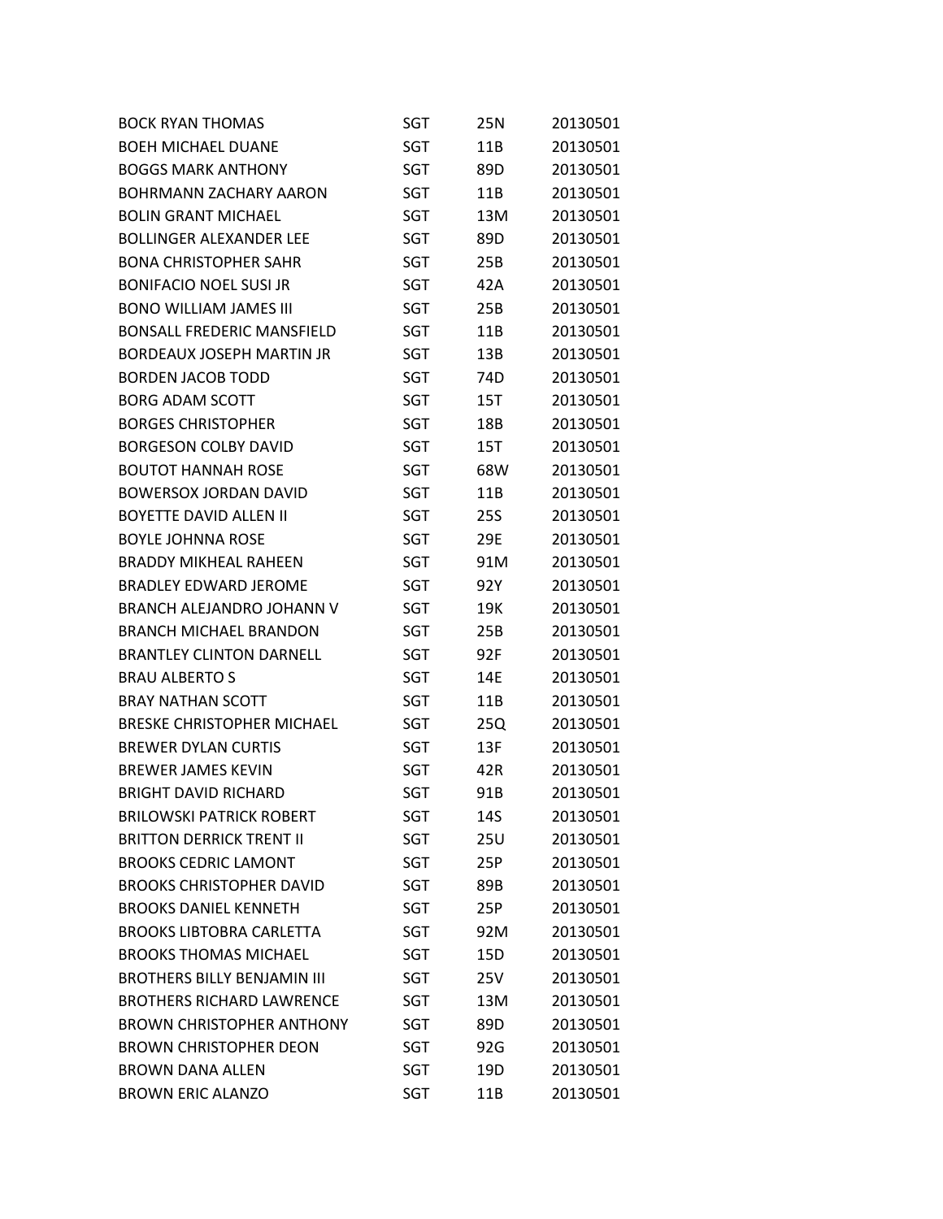| | | | |
|---|---|---|---|
| BOCK RYAN THOMAS | SGT | 25N | 20130501 |
| BOEH MICHAEL DUANE | SGT | 11B | 20130501 |
| BOGGS MARK ANTHONY | SGT | 89D | 20130501 |
| BOHRMANN ZACHARY AARON | SGT | 11B | 20130501 |
| BOLIN GRANT MICHAEL | SGT | 13M | 20130501 |
| BOLLINGER ALEXANDER LEE | SGT | 89D | 20130501 |
| BONA CHRISTOPHER SAHR | SGT | 25B | 20130501 |
| BONIFACIO NOEL SUSI JR | SGT | 42A | 20130501 |
| BONO WILLIAM JAMES III | SGT | 25B | 20130501 |
| BONSALL FREDERIC MANSFIELD | SGT | 11B | 20130501 |
| BORDEAUX JOSEPH MARTIN JR | SGT | 13B | 20130501 |
| BORDEN JACOB TODD | SGT | 74D | 20130501 |
| BORG ADAM SCOTT | SGT | 15T | 20130501 |
| BORGES CHRISTOPHER | SGT | 18B | 20130501 |
| BORGESON COLBY DAVID | SGT | 15T | 20130501 |
| BOUTOT HANNAH ROSE | SGT | 68W | 20130501 |
| BOWERSOX JORDAN DAVID | SGT | 11B | 20130501 |
| BOYETTE DAVID ALLEN II | SGT | 25S | 20130501 |
| BOYLE JOHNNA ROSE | SGT | 29E | 20130501 |
| BRADDY MIKHEAL RAHEEN | SGT | 91M | 20130501 |
| BRADLEY EDWARD JEROME | SGT | 92Y | 20130501 |
| BRANCH ALEJANDRO JOHANN V | SGT | 19K | 20130501 |
| BRANCH MICHAEL BRANDON | SGT | 25B | 20130501 |
| BRANTLEY CLINTON DARNELL | SGT | 92F | 20130501 |
| BRAU ALBERTO S | SGT | 14E | 20130501 |
| BRAY NATHAN SCOTT | SGT | 11B | 20130501 |
| BRESKE CHRISTOPHER MICHAEL | SGT | 25Q | 20130501 |
| BREWER DYLAN CURTIS | SGT | 13F | 20130501 |
| BREWER JAMES KEVIN | SGT | 42R | 20130501 |
| BRIGHT DAVID RICHARD | SGT | 91B | 20130501 |
| BRILOWSKI PATRICK ROBERT | SGT | 14S | 20130501 |
| BRITTON DERRICK TRENT II | SGT | 25U | 20130501 |
| BROOKS CEDRIC LAMONT | SGT | 25P | 20130501 |
| BROOKS CHRISTOPHER DAVID | SGT | 89B | 20130501 |
| BROOKS DANIEL KENNETH | SGT | 25P | 20130501 |
| BROOKS LIBTOBRA CARLETTA | SGT | 92M | 20130501 |
| BROOKS THOMAS MICHAEL | SGT | 15D | 20130501 |
| BROTHERS BILLY BENJAMIN III | SGT | 25V | 20130501 |
| BROTHERS RICHARD LAWRENCE | SGT | 13M | 20130501 |
| BROWN CHRISTOPHER ANTHONY | SGT | 89D | 20130501 |
| BROWN CHRISTOPHER DEON | SGT | 92G | 20130501 |
| BROWN DANA ALLEN | SGT | 19D | 20130501 |
| BROWN ERIC ALANZO | SGT | 11B | 20130501 |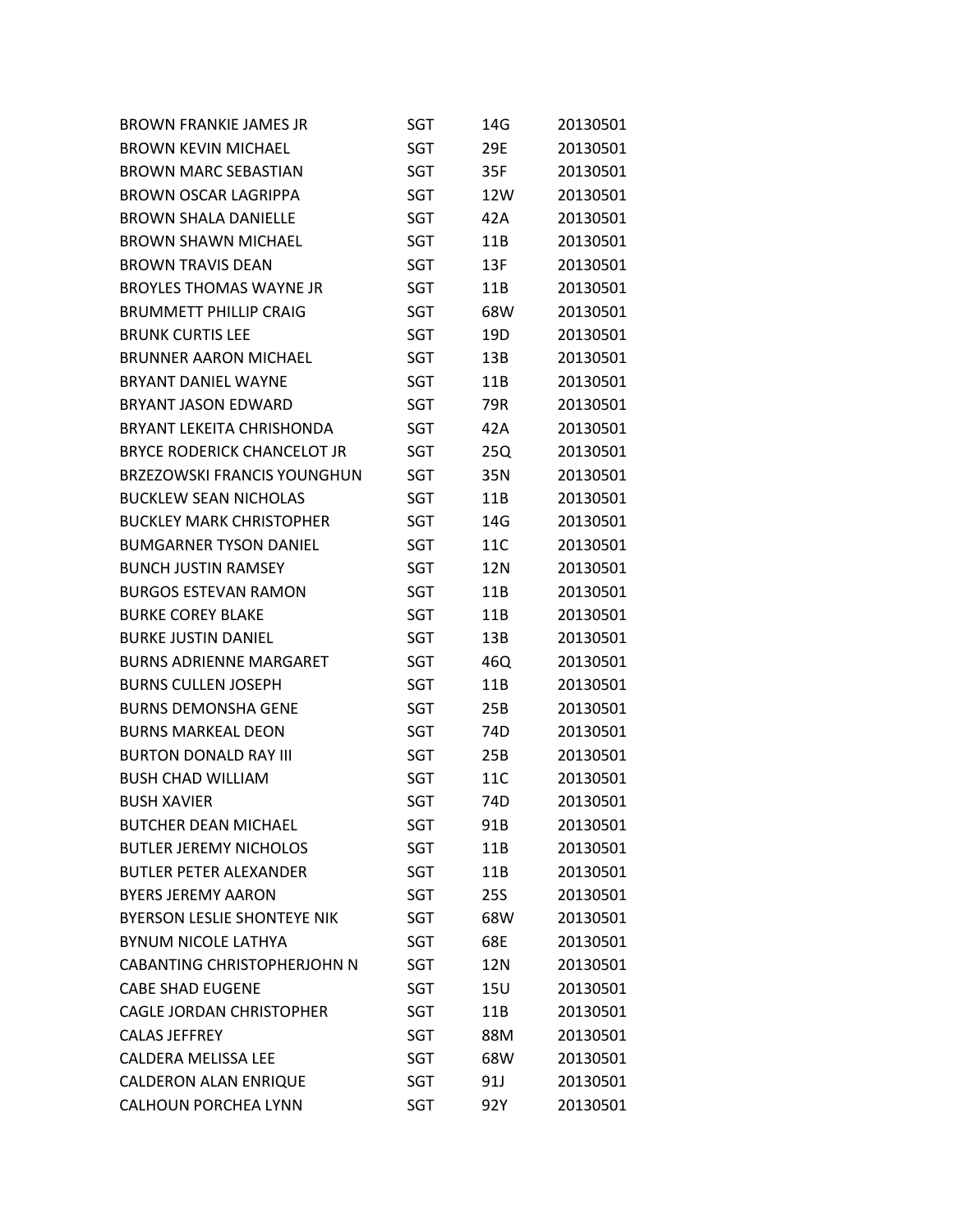| | | | |
|---|---|---|---|
| BROWN FRANKIE JAMES JR | SGT | 14G | 20130501 |
| BROWN KEVIN MICHAEL | SGT | 29E | 20130501 |
| BROWN MARC SEBASTIAN | SGT | 35F | 20130501 |
| BROWN OSCAR LAGRIPPA | SGT | 12W | 20130501 |
| BROWN SHALA DANIELLE | SGT | 42A | 20130501 |
| BROWN SHAWN MICHAEL | SGT | 11B | 20130501 |
| BROWN TRAVIS DEAN | SGT | 13F | 20130501 |
| BROYLES THOMAS WAYNE JR | SGT | 11B | 20130501 |
| BRUMMETT PHILLIP CRAIG | SGT | 68W | 20130501 |
| BRUNK CURTIS LEE | SGT | 19D | 20130501 |
| BRUNNER AARON MICHAEL | SGT | 13B | 20130501 |
| BRYANT DANIEL WAYNE | SGT | 11B | 20130501 |
| BRYANT JASON EDWARD | SGT | 79R | 20130501 |
| BRYANT LEKEITA CHRISHONDA | SGT | 42A | 20130501 |
| BRYCE RODERICK CHANCELOT JR | SGT | 25Q | 20130501 |
| BRZEZOWSKI FRANCIS YOUNGHUN | SGT | 35N | 20130501 |
| BUCKLEW SEAN NICHOLAS | SGT | 11B | 20130501 |
| BUCKLEY MARK CHRISTOPHER | SGT | 14G | 20130501 |
| BUMGARNER TYSON DANIEL | SGT | 11C | 20130501 |
| BUNCH JUSTIN RAMSEY | SGT | 12N | 20130501 |
| BURGOS ESTEVAN RAMON | SGT | 11B | 20130501 |
| BURKE COREY BLAKE | SGT | 11B | 20130501 |
| BURKE JUSTIN DANIEL | SGT | 13B | 20130501 |
| BURNS ADRIENNE MARGARET | SGT | 46Q | 20130501 |
| BURNS CULLEN JOSEPH | SGT | 11B | 20130501 |
| BURNS DEMONSHA GENE | SGT | 25B | 20130501 |
| BURNS MARKEAL DEON | SGT | 74D | 20130501 |
| BURTON DONALD RAY III | SGT | 25B | 20130501 |
| BUSH CHAD WILLIAM | SGT | 11C | 20130501 |
| BUSH XAVIER | SGT | 74D | 20130501 |
| BUTCHER DEAN MICHAEL | SGT | 91B | 20130501 |
| BUTLER JEREMY NICHOLOS | SGT | 11B | 20130501 |
| BUTLER PETER ALEXANDER | SGT | 11B | 20130501 |
| BYERS JEREMY AARON | SGT | 25S | 20130501 |
| BYERSON LESLIE SHONTEYE NIK | SGT | 68W | 20130501 |
| BYNUM NICOLE LATHYA | SGT | 68E | 20130501 |
| CABANTING CHRISTOPHERJOHN N | SGT | 12N | 20130501 |
| CABE SHAD EUGENE | SGT | 15U | 20130501 |
| CAGLE JORDAN CHRISTOPHER | SGT | 11B | 20130501 |
| CALAS JEFFREY | SGT | 88M | 20130501 |
| CALDERA MELISSA LEE | SGT | 68W | 20130501 |
| CALDERON ALAN ENRIQUE | SGT | 91J | 20130501 |
| CALHOUN PORCHEA LYNN | SGT | 92Y | 20130501 |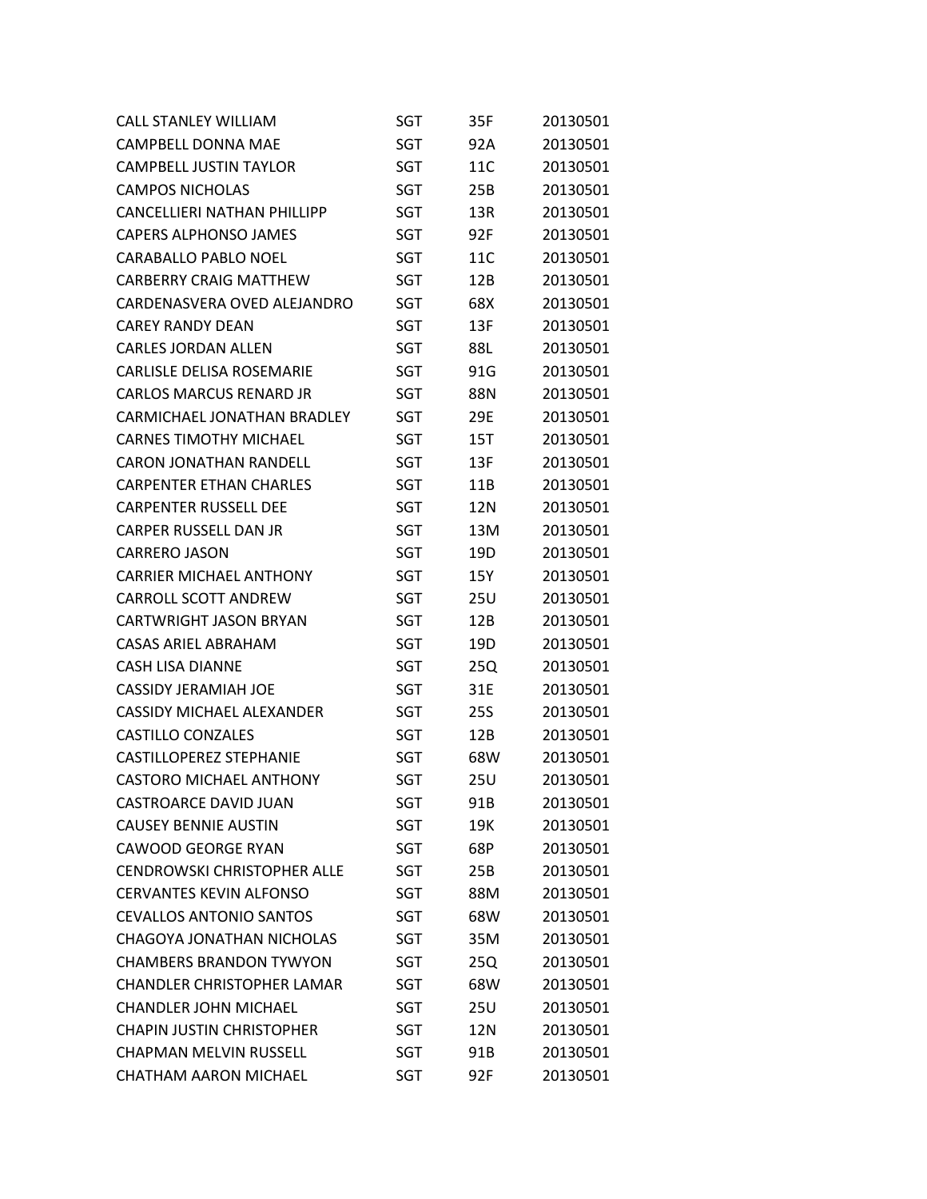| | | | |
|---|---|---|---|
| CALL STANLEY WILLIAM | SGT | 35F | 20130501 |
| CAMPBELL DONNA MAE | SGT | 92A | 20130501 |
| CAMPBELL JUSTIN TAYLOR | SGT | 11C | 20130501 |
| CAMPOS NICHOLAS | SGT | 25B | 20130501 |
| CANCELLIERI NATHAN PHILLIPP | SGT | 13R | 20130501 |
| CAPERS ALPHONSO JAMES | SGT | 92F | 20130501 |
| CARABALLO PABLO NOEL | SGT | 11C | 20130501 |
| CARBERRY CRAIG MATTHEW | SGT | 12B | 20130501 |
| CARDENASVERA OVED ALEJANDRO | SGT | 68X | 20130501 |
| CAREY RANDY DEAN | SGT | 13F | 20130501 |
| CARLES JORDAN ALLEN | SGT | 88L | 20130501 |
| CARLISLE DELISA ROSEMARIE | SGT | 91G | 20130501 |
| CARLOS MARCUS RENARD JR | SGT | 88N | 20130501 |
| CARMICHAEL JONATHAN BRADLEY | SGT | 29E | 20130501 |
| CARNES TIMOTHY MICHAEL | SGT | 15T | 20130501 |
| CARON JONATHAN RANDELL | SGT | 13F | 20130501 |
| CARPENTER ETHAN CHARLES | SGT | 11B | 20130501 |
| CARPENTER RUSSELL DEE | SGT | 12N | 20130501 |
| CARPER RUSSELL DAN JR | SGT | 13M | 20130501 |
| CARRERO JASON | SGT | 19D | 20130501 |
| CARRIER MICHAEL ANTHONY | SGT | 15Y | 20130501 |
| CARROLL SCOTT ANDREW | SGT | 25U | 20130501 |
| CARTWRIGHT JASON BRYAN | SGT | 12B | 20130501 |
| CASAS ARIEL ABRAHAM | SGT | 19D | 20130501 |
| CASH LISA DIANNE | SGT | 25Q | 20130501 |
| CASSIDY JERAMIAH JOE | SGT | 31E | 20130501 |
| CASSIDY MICHAEL ALEXANDER | SGT | 25S | 20130501 |
| CASTILLO CONZALES | SGT | 12B | 20130501 |
| CASTILLOPEREZ STEPHANIE | SGT | 68W | 20130501 |
| CASTORO MICHAEL ANTHONY | SGT | 25U | 20130501 |
| CASTROARCE DAVID JUAN | SGT | 91B | 20130501 |
| CAUSEY BENNIE AUSTIN | SGT | 19K | 20130501 |
| CAWOOD GEORGE RYAN | SGT | 68P | 20130501 |
| CENDROWSKI CHRISTOPHER ALLE | SGT | 25B | 20130501 |
| CERVANTES KEVIN ALFONSO | SGT | 88M | 20130501 |
| CEVALLOS ANTONIO SANTOS | SGT | 68W | 20130501 |
| CHAGOYA JONATHAN NICHOLAS | SGT | 35M | 20130501 |
| CHAMBERS BRANDON TYWYON | SGT | 25Q | 20130501 |
| CHANDLER CHRISTOPHER LAMAR | SGT | 68W | 20130501 |
| CHANDLER JOHN MICHAEL | SGT | 25U | 20130501 |
| CHAPIN JUSTIN CHRISTOPHER | SGT | 12N | 20130501 |
| CHAPMAN MELVIN RUSSELL | SGT | 91B | 20130501 |
| CHATHAM AARON MICHAEL | SGT | 92F | 20130501 |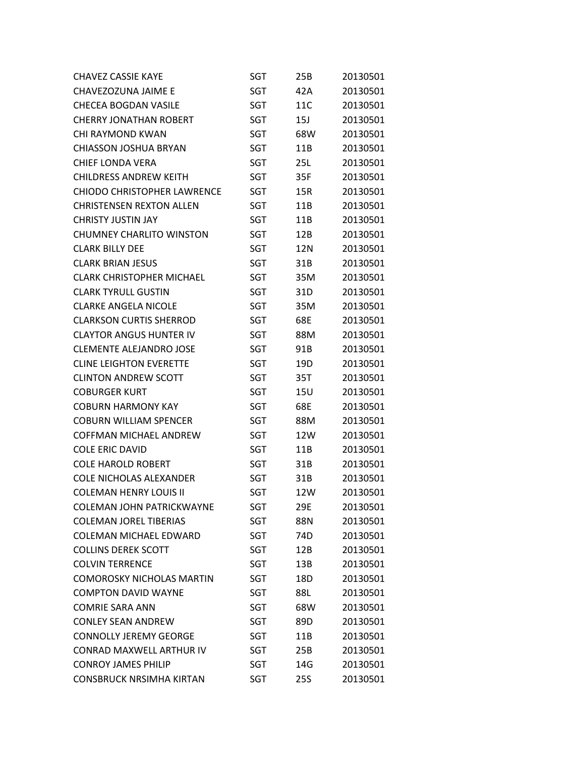| | | | |
|---|---|---|---|
| CHAVEZ CASSIE KAYE | SGT | 25B | 20130501 |
| CHAVEZOZUNA JAIME E | SGT | 42A | 20130501 |
| CHECEA BOGDAN VASILE | SGT | 11C | 20130501 |
| CHERRY JONATHAN ROBERT | SGT | 15J | 20130501 |
| CHI RAYMOND KWAN | SGT | 68W | 20130501 |
| CHIASSON JOSHUA BRYAN | SGT | 11B | 20130501 |
| CHIEF LONDA VERA | SGT | 25L | 20130501 |
| CHILDRESS ANDREW KEITH | SGT | 35F | 20130501 |
| CHIODO CHRISTOPHER LAWRENCE | SGT | 15R | 20130501 |
| CHRISTENSEN REXTON ALLEN | SGT | 11B | 20130501 |
| CHRISTY JUSTIN JAY | SGT | 11B | 20130501 |
| CHUMNEY CHARLITO WINSTON | SGT | 12B | 20130501 |
| CLARK BILLY DEE | SGT | 12N | 20130501 |
| CLARK BRIAN JESUS | SGT | 31B | 20130501 |
| CLARK CHRISTOPHER MICHAEL | SGT | 35M | 20130501 |
| CLARK TYRULL GUSTIN | SGT | 31D | 20130501 |
| CLARKE ANGELA NICOLE | SGT | 35M | 20130501 |
| CLARKSON CURTIS SHERROD | SGT | 68E | 20130501 |
| CLAYTOR ANGUS HUNTER IV | SGT | 88M | 20130501 |
| CLEMENTE ALEJANDRO JOSE | SGT | 91B | 20130501 |
| CLINE LEIGHTON EVERETTE | SGT | 19D | 20130501 |
| CLINTON ANDREW SCOTT | SGT | 35T | 20130501 |
| COBURGER KURT | SGT | 15U | 20130501 |
| COBURN HARMONY KAY | SGT | 68E | 20130501 |
| COBURN WILLIAM SPENCER | SGT | 88M | 20130501 |
| COFFMAN MICHAEL ANDREW | SGT | 12W | 20130501 |
| COLE ERIC DAVID | SGT | 11B | 20130501 |
| COLE HAROLD ROBERT | SGT | 31B | 20130501 |
| COLE NICHOLAS ALEXANDER | SGT | 31B | 20130501 |
| COLEMAN HENRY LOUIS II | SGT | 12W | 20130501 |
| COLEMAN JOHN PATRICKWAYNE | SGT | 29E | 20130501 |
| COLEMAN JOREL TIBERIAS | SGT | 88N | 20130501 |
| COLEMAN MICHAEL EDWARD | SGT | 74D | 20130501 |
| COLLINS DEREK SCOTT | SGT | 12B | 20130501 |
| COLVIN TERRENCE | SGT | 13B | 20130501 |
| COMOROSKY NICHOLAS MARTIN | SGT | 18D | 20130501 |
| COMPTON DAVID WAYNE | SGT | 88L | 20130501 |
| COMRIE SARA ANN | SGT | 68W | 20130501 |
| CONLEY SEAN ANDREW | SGT | 89D | 20130501 |
| CONNOLLY JEREMY GEORGE | SGT | 11B | 20130501 |
| CONRAD MAXWELL ARTHUR IV | SGT | 25B | 20130501 |
| CONROY JAMES PHILIP | SGT | 14G | 20130501 |
| CONSBRUCK NRSIMHA KIRTAN | SGT | 25S | 20130501 |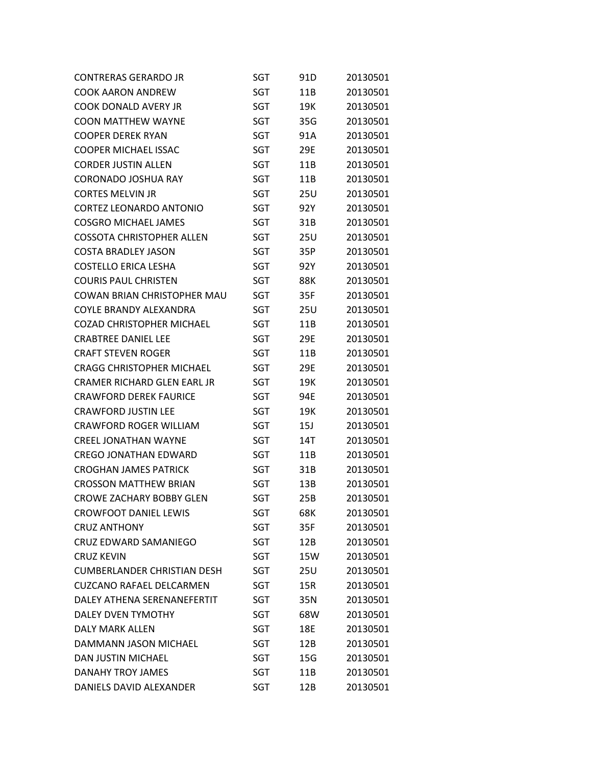| | | | |
|---|---|---|---|
| CONTRERAS GERARDO JR | SGT | 91D | 20130501 |
| COOK AARON ANDREW | SGT | 11B | 20130501 |
| COOK DONALD AVERY JR | SGT | 19K | 20130501 |
| COON MATTHEW WAYNE | SGT | 35G | 20130501 |
| COOPER DEREK RYAN | SGT | 91A | 20130501 |
| COOPER MICHAEL ISSAC | SGT | 29E | 20130501 |
| CORDER JUSTIN ALLEN | SGT | 11B | 20130501 |
| CORONADO JOSHUA RAY | SGT | 11B | 20130501 |
| CORTES MELVIN JR | SGT | 25U | 20130501 |
| CORTEZ LEONARDO ANTONIO | SGT | 92Y | 20130501 |
| COSGRO MICHAEL JAMES | SGT | 31B | 20130501 |
| COSSOTA CHRISTOPHER ALLEN | SGT | 25U | 20130501 |
| COSTA BRADLEY JASON | SGT | 35P | 20130501 |
| COSTELLO ERICA LESHA | SGT | 92Y | 20130501 |
| COURIS PAUL CHRISTEN | SGT | 88K | 20130501 |
| COWAN BRIAN CHRISTOPHER MAU | SGT | 35F | 20130501 |
| COYLE BRANDY ALEXANDRA | SGT | 25U | 20130501 |
| COZAD CHRISTOPHER MICHAEL | SGT | 11B | 20130501 |
| CRABTREE DANIEL LEE | SGT | 29E | 20130501 |
| CRAFT STEVEN ROGER | SGT | 11B | 20130501 |
| CRAGG CHRISTOPHER MICHAEL | SGT | 29E | 20130501 |
| CRAMER RICHARD GLEN EARL JR | SGT | 19K | 20130501 |
| CRAWFORD DEREK FAURICE | SGT | 94E | 20130501 |
| CRAWFORD JUSTIN LEE | SGT | 19K | 20130501 |
| CRAWFORD ROGER WILLIAM | SGT | 15J | 20130501 |
| CREEL JONATHAN WAYNE | SGT | 14T | 20130501 |
| CREGO JONATHAN EDWARD | SGT | 11B | 20130501 |
| CROGHAN JAMES PATRICK | SGT | 31B | 20130501 |
| CROSSON MATTHEW BRIAN | SGT | 13B | 20130501 |
| CROWE ZACHARY BOBBY GLEN | SGT | 25B | 20130501 |
| CROWFOOT DANIEL LEWIS | SGT | 68K | 20130501 |
| CRUZ ANTHONY | SGT | 35F | 20130501 |
| CRUZ EDWARD SAMANIEGO | SGT | 12B | 20130501 |
| CRUZ KEVIN | SGT | 15W | 20130501 |
| CUMBERLANDER CHRISTIAN DESH | SGT | 25U | 20130501 |
| CUZCANO RAFAEL DELCARMEN | SGT | 15R | 20130501 |
| DALEY ATHENA SERENANEFERTIT | SGT | 35N | 20130501 |
| DALEY DVEN TYMOTHY | SGT | 68W | 20130501 |
| DALY MARK ALLEN | SGT | 18E | 20130501 |
| DAMMANN JASON MICHAEL | SGT | 12B | 20130501 |
| DAN JUSTIN MICHAEL | SGT | 15G | 20130501 |
| DANAHY TROY JAMES | SGT | 11B | 20130501 |
| DANIELS DAVID ALEXANDER | SGT | 12B | 20130501 |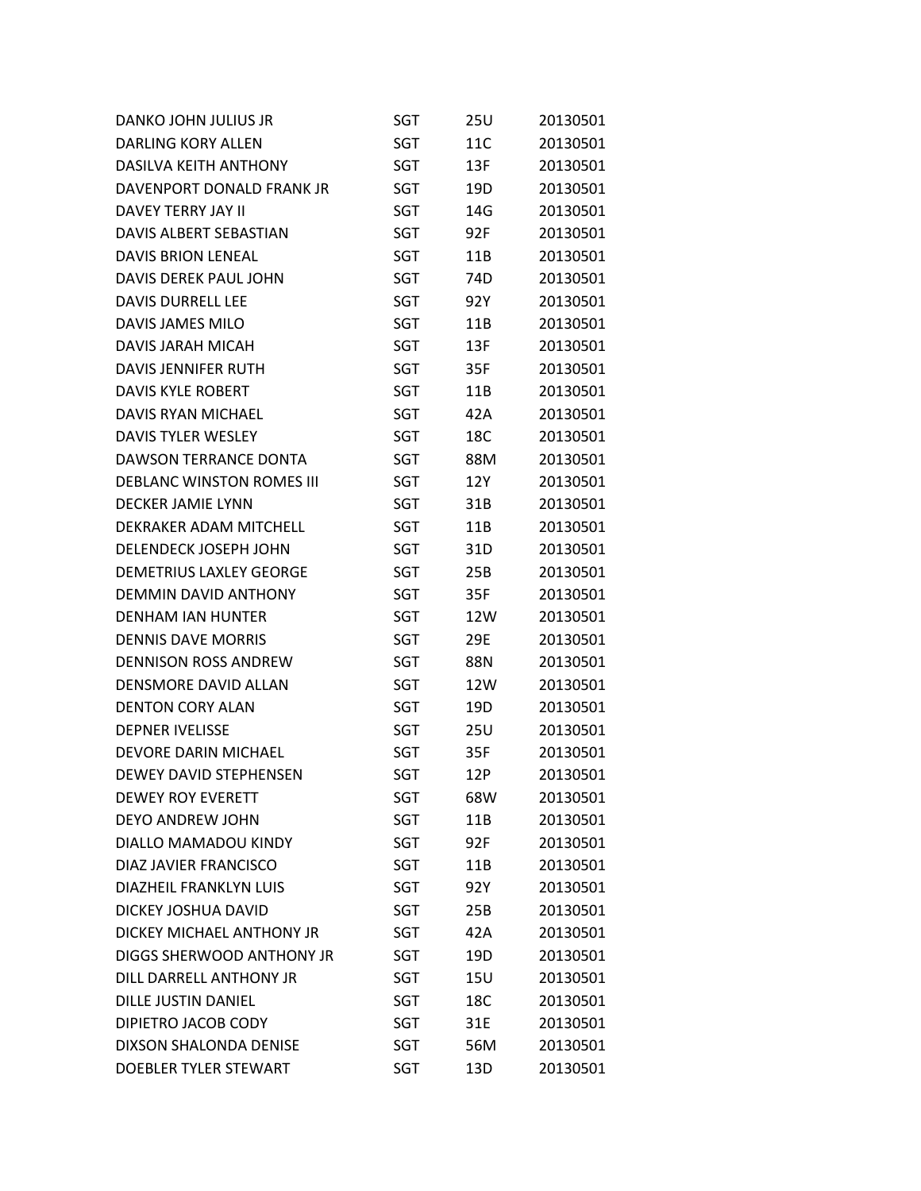| | | | |
|---|---|---|---|
| DANKO JOHN JULIUS JR | SGT | 25U | 20130501 |
| DARLING KORY ALLEN | SGT | 11C | 20130501 |
| DASILVA KEITH ANTHONY | SGT | 13F | 20130501 |
| DAVENPORT DONALD FRANK JR | SGT | 19D | 20130501 |
| DAVEY TERRY JAY II | SGT | 14G | 20130501 |
| DAVIS ALBERT SEBASTIAN | SGT | 92F | 20130501 |
| DAVIS BRION LENEAL | SGT | 11B | 20130501 |
| DAVIS DEREK PAUL JOHN | SGT | 74D | 20130501 |
| DAVIS DURRELL LEE | SGT | 92Y | 20130501 |
| DAVIS JAMES MILO | SGT | 11B | 20130501 |
| DAVIS JARAH MICAH | SGT | 13F | 20130501 |
| DAVIS JENNIFER RUTH | SGT | 35F | 20130501 |
| DAVIS KYLE ROBERT | SGT | 11B | 20130501 |
| DAVIS RYAN MICHAEL | SGT | 42A | 20130501 |
| DAVIS TYLER WESLEY | SGT | 18C | 20130501 |
| DAWSON TERRANCE DONTA | SGT | 88M | 20130501 |
| DEBLANC WINSTON ROMES III | SGT | 12Y | 20130501 |
| DECKER JAMIE LYNN | SGT | 31B | 20130501 |
| DEKRAKER ADAM MITCHELL | SGT | 11B | 20130501 |
| DELENDECK JOSEPH JOHN | SGT | 31D | 20130501 |
| DEMETRIUS LAXLEY GEORGE | SGT | 25B | 20130501 |
| DEMMIN DAVID ANTHONY | SGT | 35F | 20130501 |
| DENHAM IAN HUNTER | SGT | 12W | 20130501 |
| DENNIS DAVE MORRIS | SGT | 29E | 20130501 |
| DENNISON ROSS ANDREW | SGT | 88N | 20130501 |
| DENSMORE DAVID ALLAN | SGT | 12W | 20130501 |
| DENTON CORY ALAN | SGT | 19D | 20130501 |
| DEPNER IVELISSE | SGT | 25U | 20130501 |
| DEVORE DARIN MICHAEL | SGT | 35F | 20130501 |
| DEWEY DAVID STEPHENSEN | SGT | 12P | 20130501 |
| DEWEY ROY EVERETT | SGT | 68W | 20130501 |
| DEYO ANDREW JOHN | SGT | 11B | 20130501 |
| DIALLO MAMADOU KINDY | SGT | 92F | 20130501 |
| DIAZ JAVIER FRANCISCO | SGT | 11B | 20130501 |
| DIAZHEIL FRANKLYN LUIS | SGT | 92Y | 20130501 |
| DICKEY JOSHUA DAVID | SGT | 25B | 20130501 |
| DICKEY MICHAEL ANTHONY JR | SGT | 42A | 20130501 |
| DIGGS SHERWOOD ANTHONY JR | SGT | 19D | 20130501 |
| DILL DARRELL ANTHONY JR | SGT | 15U | 20130501 |
| DILLE JUSTIN DANIEL | SGT | 18C | 20130501 |
| DIPIETRO JACOB CODY | SGT | 31E | 20130501 |
| DIXSON SHALONDA DENISE | SGT | 56M | 20130501 |
| DOEBLER TYLER STEWART | SGT | 13D | 20130501 |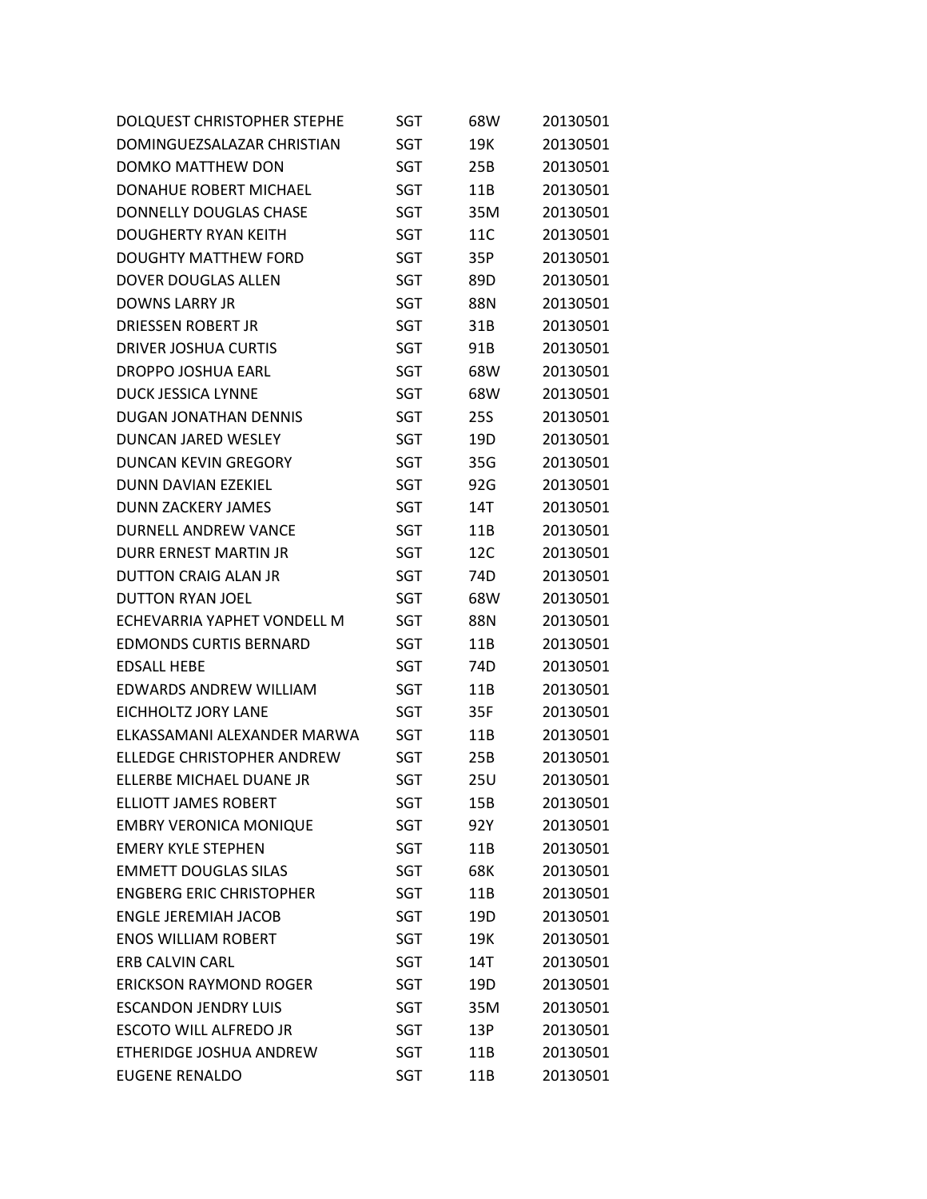| | | | |
|---|---|---|---|
| DOLQUEST CHRISTOPHER STEPHE | SGT | 68W | 20130501 |
| DOMINGUEZSALAZAR CHRISTIAN | SGT | 19K | 20130501 |
| DOMKO MATTHEW DON | SGT | 25B | 20130501 |
| DONAHUE ROBERT MICHAEL | SGT | 11B | 20130501 |
| DONNELLY DOUGLAS CHASE | SGT | 35M | 20130501 |
| DOUGHERTY RYAN KEITH | SGT | 11C | 20130501 |
| DOUGHTY MATTHEW FORD | SGT | 35P | 20130501 |
| DOVER DOUGLAS ALLEN | SGT | 89D | 20130501 |
| DOWNS LARRY JR | SGT | 88N | 20130501 |
| DRIESSEN ROBERT JR | SGT | 31B | 20130501 |
| DRIVER JOSHUA CURTIS | SGT | 91B | 20130501 |
| DROPPO JOSHUA EARL | SGT | 68W | 20130501 |
| DUCK JESSICA LYNNE | SGT | 68W | 20130501 |
| DUGAN JONATHAN DENNIS | SGT | 25S | 20130501 |
| DUNCAN JARED WESLEY | SGT | 19D | 20130501 |
| DUNCAN KEVIN GREGORY | SGT | 35G | 20130501 |
| DUNN DAVIAN EZEKIEL | SGT | 92G | 20130501 |
| DUNN ZACKERY JAMES | SGT | 14T | 20130501 |
| DURNELL ANDREW VANCE | SGT | 11B | 20130501 |
| DURR ERNEST MARTIN JR | SGT | 12C | 20130501 |
| DUTTON CRAIG ALAN JR | SGT | 74D | 20130501 |
| DUTTON RYAN JOEL | SGT | 68W | 20130501 |
| ECHEVARRIA YAPHET VONDELL M | SGT | 88N | 20130501 |
| EDMONDS CURTIS BERNARD | SGT | 11B | 20130501 |
| EDSALL HEBE | SGT | 74D | 20130501 |
| EDWARDS ANDREW WILLIAM | SGT | 11B | 20130501 |
| EICHHOLTZ JORY LANE | SGT | 35F | 20130501 |
| ELKASSAMANI ALEXANDER MARWA | SGT | 11B | 20130501 |
| ELLEDGE CHRISTOPHER ANDREW | SGT | 25B | 20130501 |
| ELLERBE MICHAEL DUANE JR | SGT | 25U | 20130501 |
| ELLIOTT JAMES ROBERT | SGT | 15B | 20130501 |
| EMBRY VERONICA MONIQUE | SGT | 92Y | 20130501 |
| EMERY KYLE STEPHEN | SGT | 11B | 20130501 |
| EMMETT DOUGLAS SILAS | SGT | 68K | 20130501 |
| ENGBERG ERIC CHRISTOPHER | SGT | 11B | 20130501 |
| ENGLE JEREMIAH JACOB | SGT | 19D | 20130501 |
| ENOS WILLIAM ROBERT | SGT | 19K | 20130501 |
| ERB CALVIN CARL | SGT | 14T | 20130501 |
| ERICKSON RAYMOND ROGER | SGT | 19D | 20130501 |
| ESCANDON JENDRY LUIS | SGT | 35M | 20130501 |
| ESCOTO WILL ALFREDO JR | SGT | 13P | 20130501 |
| ETHERIDGE JOSHUA ANDREW | SGT | 11B | 20130501 |
| EUGENE RENALDO | SGT | 11B | 20130501 |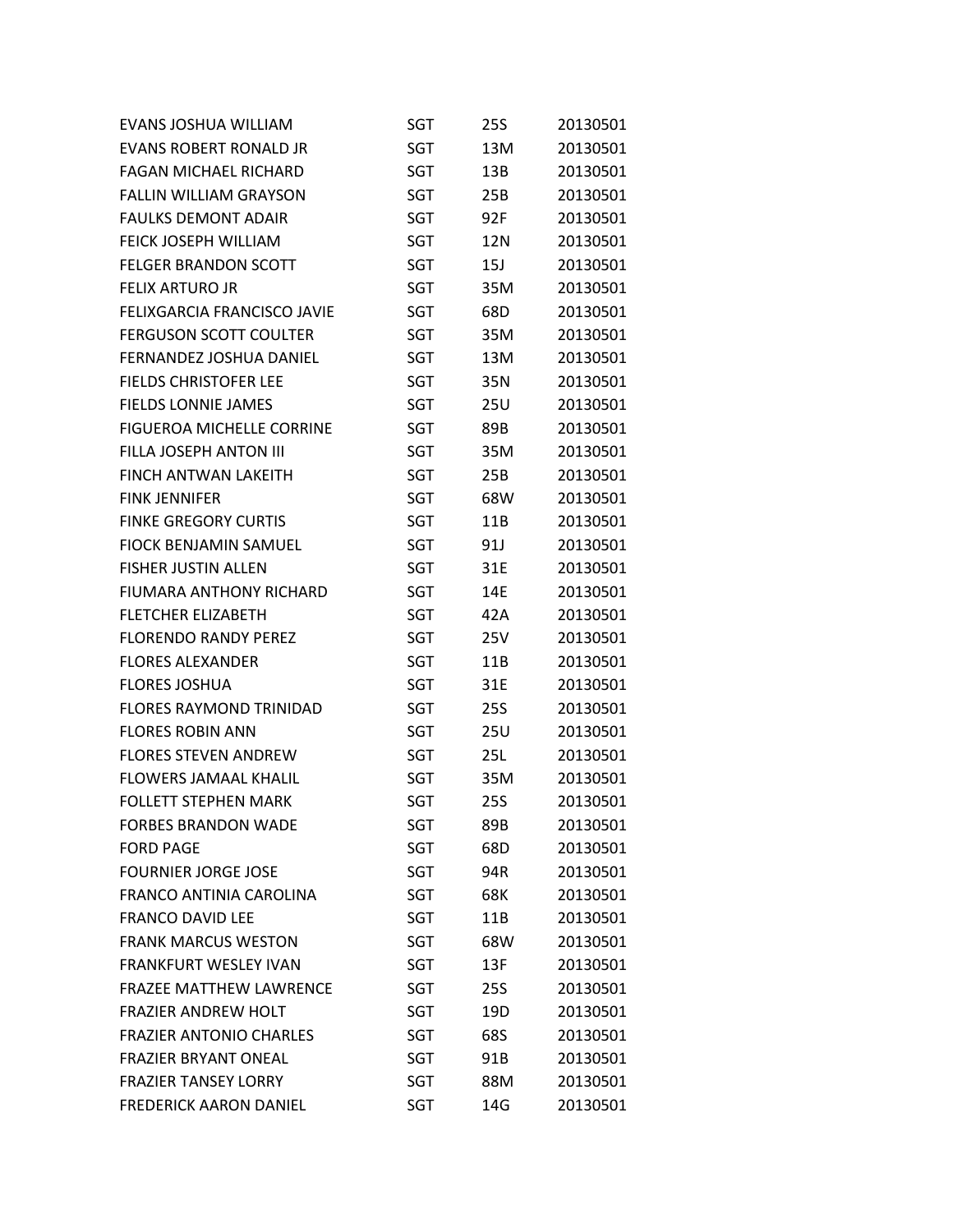| | | | |
|---|---|---|---|
| EVANS JOSHUA WILLIAM | SGT | 25S | 20130501 |
| EVANS ROBERT RONALD JR | SGT | 13M | 20130501 |
| FAGAN MICHAEL RICHARD | SGT | 13B | 20130501 |
| FALLIN WILLIAM GRAYSON | SGT | 25B | 20130501 |
| FAULKS DEMONT ADAIR | SGT | 92F | 20130501 |
| FEICK JOSEPH WILLIAM | SGT | 12N | 20130501 |
| FELGER BRANDON SCOTT | SGT | 15J | 20130501 |
| FELIX ARTURO JR | SGT | 35M | 20130501 |
| FELIXGARCIA FRANCISCO JAVIE | SGT | 68D | 20130501 |
| FERGUSON SCOTT COULTER | SGT | 35M | 20130501 |
| FERNANDEZ JOSHUA DANIEL | SGT | 13M | 20130501 |
| FIELDS CHRISTOFER LEE | SGT | 35N | 20130501 |
| FIELDS LONNIE JAMES | SGT | 25U | 20130501 |
| FIGUEROA MICHELLE CORRINE | SGT | 89B | 20130501 |
| FILLA JOSEPH ANTON III | SGT | 35M | 20130501 |
| FINCH ANTWAN LAKEITH | SGT | 25B | 20130501 |
| FINK JENNIFER | SGT | 68W | 20130501 |
| FINKE GREGORY CURTIS | SGT | 11B | 20130501 |
| FIOCK BENJAMIN SAMUEL | SGT | 91J | 20130501 |
| FISHER JUSTIN ALLEN | SGT | 31E | 20130501 |
| FIUMARA ANTHONY RICHARD | SGT | 14E | 20130501 |
| FLETCHER ELIZABETH | SGT | 42A | 20130501 |
| FLORENDO RANDY PEREZ | SGT | 25V | 20130501 |
| FLORES ALEXANDER | SGT | 11B | 20130501 |
| FLORES JOSHUA | SGT | 31E | 20130501 |
| FLORES RAYMOND TRINIDAD | SGT | 25S | 20130501 |
| FLORES ROBIN ANN | SGT | 25U | 20130501 |
| FLORES STEVEN ANDREW | SGT | 25L | 20130501 |
| FLOWERS JAMAAL KHALIL | SGT | 35M | 20130501 |
| FOLLETT STEPHEN MARK | SGT | 25S | 20130501 |
| FORBES BRANDON WADE | SGT | 89B | 20130501 |
| FORD PAGE | SGT | 68D | 20130501 |
| FOURNIER JORGE JOSE | SGT | 94R | 20130501 |
| FRANCO ANTINIA CAROLINA | SGT | 68K | 20130501 |
| FRANCO DAVID LEE | SGT | 11B | 20130501 |
| FRANK MARCUS WESTON | SGT | 68W | 20130501 |
| FRANKFURT WESLEY IVAN | SGT | 13F | 20130501 |
| FRAZEE MATTHEW LAWRENCE | SGT | 25S | 20130501 |
| FRAZIER ANDREW HOLT | SGT | 19D | 20130501 |
| FRAZIER ANTONIO CHARLES | SGT | 68S | 20130501 |
| FRAZIER BRYANT ONEAL | SGT | 91B | 20130501 |
| FRAZIER TANSEY LORRY | SGT | 88M | 20130501 |
| FREDERICK AARON DANIEL | SGT | 14G | 20130501 |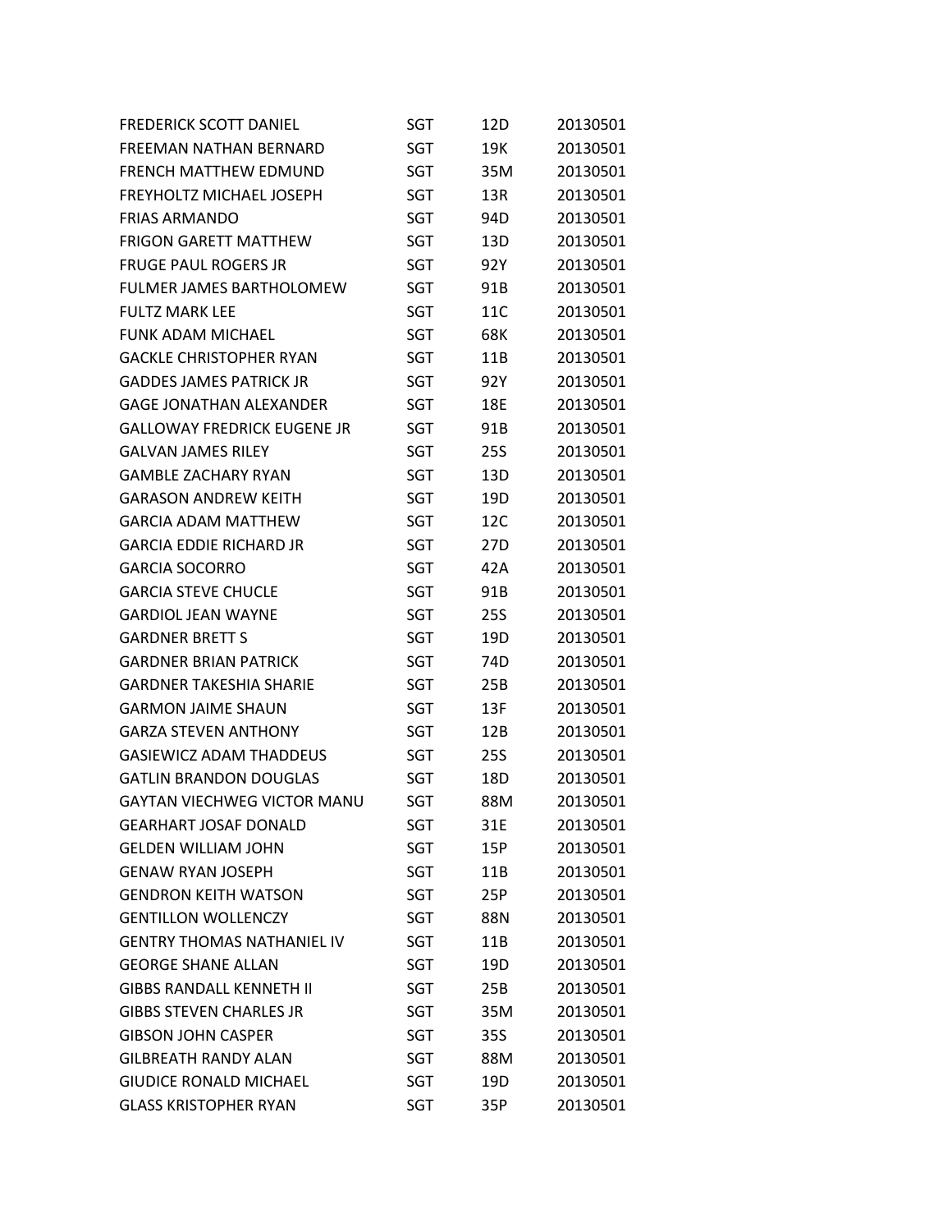| | | | |
|---|---|---|---|
| FREDERICK SCOTT DANIEL | SGT | 12D | 20130501 |
| FREEMAN NATHAN BERNARD | SGT | 19K | 20130501 |
| FRENCH MATTHEW EDMUND | SGT | 35M | 20130501 |
| FREYHOLTZ MICHAEL JOSEPH | SGT | 13R | 20130501 |
| FRIAS ARMANDO | SGT | 94D | 20130501 |
| FRIGON GARETT MATTHEW | SGT | 13D | 20130501 |
| FRUGE PAUL ROGERS JR | SGT | 92Y | 20130501 |
| FULMER JAMES BARTHOLOMEW | SGT | 91B | 20130501 |
| FULTZ MARK LEE | SGT | 11C | 20130501 |
| FUNK ADAM MICHAEL | SGT | 68K | 20130501 |
| GACKLE CHRISTOPHER RYAN | SGT | 11B | 20130501 |
| GADDES JAMES PATRICK JR | SGT | 92Y | 20130501 |
| GAGE JONATHAN ALEXANDER | SGT | 18E | 20130501 |
| GALLOWAY FREDRICK EUGENE JR | SGT | 91B | 20130501 |
| GALVAN JAMES RILEY | SGT | 25S | 20130501 |
| GAMBLE ZACHARY RYAN | SGT | 13D | 20130501 |
| GARASON ANDREW KEITH | SGT | 19D | 20130501 |
| GARCIA ADAM MATTHEW | SGT | 12C | 20130501 |
| GARCIA EDDIE RICHARD JR | SGT | 27D | 20130501 |
| GARCIA SOCORRO | SGT | 42A | 20130501 |
| GARCIA STEVE CHUCLE | SGT | 91B | 20130501 |
| GARDIOL JEAN WAYNE | SGT | 25S | 20130501 |
| GARDNER BRETT S | SGT | 19D | 20130501 |
| GARDNER BRIAN PATRICK | SGT | 74D | 20130501 |
| GARDNER TAKESHIA SHARIE | SGT | 25B | 20130501 |
| GARMON JAIME SHAUN | SGT | 13F | 20130501 |
| GARZA STEVEN ANTHONY | SGT | 12B | 20130501 |
| GASIEWICZ ADAM THADDEUS | SGT | 25S | 20130501 |
| GATLIN BRANDON DOUGLAS | SGT | 18D | 20130501 |
| GAYTAN VIECHWEG VICTOR MANU | SGT | 88M | 20130501 |
| GEARHART JOSAF DONALD | SGT | 31E | 20130501 |
| GELDEN WILLIAM JOHN | SGT | 15P | 20130501 |
| GENAW RYAN JOSEPH | SGT | 11B | 20130501 |
| GENDRON KEITH WATSON | SGT | 25P | 20130501 |
| GENTILLON WOLLENCZY | SGT | 88N | 20130501 |
| GENTRY THOMAS NATHANIEL IV | SGT | 11B | 20130501 |
| GEORGE SHANE ALLAN | SGT | 19D | 20130501 |
| GIBBS RANDALL KENNETH II | SGT | 25B | 20130501 |
| GIBBS STEVEN CHARLES JR | SGT | 35M | 20130501 |
| GIBSON JOHN CASPER | SGT | 35S | 20130501 |
| GILBREATH RANDY ALAN | SGT | 88M | 20130501 |
| GIUDICE RONALD MICHAEL | SGT | 19D | 20130501 |
| GLASS KRISTOPHER RYAN | SGT | 35P | 20130501 |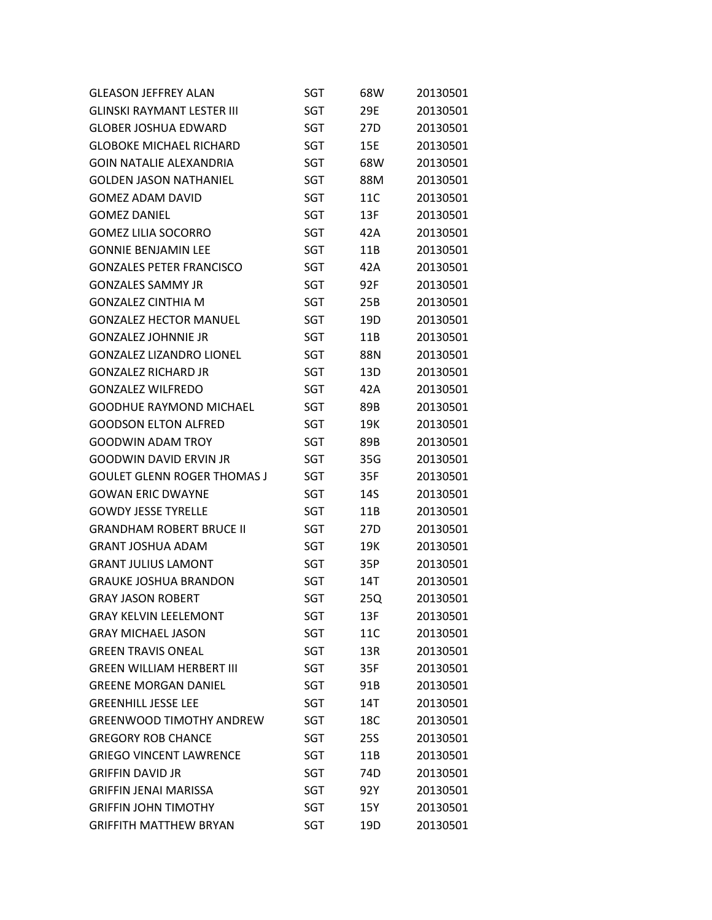| | | | |
|---|---|---|---|
| GLEASON JEFFREY ALAN | SGT | 68W | 20130501 |
| GLINSKI RAYMANT LESTER III | SGT | 29E | 20130501 |
| GLOBER JOSHUA EDWARD | SGT | 27D | 20130501 |
| GLOBOKE MICHAEL RICHARD | SGT | 15E | 20130501 |
| GOIN NATALIE ALEXANDRIA | SGT | 68W | 20130501 |
| GOLDEN JASON NATHANIEL | SGT | 88M | 20130501 |
| GOMEZ ADAM DAVID | SGT | 11C | 20130501 |
| GOMEZ DANIEL | SGT | 13F | 20130501 |
| GOMEZ LILIA SOCORRO | SGT | 42A | 20130501 |
| GONNIE BENJAMIN LEE | SGT | 11B | 20130501 |
| GONZALES PETER FRANCISCO | SGT | 42A | 20130501 |
| GONZALES SAMMY JR | SGT | 92F | 20130501 |
| GONZALEZ CINTHIA M | SGT | 25B | 20130501 |
| GONZALEZ HECTOR MANUEL | SGT | 19D | 20130501 |
| GONZALEZ JOHNNIE JR | SGT | 11B | 20130501 |
| GONZALEZ LIZANDRO LIONEL | SGT | 88N | 20130501 |
| GONZALEZ RICHARD JR | SGT | 13D | 20130501 |
| GONZALEZ WILFREDO | SGT | 42A | 20130501 |
| GOODHUE RAYMOND MICHAEL | SGT | 89B | 20130501 |
| GOODSON ELTON ALFRED | SGT | 19K | 20130501 |
| GOODWIN ADAM TROY | SGT | 89B | 20130501 |
| GOODWIN DAVID ERVIN JR | SGT | 35G | 20130501 |
| GOULET GLENN ROGER THOMAS J | SGT | 35F | 20130501 |
| GOWAN ERIC DWAYNE | SGT | 14S | 20130501 |
| GOWDY JESSE TYRELLE | SGT | 11B | 20130501 |
| GRANDHAM ROBERT BRUCE II | SGT | 27D | 20130501 |
| GRANT JOSHUA ADAM | SGT | 19K | 20130501 |
| GRANT JULIUS LAMONT | SGT | 35P | 20130501 |
| GRAUKE JOSHUA BRANDON | SGT | 14T | 20130501 |
| GRAY JASON ROBERT | SGT | 25Q | 20130501 |
| GRAY KELVIN LEELEMONT | SGT | 13F | 20130501 |
| GRAY MICHAEL JASON | SGT | 11C | 20130501 |
| GREEN TRAVIS ONEAL | SGT | 13R | 20130501 |
| GREEN WILLIAM HERBERT III | SGT | 35F | 20130501 |
| GREENE MORGAN DANIEL | SGT | 91B | 20130501 |
| GREENHILL JESSE LEE | SGT | 14T | 20130501 |
| GREENWOOD TIMOTHY ANDREW | SGT | 18C | 20130501 |
| GREGORY ROB CHANCE | SGT | 25S | 20130501 |
| GRIEGO VINCENT LAWRENCE | SGT | 11B | 20130501 |
| GRIFFIN DAVID JR | SGT | 74D | 20130501 |
| GRIFFIN JENAI MARISSA | SGT | 92Y | 20130501 |
| GRIFFIN JOHN TIMOTHY | SGT | 15Y | 20130501 |
| GRIFFITH MATTHEW BRYAN | SGT | 19D | 20130501 |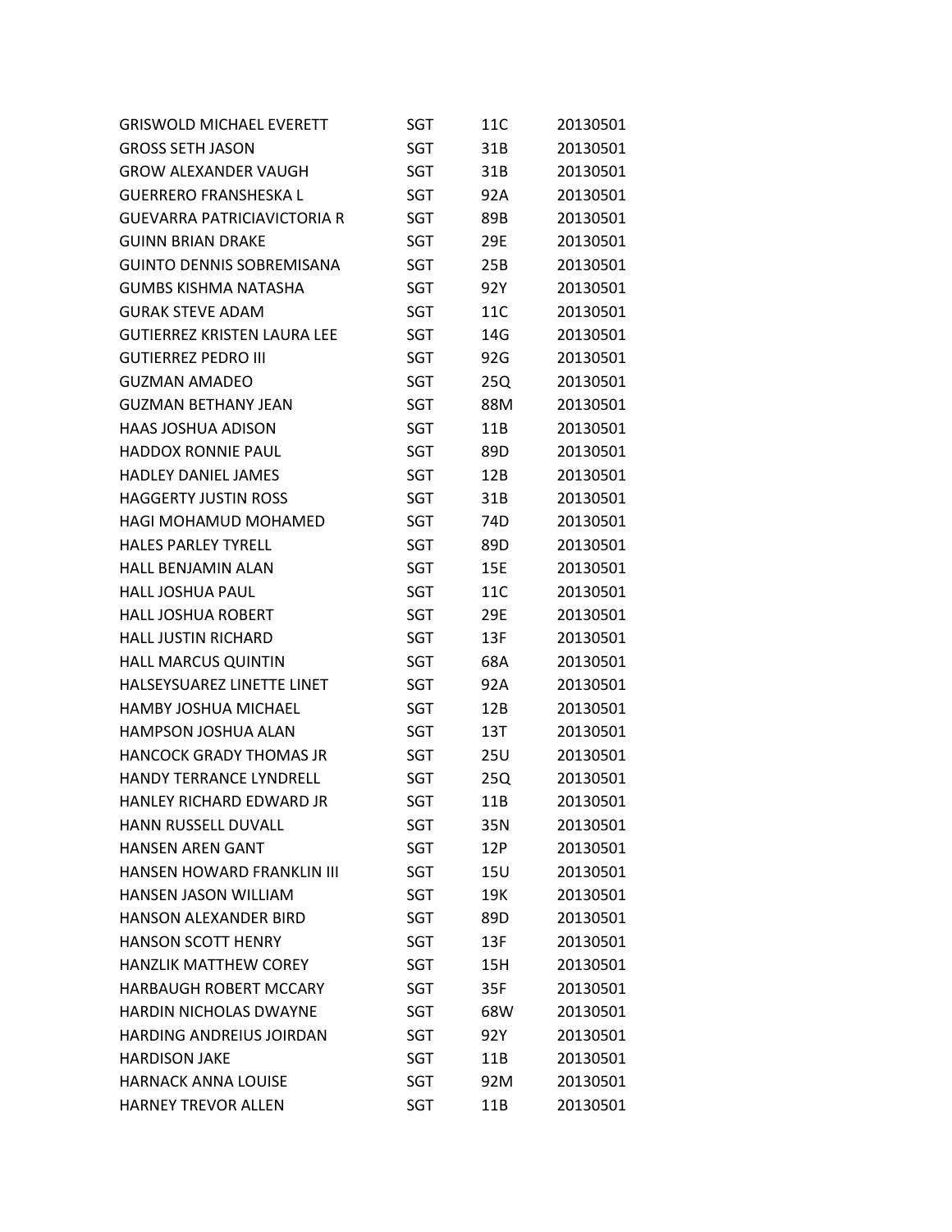| | | | |
|---|---|---|---|
| GRISWOLD MICHAEL EVERETT | SGT | 11C | 20130501 |
| GROSS SETH JASON | SGT | 31B | 20130501 |
| GROW ALEXANDER VAUGH | SGT | 31B | 20130501 |
| GUERRERO FRANSHESKA L | SGT | 92A | 20130501 |
| GUEVARRA PATRICIAVICTORIA R | SGT | 89B | 20130501 |
| GUINN BRIAN DRAKE | SGT | 29E | 20130501 |
| GUINTO DENNIS SOBREMISANA | SGT | 25B | 20130501 |
| GUMBS KISHMA NATASHA | SGT | 92Y | 20130501 |
| GURAK STEVE ADAM | SGT | 11C | 20130501 |
| GUTIERREZ KRISTEN LAURA LEE | SGT | 14G | 20130501 |
| GUTIERREZ PEDRO III | SGT | 92G | 20130501 |
| GUZMAN AMADEO | SGT | 25Q | 20130501 |
| GUZMAN BETHANY JEAN | SGT | 88M | 20130501 |
| HAAS JOSHUA ADISON | SGT | 11B | 20130501 |
| HADDOX RONNIE PAUL | SGT | 89D | 20130501 |
| HADLEY DANIEL JAMES | SGT | 12B | 20130501 |
| HAGGERTY JUSTIN ROSS | SGT | 31B | 20130501 |
| HAGI MOHAMUD MOHAMED | SGT | 74D | 20130501 |
| HALES PARLEY TYRELL | SGT | 89D | 20130501 |
| HALL BENJAMIN ALAN | SGT | 15E | 20130501 |
| HALL JOSHUA PAUL | SGT | 11C | 20130501 |
| HALL JOSHUA ROBERT | SGT | 29E | 20130501 |
| HALL JUSTIN RICHARD | SGT | 13F | 20130501 |
| HALL MARCUS QUINTIN | SGT | 68A | 20130501 |
| HALSEYSUAREZ LINETTE LINET | SGT | 92A | 20130501 |
| HAMBY JOSHUA MICHAEL | SGT | 12B | 20130501 |
| HAMPSON JOSHUA ALAN | SGT | 13T | 20130501 |
| HANCOCK GRADY THOMAS JR | SGT | 25U | 20130501 |
| HANDY TERRANCE LYNDRELL | SGT | 25Q | 20130501 |
| HANLEY RICHARD EDWARD JR | SGT | 11B | 20130501 |
| HANN RUSSELL DUVALL | SGT | 35N | 20130501 |
| HANSEN AREN GANT | SGT | 12P | 20130501 |
| HANSEN HOWARD FRANKLIN III | SGT | 15U | 20130501 |
| HANSEN JASON WILLIAM | SGT | 19K | 20130501 |
| HANSON ALEXANDER BIRD | SGT | 89D | 20130501 |
| HANSON SCOTT HENRY | SGT | 13F | 20130501 |
| HANZLIK MATTHEW COREY | SGT | 15H | 20130501 |
| HARBAUGH ROBERT MCCARY | SGT | 35F | 20130501 |
| HARDIN NICHOLAS DWAYNE | SGT | 68W | 20130501 |
| HARDING ANDREIUS JOIRDAN | SGT | 92Y | 20130501 |
| HARDISON JAKE | SGT | 11B | 20130501 |
| HARNACK ANNA LOUISE | SGT | 92M | 20130501 |
| HARNEY TREVOR ALLEN | SGT | 11B | 20130501 |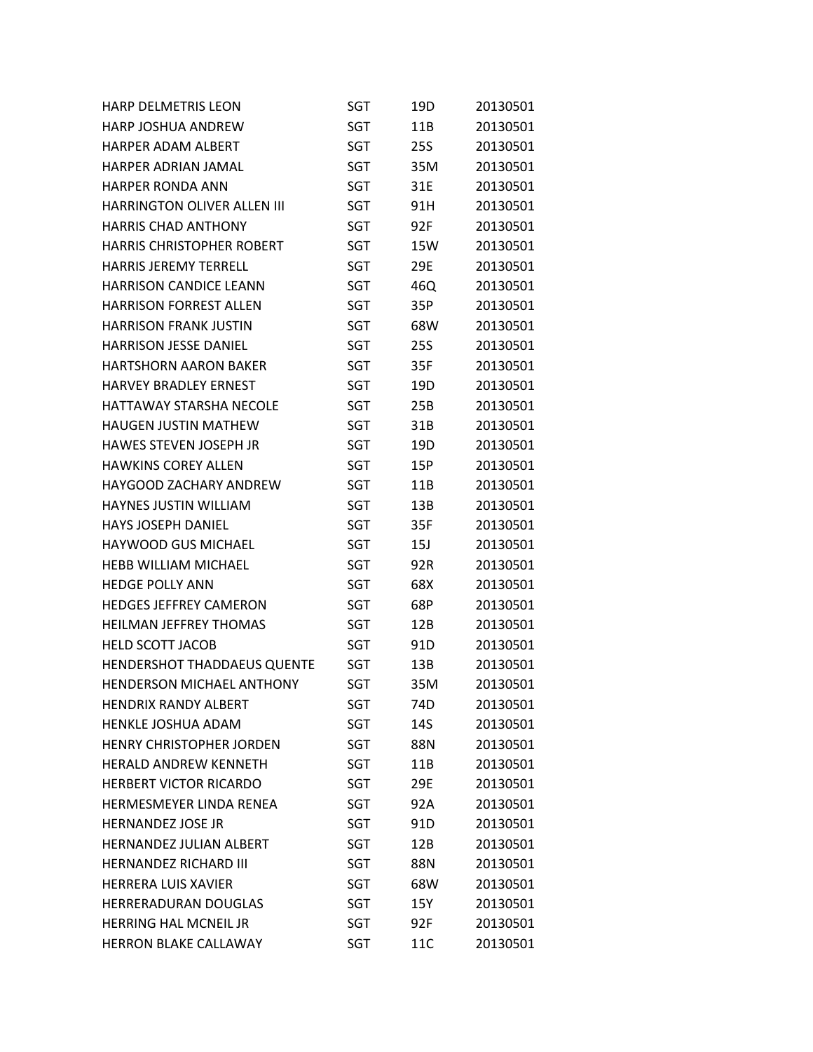| | | | |
|---|---|---|---|
| HARP DELMETRIS LEON | SGT | 19D | 20130501 |
| HARP JOSHUA ANDREW | SGT | 11B | 20130501 |
| HARPER ADAM ALBERT | SGT | 25S | 20130501 |
| HARPER ADRIAN JAMAL | SGT | 35M | 20130501 |
| HARPER RONDA ANN | SGT | 31E | 20130501 |
| HARRINGTON OLIVER ALLEN III | SGT | 91H | 20130501 |
| HARRIS CHAD ANTHONY | SGT | 92F | 20130501 |
| HARRIS CHRISTOPHER ROBERT | SGT | 15W | 20130501 |
| HARRIS JEREMY TERRELL | SGT | 29E | 20130501 |
| HARRISON CANDICE LEANN | SGT | 46Q | 20130501 |
| HARRISON FORREST ALLEN | SGT | 35P | 20130501 |
| HARRISON FRANK JUSTIN | SGT | 68W | 20130501 |
| HARRISON JESSE DANIEL | SGT | 25S | 20130501 |
| HARTSHORN AARON BAKER | SGT | 35F | 20130501 |
| HARVEY BRADLEY ERNEST | SGT | 19D | 20130501 |
| HATTAWAY STARSHA NECOLE | SGT | 25B | 20130501 |
| HAUGEN JUSTIN MATHEW | SGT | 31B | 20130501 |
| HAWES STEVEN JOSEPH JR | SGT | 19D | 20130501 |
| HAWKINS COREY ALLEN | SGT | 15P | 20130501 |
| HAYGOOD ZACHARY ANDREW | SGT | 11B | 20130501 |
| HAYNES JUSTIN WILLIAM | SGT | 13B | 20130501 |
| HAYS JOSEPH DANIEL | SGT | 35F | 20130501 |
| HAYWOOD GUS MICHAEL | SGT | 15J | 20130501 |
| HEBB WILLIAM MICHAEL | SGT | 92R | 20130501 |
| HEDGE POLLY ANN | SGT | 68X | 20130501 |
| HEDGES JEFFREY CAMERON | SGT | 68P | 20130501 |
| HEILMAN JEFFREY THOMAS | SGT | 12B | 20130501 |
| HELD SCOTT JACOB | SGT | 91D | 20130501 |
| HENDERSHOT THADDAEUS QUENTE | SGT | 13B | 20130501 |
| HENDERSON MICHAEL ANTHONY | SGT | 35M | 20130501 |
| HENDRIX RANDY ALBERT | SGT | 74D | 20130501 |
| HENKLE JOSHUA ADAM | SGT | 14S | 20130501 |
| HENRY CHRISTOPHER JORDEN | SGT | 88N | 20130501 |
| HERALD ANDREW KENNETH | SGT | 11B | 20130501 |
| HERBERT VICTOR RICARDO | SGT | 29E | 20130501 |
| HERMESMEYER LINDA RENEA | SGT | 92A | 20130501 |
| HERNANDEZ JOSE JR | SGT | 91D | 20130501 |
| HERNANDEZ JULIAN ALBERT | SGT | 12B | 20130501 |
| HERNANDEZ RICHARD III | SGT | 88N | 20130501 |
| HERRERA LUIS XAVIER | SGT | 68W | 20130501 |
| HERRERADURAN DOUGLAS | SGT | 15Y | 20130501 |
| HERRING HAL MCNEIL JR | SGT | 92F | 20130501 |
| HERRON BLAKE CALLAWAY | SGT | 11C | 20130501 |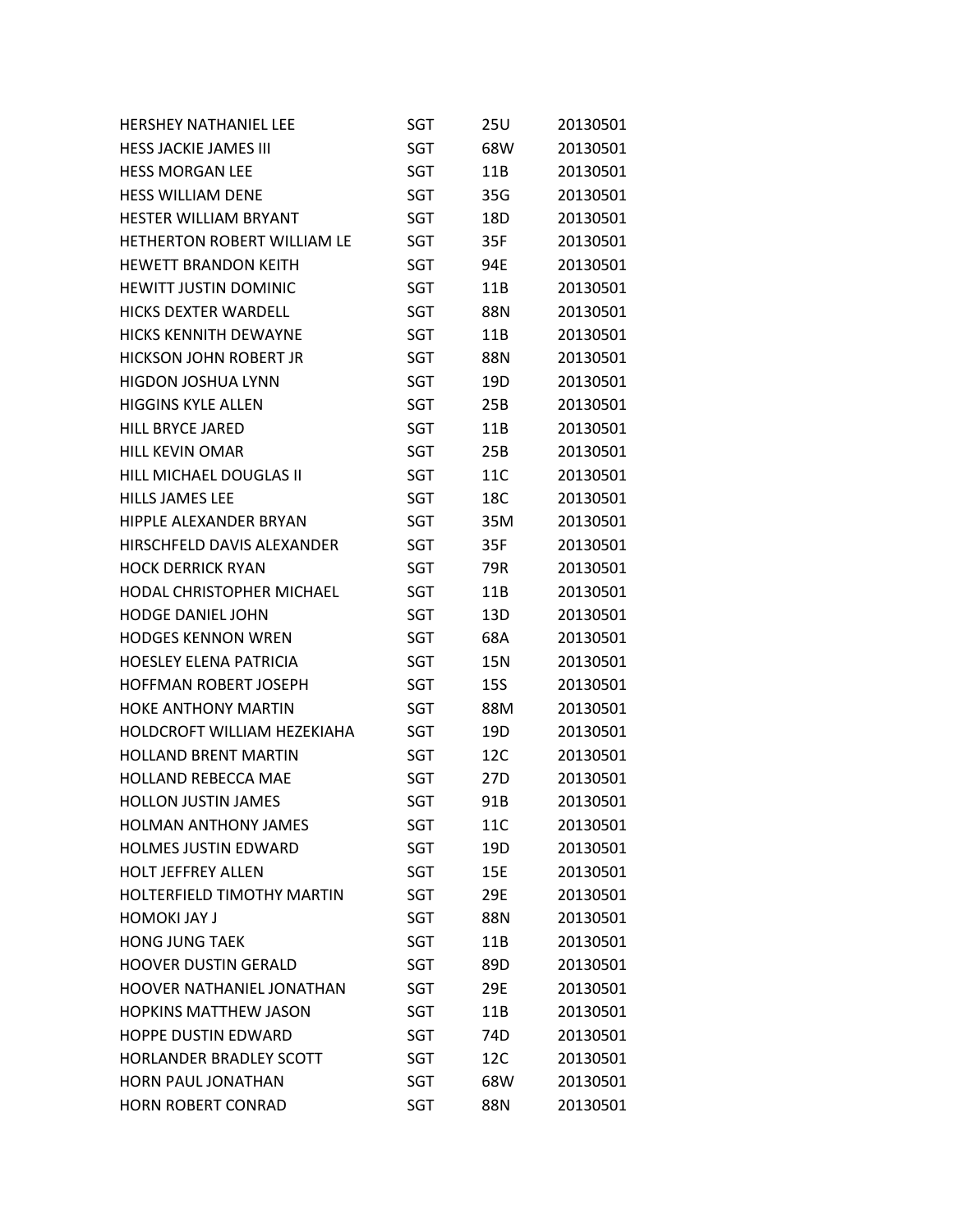| | | | |
|---|---|---|---|
| HERSHEY NATHANIEL LEE | SGT | 25U | 20130501 |
| HESS JACKIE JAMES III | SGT | 68W | 20130501 |
| HESS MORGAN LEE | SGT | 11B | 20130501 |
| HESS WILLIAM DENE | SGT | 35G | 20130501 |
| HESTER WILLIAM BRYANT | SGT | 18D | 20130501 |
| HETHERTON ROBERT WILLIAM LE | SGT | 35F | 20130501 |
| HEWETT BRANDON KEITH | SGT | 94E | 20130501 |
| HEWITT JUSTIN DOMINIC | SGT | 11B | 20130501 |
| HICKS DEXTER WARDELL | SGT | 88N | 20130501 |
| HICKS KENNITH DEWAYNE | SGT | 11B | 20130501 |
| HICKSON JOHN ROBERT JR | SGT | 88N | 20130501 |
| HIGDON JOSHUA LYNN | SGT | 19D | 20130501 |
| HIGGINS KYLE ALLEN | SGT | 25B | 20130501 |
| HILL BRYCE JARED | SGT | 11B | 20130501 |
| HILL KEVIN OMAR | SGT | 25B | 20130501 |
| HILL MICHAEL DOUGLAS II | SGT | 11C | 20130501 |
| HILLS JAMES LEE | SGT | 18C | 20130501 |
| HIPPLE ALEXANDER BRYAN | SGT | 35M | 20130501 |
| HIRSCHFELD DAVIS ALEXANDER | SGT | 35F | 20130501 |
| HOCK DERRICK RYAN | SGT | 79R | 20130501 |
| HODAL CHRISTOPHER MICHAEL | SGT | 11B | 20130501 |
| HODGE DANIEL JOHN | SGT | 13D | 20130501 |
| HODGES KENNON WREN | SGT | 68A | 20130501 |
| HOESLEY ELENA PATRICIA | SGT | 15N | 20130501 |
| HOFFMAN ROBERT JOSEPH | SGT | 15S | 20130501 |
| HOKE ANTHONY MARTIN | SGT | 88M | 20130501 |
| HOLDCROFT WILLIAM HEZEKIAHA | SGT | 19D | 20130501 |
| HOLLAND BRENT MARTIN | SGT | 12C | 20130501 |
| HOLLAND REBECCA MAE | SGT | 27D | 20130501 |
| HOLLON JUSTIN JAMES | SGT | 91B | 20130501 |
| HOLMAN ANTHONY JAMES | SGT | 11C | 20130501 |
| HOLMES JUSTIN EDWARD | SGT | 19D | 20130501 |
| HOLT JEFFREY ALLEN | SGT | 15E | 20130501 |
| HOLTERFIELD TIMOTHY MARTIN | SGT | 29E | 20130501 |
| HOMOKI JAY J | SGT | 88N | 20130501 |
| HONG JUNG TAEK | SGT | 11B | 20130501 |
| HOOVER DUSTIN GERALD | SGT | 89D | 20130501 |
| HOOVER NATHANIEL JONATHAN | SGT | 29E | 20130501 |
| HOPKINS MATTHEW JASON | SGT | 11B | 20130501 |
| HOPPE DUSTIN EDWARD | SGT | 74D | 20130501 |
| HORLANDER BRADLEY SCOTT | SGT | 12C | 20130501 |
| HORN PAUL JONATHAN | SGT | 68W | 20130501 |
| HORN ROBERT CONRAD | SGT | 88N | 20130501 |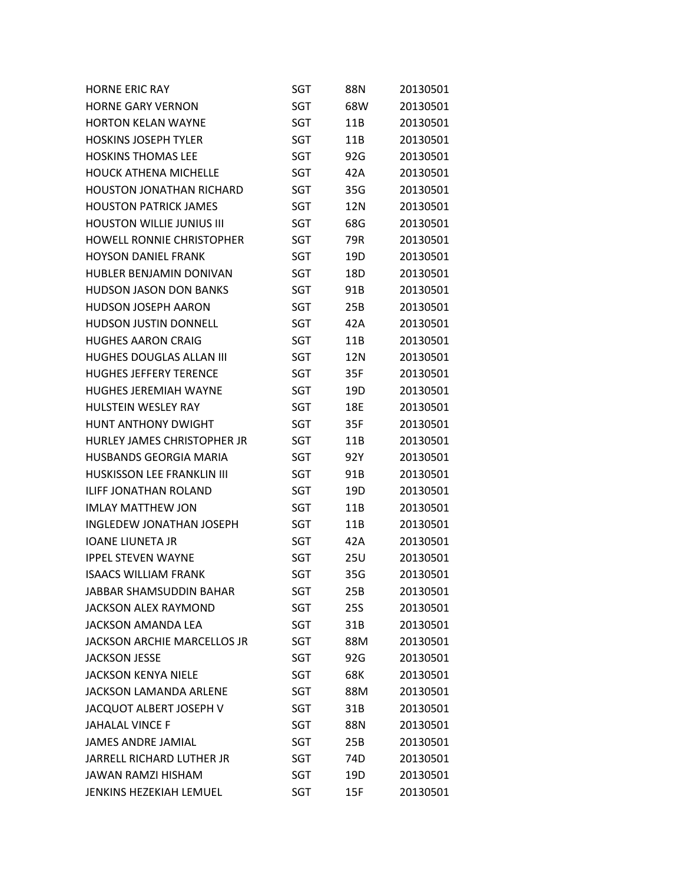| | | | |
|---|---|---|---|
| HORNE ERIC RAY | SGT | 88N | 20130501 |
| HORNE GARY VERNON | SGT | 68W | 20130501 |
| HORTON KELAN WAYNE | SGT | 11B | 20130501 |
| HOSKINS JOSEPH TYLER | SGT | 11B | 20130501 |
| HOSKINS THOMAS LEE | SGT | 92G | 20130501 |
| HOUCK ATHENA MICHELLE | SGT | 42A | 20130501 |
| HOUSTON JONATHAN RICHARD | SGT | 35G | 20130501 |
| HOUSTON PATRICK JAMES | SGT | 12N | 20130501 |
| HOUSTON WILLIE JUNIUS III | SGT | 68G | 20130501 |
| HOWELL RONNIE CHRISTOPHER | SGT | 79R | 20130501 |
| HOYSON DANIEL FRANK | SGT | 19D | 20130501 |
| HUBLER BENJAMIN DONIVAN | SGT | 18D | 20130501 |
| HUDSON JASON DON BANKS | SGT | 91B | 20130501 |
| HUDSON JOSEPH AARON | SGT | 25B | 20130501 |
| HUDSON JUSTIN DONNELL | SGT | 42A | 20130501 |
| HUGHES AARON CRAIG | SGT | 11B | 20130501 |
| HUGHES DOUGLAS ALLAN III | SGT | 12N | 20130501 |
| HUGHES JEFFERY TERENCE | SGT | 35F | 20130501 |
| HUGHES JEREMIAH WAYNE | SGT | 19D | 20130501 |
| HULSTEIN WESLEY RAY | SGT | 18E | 20130501 |
| HUNT ANTHONY DWIGHT | SGT | 35F | 20130501 |
| HURLEY JAMES CHRISTOPHER JR | SGT | 11B | 20130501 |
| HUSBANDS GEORGIA MARIA | SGT | 92Y | 20130501 |
| HUSKISSON LEE FRANKLIN III | SGT | 91B | 20130501 |
| ILIFF JONATHAN ROLAND | SGT | 19D | 20130501 |
| IMLAY MATTHEW JON | SGT | 11B | 20130501 |
| INGLEDEW JONATHAN JOSEPH | SGT | 11B | 20130501 |
| IOANE LIUNETA JR | SGT | 42A | 20130501 |
| IPPEL STEVEN WAYNE | SGT | 25U | 20130501 |
| ISAACS WILLIAM FRANK | SGT | 35G | 20130501 |
| JABBAR SHAMSUDDIN BAHAR | SGT | 25B | 20130501 |
| JACKSON ALEX RAYMOND | SGT | 25S | 20130501 |
| JACKSON AMANDA LEA | SGT | 31B | 20130501 |
| JACKSON ARCHIE MARCELLOS JR | SGT | 88M | 20130501 |
| JACKSON JESSE | SGT | 92G | 20130501 |
| JACKSON KENYA NIELE | SGT | 68K | 20130501 |
| JACKSON LAMANDA ARLENE | SGT | 88M | 20130501 |
| JACQUOT ALBERT JOSEPH V | SGT | 31B | 20130501 |
| JAHALAL VINCE F | SGT | 88N | 20130501 |
| JAMES ANDRE JAMIAL | SGT | 25B | 20130501 |
| JARRELL RICHARD LUTHER JR | SGT | 74D | 20130501 |
| JAWAN RAMZI HISHAM | SGT | 19D | 20130501 |
| JENKINS HEZEKIAH LEMUEL | SGT | 15F | 20130501 |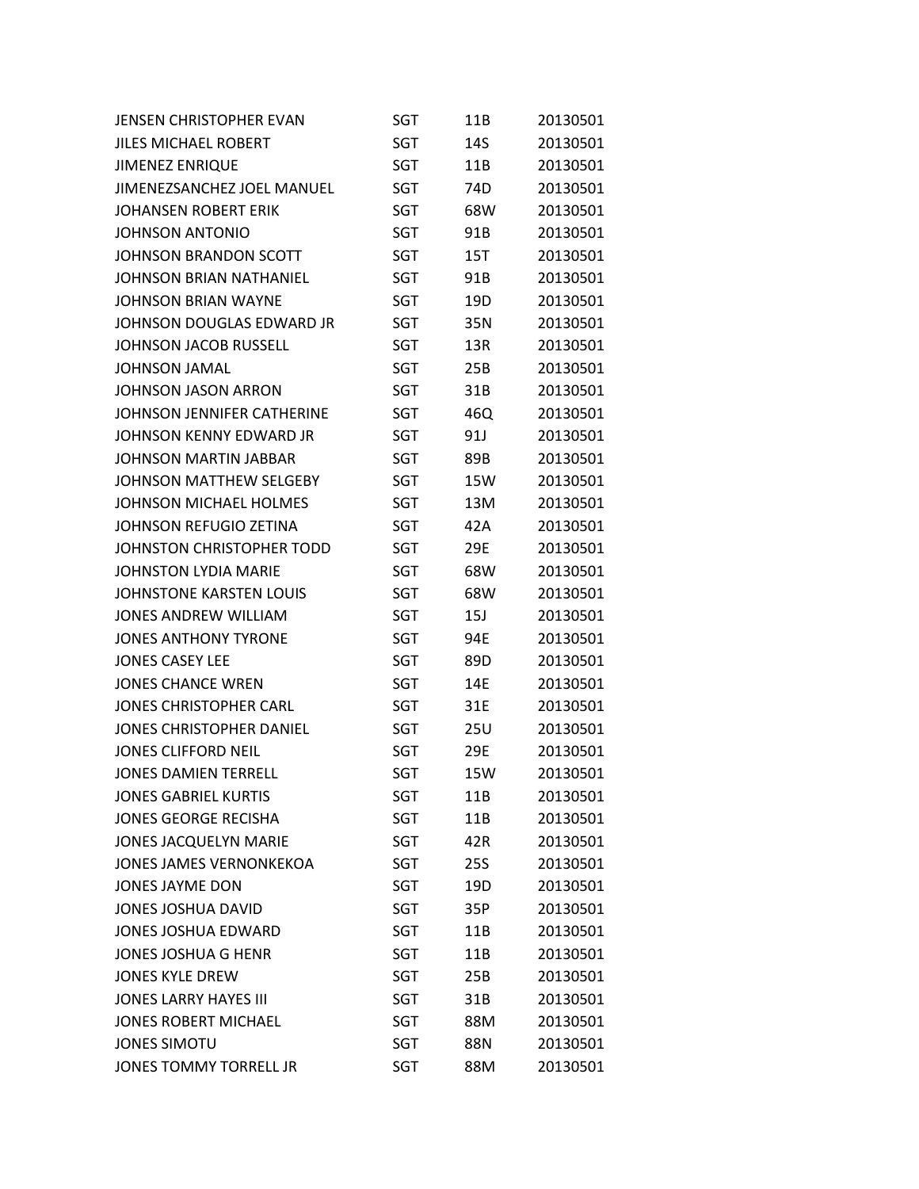| | | | |
|---|---|---|---|
| JENSEN CHRISTOPHER EVAN | SGT | 11B | 20130501 |
| JILES MICHAEL ROBERT | SGT | 14S | 20130501 |
| JIMENEZ ENRIQUE | SGT | 11B | 20130501 |
| JIMENEZSANCHEZ JOEL MANUEL | SGT | 74D | 20130501 |
| JOHANSEN ROBERT ERIK | SGT | 68W | 20130501 |
| JOHNSON ANTONIO | SGT | 91B | 20130501 |
| JOHNSON BRANDON SCOTT | SGT | 15T | 20130501 |
| JOHNSON BRIAN NATHANIEL | SGT | 91B | 20130501 |
| JOHNSON BRIAN WAYNE | SGT | 19D | 20130501 |
| JOHNSON DOUGLAS EDWARD JR | SGT | 35N | 20130501 |
| JOHNSON JACOB RUSSELL | SGT | 13R | 20130501 |
| JOHNSON JAMAL | SGT | 25B | 20130501 |
| JOHNSON JASON ARRON | SGT | 31B | 20130501 |
| JOHNSON JENNIFER CATHERINE | SGT | 46Q | 20130501 |
| JOHNSON KENNY EDWARD JR | SGT | 91J | 20130501 |
| JOHNSON MARTIN JABBAR | SGT | 89B | 20130501 |
| JOHNSON MATTHEW SELGEBY | SGT | 15W | 20130501 |
| JOHNSON MICHAEL HOLMES | SGT | 13M | 20130501 |
| JOHNSON REFUGIO ZETINA | SGT | 42A | 20130501 |
| JOHNSTON CHRISTOPHER TODD | SGT | 29E | 20130501 |
| JOHNSTON LYDIA MARIE | SGT | 68W | 20130501 |
| JOHNSTONE KARSTEN LOUIS | SGT | 68W | 20130501 |
| JONES ANDREW WILLIAM | SGT | 15J | 20130501 |
| JONES ANTHONY TYRONE | SGT | 94E | 20130501 |
| JONES CASEY LEE | SGT | 89D | 20130501 |
| JONES CHANCE WREN | SGT | 14E | 20130501 |
| JONES CHRISTOPHER CARL | SGT | 31E | 20130501 |
| JONES CHRISTOPHER DANIEL | SGT | 25U | 20130501 |
| JONES CLIFFORD NEIL | SGT | 29E | 20130501 |
| JONES DAMIEN TERRELL | SGT | 15W | 20130501 |
| JONES GABRIEL KURTIS | SGT | 11B | 20130501 |
| JONES GEORGE RECISHA | SGT | 11B | 20130501 |
| JONES JACQUELYN MARIE | SGT | 42R | 20130501 |
| JONES JAMES VERNONKEKOA | SGT | 25S | 20130501 |
| JONES JAYME DON | SGT | 19D | 20130501 |
| JONES JOSHUA DAVID | SGT | 35P | 20130501 |
| JONES JOSHUA EDWARD | SGT | 11B | 20130501 |
| JONES JOSHUA G HENR | SGT | 11B | 20130501 |
| JONES KYLE DREW | SGT | 25B | 20130501 |
| JONES LARRY HAYES III | SGT | 31B | 20130501 |
| JONES ROBERT MICHAEL | SGT | 88M | 20130501 |
| JONES SIMOTU | SGT | 88N | 20130501 |
| JONES TOMMY TORRELL JR | SGT | 88M | 20130501 |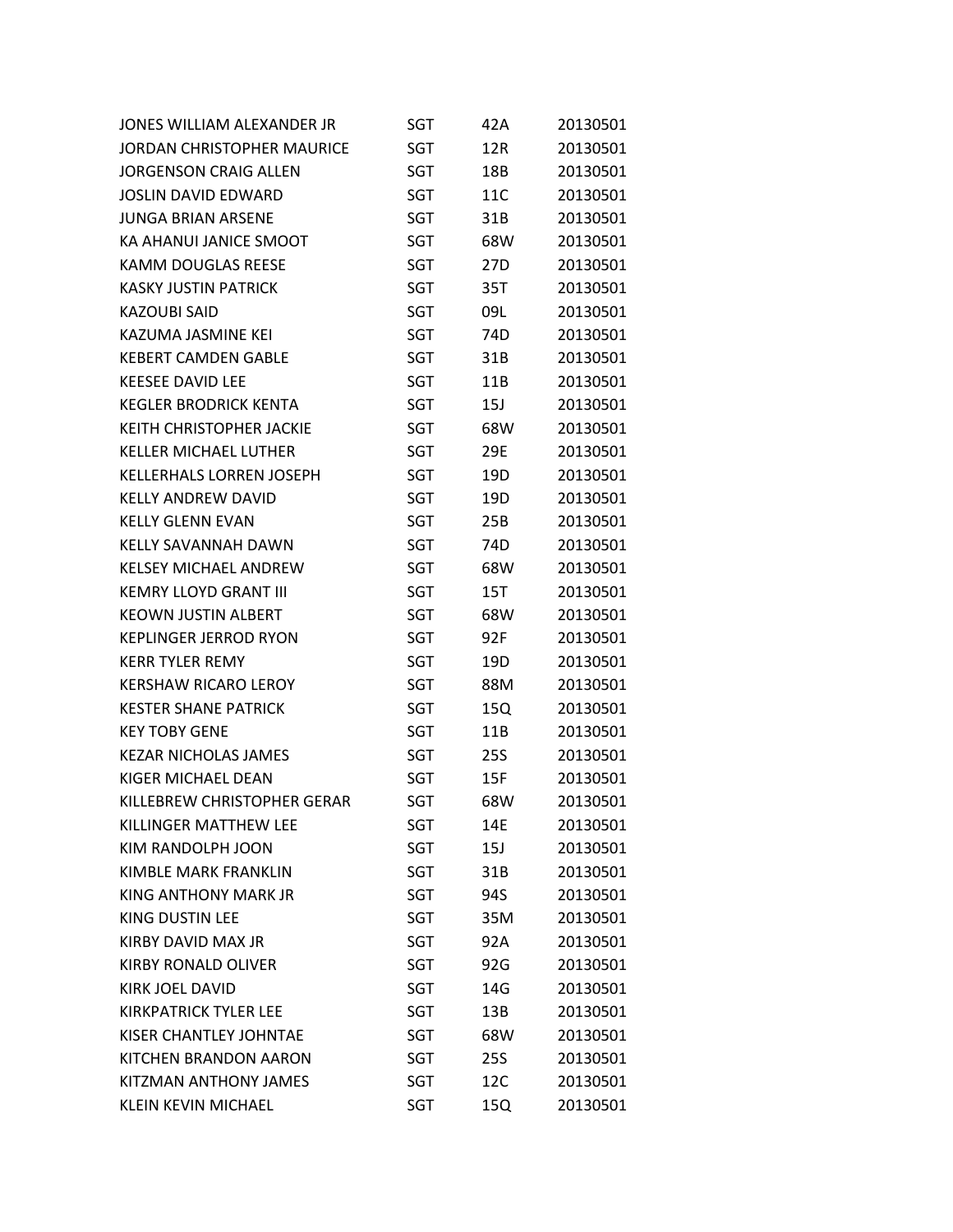| | | | |
|---|---|---|---|
| JONES WILLIAM ALEXANDER JR | SGT | 42A | 20130501 |
| JORDAN CHRISTOPHER MAURICE | SGT | 12R | 20130501 |
| JORGENSON CRAIG ALLEN | SGT | 18B | 20130501 |
| JOSLIN DAVID EDWARD | SGT | 11C | 20130501 |
| JUNGA BRIAN ARSENE | SGT | 31B | 20130501 |
| KA AHANUI JANICE SMOOT | SGT | 68W | 20130501 |
| KAMM DOUGLAS REESE | SGT | 27D | 20130501 |
| KASKY JUSTIN PATRICK | SGT | 35T | 20130501 |
| KAZOUBI SAID | SGT | 09L | 20130501 |
| KAZUMA JASMINE KEI | SGT | 74D | 20130501 |
| KEBERT CAMDEN GABLE | SGT | 31B | 20130501 |
| KEESEE DAVID LEE | SGT | 11B | 20130501 |
| KEGLER BRODRICK KENTA | SGT | 15J | 20130501 |
| KEITH CHRISTOPHER JACKIE | SGT | 68W | 20130501 |
| KELLER MICHAEL LUTHER | SGT | 29E | 20130501 |
| KELLERHALS LORREN JOSEPH | SGT | 19D | 20130501 |
| KELLY ANDREW DAVID | SGT | 19D | 20130501 |
| KELLY GLENN EVAN | SGT | 25B | 20130501 |
| KELLY SAVANNAH DAWN | SGT | 74D | 20130501 |
| KELSEY MICHAEL ANDREW | SGT | 68W | 20130501 |
| KEMRY LLOYD GRANT III | SGT | 15T | 20130501 |
| KEOWN JUSTIN ALBERT | SGT | 68W | 20130501 |
| KEPLINGER JERROD RYON | SGT | 92F | 20130501 |
| KERR TYLER REMY | SGT | 19D | 20130501 |
| KERSHAW RICARO LEROY | SGT | 88M | 20130501 |
| KESTER SHANE PATRICK | SGT | 15Q | 20130501 |
| KEY TOBY GENE | SGT | 11B | 20130501 |
| KEZAR NICHOLAS JAMES | SGT | 25S | 20130501 |
| KIGER MICHAEL DEAN | SGT | 15F | 20130501 |
| KILLEBREW CHRISTOPHER GERAR | SGT | 68W | 20130501 |
| KILLINGER MATTHEW LEE | SGT | 14E | 20130501 |
| KIM RANDOLPH JOON | SGT | 15J | 20130501 |
| KIMBLE MARK FRANKLIN | SGT | 31B | 20130501 |
| KING ANTHONY MARK JR | SGT | 94S | 20130501 |
| KING DUSTIN LEE | SGT | 35M | 20130501 |
| KIRBY DAVID MAX JR | SGT | 92A | 20130501 |
| KIRBY RONALD OLIVER | SGT | 92G | 20130501 |
| KIRK JOEL DAVID | SGT | 14G | 20130501 |
| KIRKPATRICK TYLER LEE | SGT | 13B | 20130501 |
| KISER CHANTLEY JOHNTAE | SGT | 68W | 20130501 |
| KITCHEN BRANDON AARON | SGT | 25S | 20130501 |
| KITZMAN ANTHONY JAMES | SGT | 12C | 20130501 |
| KLEIN KEVIN MICHAEL | SGT | 15Q | 20130501 |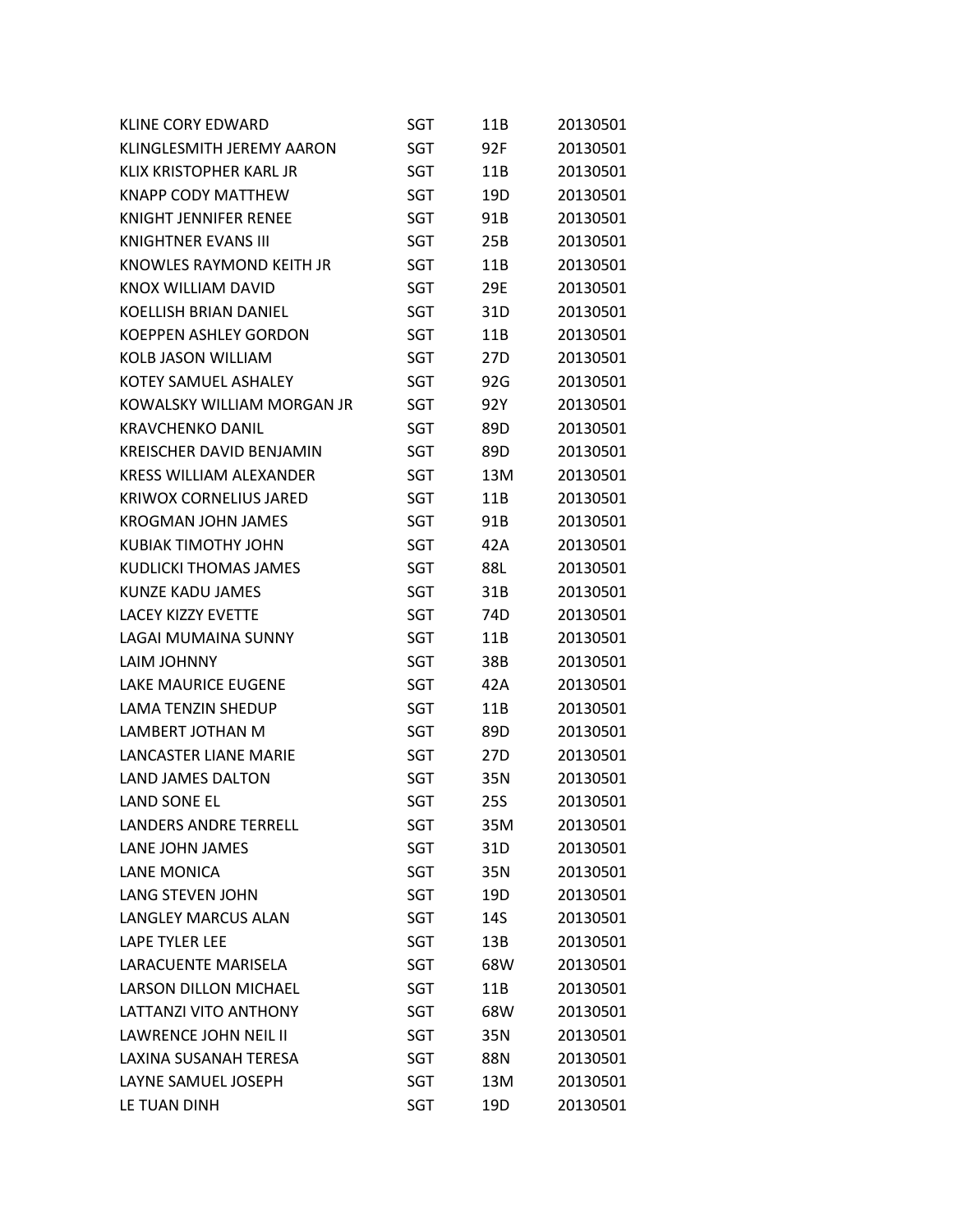| | | | |
|---|---|---|---|
| KLINE CORY EDWARD | SGT | 11B | 20130501 |
| KLINGLESMITH JEREMY AARON | SGT | 92F | 20130501 |
| KLIX KRISTOPHER KARL JR | SGT | 11B | 20130501 |
| KNAPP CODY MATTHEW | SGT | 19D | 20130501 |
| KNIGHT JENNIFER RENEE | SGT | 91B | 20130501 |
| KNIGHTNER EVANS III | SGT | 25B | 20130501 |
| KNOWLES RAYMOND KEITH JR | SGT | 11B | 20130501 |
| KNOX WILLIAM DAVID | SGT | 29E | 20130501 |
| KOELLISH BRIAN DANIEL | SGT | 31D | 20130501 |
| KOEPPEN ASHLEY GORDON | SGT | 11B | 20130501 |
| KOLB JASON WILLIAM | SGT | 27D | 20130501 |
| KOTEY SAMUEL ASHALEY | SGT | 92G | 20130501 |
| KOWALSKY WILLIAM MORGAN JR | SGT | 92Y | 20130501 |
| KRAVCHENKO DANIL | SGT | 89D | 20130501 |
| KREISCHER DAVID BENJAMIN | SGT | 89D | 20130501 |
| KRESS WILLIAM ALEXANDER | SGT | 13M | 20130501 |
| KRIWOX CORNELIUS JARED | SGT | 11B | 20130501 |
| KROGMAN JOHN JAMES | SGT | 91B | 20130501 |
| KUBIAK TIMOTHY JOHN | SGT | 42A | 20130501 |
| KUDLICKI THOMAS JAMES | SGT | 88L | 20130501 |
| KUNZE KADU JAMES | SGT | 31B | 20130501 |
| LACEY KIZZY EVETTE | SGT | 74D | 20130501 |
| LAGAI MUMAINA SUNNY | SGT | 11B | 20130501 |
| LAIM JOHNNY | SGT | 38B | 20130501 |
| LAKE MAURICE EUGENE | SGT | 42A | 20130501 |
| LAMA TENZIN SHEDUP | SGT | 11B | 20130501 |
| LAMBERT JOTHAN M | SGT | 89D | 20130501 |
| LANCASTER LIANE MARIE | SGT | 27D | 20130501 |
| LAND JAMES DALTON | SGT | 35N | 20130501 |
| LAND SONE EL | SGT | 25S | 20130501 |
| LANDERS ANDRE TERRELL | SGT | 35M | 20130501 |
| LANE JOHN JAMES | SGT | 31D | 20130501 |
| LANE MONICA | SGT | 35N | 20130501 |
| LANG STEVEN JOHN | SGT | 19D | 20130501 |
| LANGLEY MARCUS ALAN | SGT | 14S | 20130501 |
| LAPE TYLER LEE | SGT | 13B | 20130501 |
| LARACUENTE MARISELA | SGT | 68W | 20130501 |
| LARSON DILLON MICHAEL | SGT | 11B | 20130501 |
| LATTANZI VITO ANTHONY | SGT | 68W | 20130501 |
| LAWRENCE JOHN NEIL II | SGT | 35N | 20130501 |
| LAXINA SUSANAH TERESA | SGT | 88N | 20130501 |
| LAYNE SAMUEL JOSEPH | SGT | 13M | 20130501 |
| LE TUAN DINH | SGT | 19D | 20130501 |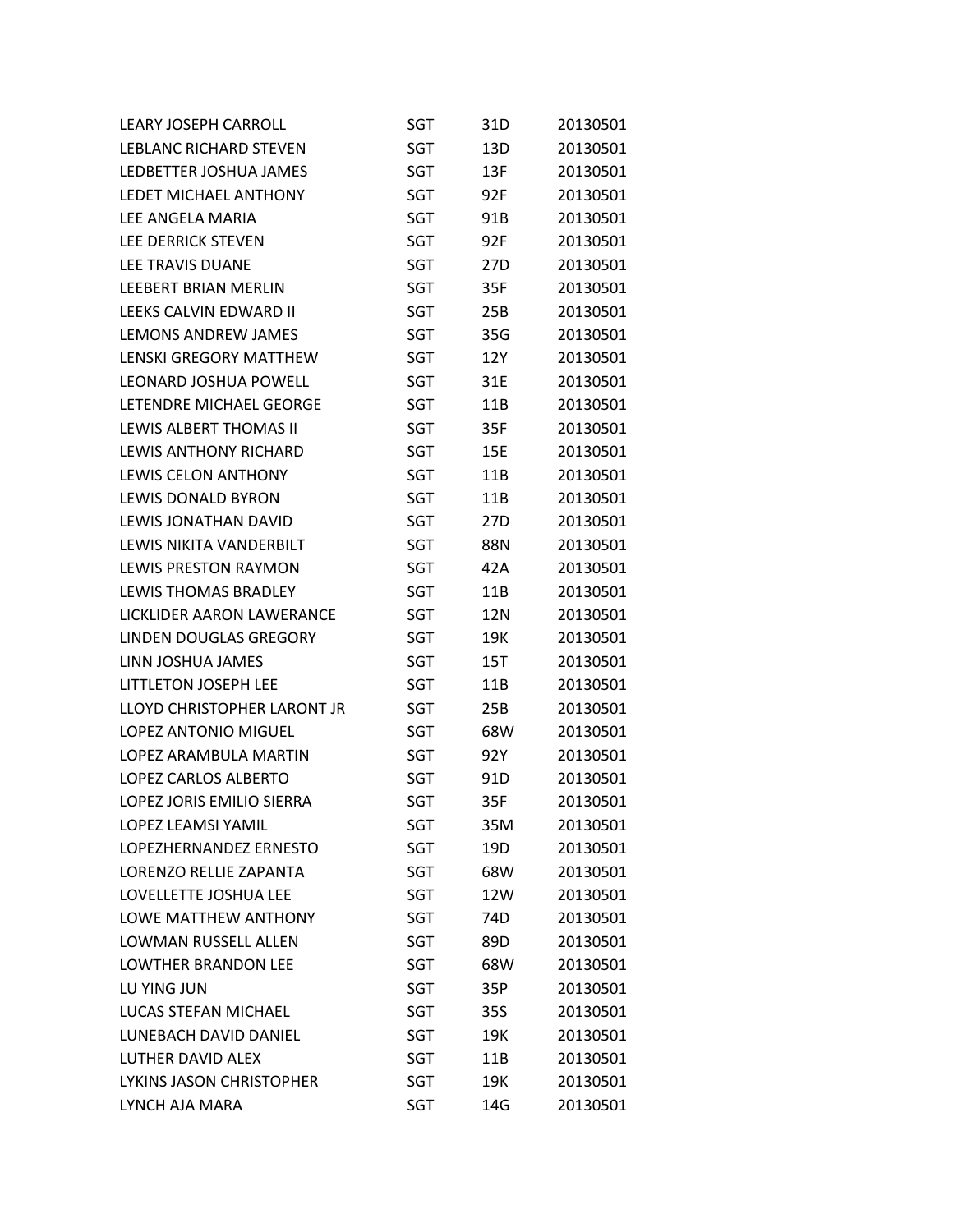| | | | |
|---|---|---|---|
| LEARY JOSEPH CARROLL | SGT | 31D | 20130501 |
| LEBLANC RICHARD STEVEN | SGT | 13D | 20130501 |
| LEDBETTER JOSHUA JAMES | SGT | 13F | 20130501 |
| LEDET MICHAEL ANTHONY | SGT | 92F | 20130501 |
| LEE ANGELA MARIA | SGT | 91B | 20130501 |
| LEE DERRICK STEVEN | SGT | 92F | 20130501 |
| LEE TRAVIS DUANE | SGT | 27D | 20130501 |
| LEEBERT BRIAN MERLIN | SGT | 35F | 20130501 |
| LEEKS CALVIN EDWARD II | SGT | 25B | 20130501 |
| LEMONS ANDREW JAMES | SGT | 35G | 20130501 |
| LENSKI GREGORY MATTHEW | SGT | 12Y | 20130501 |
| LEONARD JOSHUA POWELL | SGT | 31E | 20130501 |
| LETENDRE MICHAEL GEORGE | SGT | 11B | 20130501 |
| LEWIS ALBERT THOMAS II | SGT | 35F | 20130501 |
| LEWIS ANTHONY RICHARD | SGT | 15E | 20130501 |
| LEWIS CELON ANTHONY | SGT | 11B | 20130501 |
| LEWIS DONALD BYRON | SGT | 11B | 20130501 |
| LEWIS JONATHAN DAVID | SGT | 27D | 20130501 |
| LEWIS NIKITA VANDERBILT | SGT | 88N | 20130501 |
| LEWIS PRESTON RAYMON | SGT | 42A | 20130501 |
| LEWIS THOMAS BRADLEY | SGT | 11B | 20130501 |
| LICKLIDER AARON LAWERANCE | SGT | 12N | 20130501 |
| LINDEN DOUGLAS GREGORY | SGT | 19K | 20130501 |
| LINN JOSHUA JAMES | SGT | 15T | 20130501 |
| LITTLETON JOSEPH LEE | SGT | 11B | 20130501 |
| LLOYD CHRISTOPHER LARONT JR | SGT | 25B | 20130501 |
| LOPEZ ANTONIO MIGUEL | SGT | 68W | 20130501 |
| LOPEZ ARAMBULA MARTIN | SGT | 92Y | 20130501 |
| LOPEZ CARLOS ALBERTO | SGT | 91D | 20130501 |
| LOPEZ JORIS EMILIO SIERRA | SGT | 35F | 20130501 |
| LOPEZ LEAMSI YAMIL | SGT | 35M | 20130501 |
| LOPEZHERNANDEZ ERNESTO | SGT | 19D | 20130501 |
| LORENZO RELLIE ZAPANTA | SGT | 68W | 20130501 |
| LOVELLETTE JOSHUA LEE | SGT | 12W | 20130501 |
| LOWE MATTHEW ANTHONY | SGT | 74D | 20130501 |
| LOWMAN RUSSELL ALLEN | SGT | 89D | 20130501 |
| LOWTHER BRANDON LEE | SGT | 68W | 20130501 |
| LU YING JUN | SGT | 35P | 20130501 |
| LUCAS STEFAN MICHAEL | SGT | 35S | 20130501 |
| LUNEBACH DAVID DANIEL | SGT | 19K | 20130501 |
| LUTHER DAVID ALEX | SGT | 11B | 20130501 |
| LYKINS JASON CHRISTOPHER | SGT | 19K | 20130501 |
| LYNCH AJA MARA | SGT | 14G | 20130501 |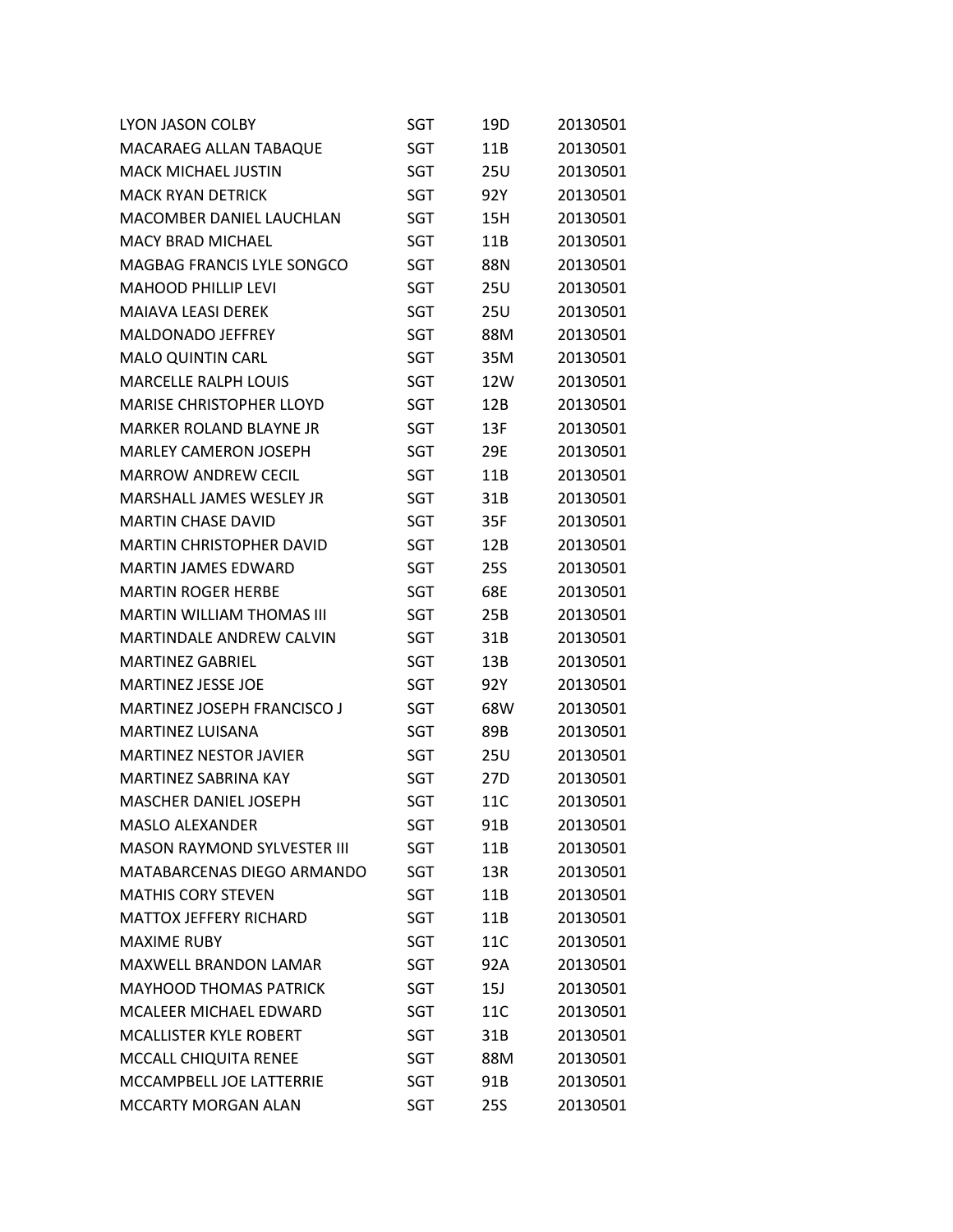| | | | |
|---|---|---|---|
| LYON JASON COLBY | SGT | 19D | 20130501 |
| MACARAEG ALLAN TABAQUE | SGT | 11B | 20130501 |
| MACK MICHAEL JUSTIN | SGT | 25U | 20130501 |
| MACK RYAN DETRICK | SGT | 92Y | 20130501 |
| MACOMBER DANIEL LAUCHLAN | SGT | 15H | 20130501 |
| MACY BRAD MICHAEL | SGT | 11B | 20130501 |
| MAGBAG FRANCIS LYLE SONGCO | SGT | 88N | 20130501 |
| MAHOOD PHILLIP LEVI | SGT | 25U | 20130501 |
| MAIAVA LEASI DEREK | SGT | 25U | 20130501 |
| MALDONADO JEFFREY | SGT | 88M | 20130501 |
| MALO QUINTIN CARL | SGT | 35M | 20130501 |
| MARCELLE RALPH LOUIS | SGT | 12W | 20130501 |
| MARISE CHRISTOPHER LLOYD | SGT | 12B | 20130501 |
| MARKER ROLAND BLAYNE JR | SGT | 13F | 20130501 |
| MARLEY CAMERON JOSEPH | SGT | 29E | 20130501 |
| MARROW ANDREW CECIL | SGT | 11B | 20130501 |
| MARSHALL JAMES WESLEY JR | SGT | 31B | 20130501 |
| MARTIN CHASE DAVID | SGT | 35F | 20130501 |
| MARTIN CHRISTOPHER DAVID | SGT | 12B | 20130501 |
| MARTIN JAMES EDWARD | SGT | 25S | 20130501 |
| MARTIN ROGER HERBE | SGT | 68E | 20130501 |
| MARTIN WILLIAM THOMAS III | SGT | 25B | 20130501 |
| MARTINDALE ANDREW CALVIN | SGT | 31B | 20130501 |
| MARTINEZ GABRIEL | SGT | 13B | 20130501 |
| MARTINEZ JESSE JOE | SGT | 92Y | 20130501 |
| MARTINEZ JOSEPH FRANCISCO J | SGT | 68W | 20130501 |
| MARTINEZ LUISANA | SGT | 89B | 20130501 |
| MARTINEZ NESTOR JAVIER | SGT | 25U | 20130501 |
| MARTINEZ SABRINA KAY | SGT | 27D | 20130501 |
| MASCHER DANIEL JOSEPH | SGT | 11C | 20130501 |
| MASLO ALEXANDER | SGT | 91B | 20130501 |
| MASON RAYMOND SYLVESTER III | SGT | 11B | 20130501 |
| MATABARCENAS DIEGO ARMANDO | SGT | 13R | 20130501 |
| MATHIS CORY STEVEN | SGT | 11B | 20130501 |
| MATTOX JEFFERY RICHARD | SGT | 11B | 20130501 |
| MAXIME RUBY | SGT | 11C | 20130501 |
| MAXWELL BRANDON LAMAR | SGT | 92A | 20130501 |
| MAYHOOD THOMAS PATRICK | SGT | 15J | 20130501 |
| MCALEER MICHAEL EDWARD | SGT | 11C | 20130501 |
| MCALLISTER KYLE ROBERT | SGT | 31B | 20130501 |
| MCCALL CHIQUITA RENEE | SGT | 88M | 20130501 |
| MCCAMPBELL JOE LATTERRIE | SGT | 91B | 20130501 |
| MCCARTY MORGAN ALAN | SGT | 25S | 20130501 |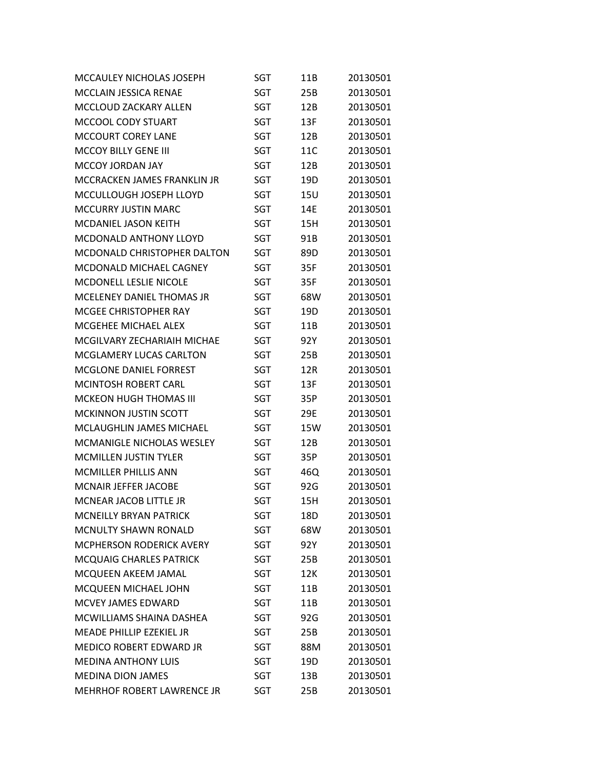| | | | |
|---|---|---|---|
| MCCAULEY NICHOLAS JOSEPH | SGT | 11B | 20130501 |
| MCCLAIN JESSICA RENAE | SGT | 25B | 20130501 |
| MCCLOUD ZACKARY ALLEN | SGT | 12B | 20130501 |
| MCCOOL CODY STUART | SGT | 13F | 20130501 |
| MCCOURT COREY LANE | SGT | 12B | 20130501 |
| MCCOY BILLY GENE III | SGT | 11C | 20130501 |
| MCCOY JORDAN JAY | SGT | 12B | 20130501 |
| MCCRACKEN JAMES FRANKLIN JR | SGT | 19D | 20130501 |
| MCCULLOUGH JOSEPH LLOYD | SGT | 15U | 20130501 |
| MCCURRY JUSTIN MARC | SGT | 14E | 20130501 |
| MCDANIEL JASON KEITH | SGT | 15H | 20130501 |
| MCDONALD ANTHONY LLOYD | SGT | 91B | 20130501 |
| MCDONALD CHRISTOPHER DALTON | SGT | 89D | 20130501 |
| MCDONALD MICHAEL CAGNEY | SGT | 35F | 20130501 |
| MCDONELL LESLIE NICOLE | SGT | 35F | 20130501 |
| MCELENEY DANIEL THOMAS JR | SGT | 68W | 20130501 |
| MCGEE CHRISTOPHER RAY | SGT | 19D | 20130501 |
| MCGEHEE MICHAEL ALEX | SGT | 11B | 20130501 |
| MCGILVARY ZECHARIAIH MICHAE | SGT | 92Y | 20130501 |
| MCGLAMERY LUCAS CARLTON | SGT | 25B | 20130501 |
| MCGLONE DANIEL FORREST | SGT | 12R | 20130501 |
| MCINTOSH ROBERT CARL | SGT | 13F | 20130501 |
| MCKEON HUGH THOMAS III | SGT | 35P | 20130501 |
| MCKINNON JUSTIN SCOTT | SGT | 29E | 20130501 |
| MCLAUGHLIN JAMES MICHAEL | SGT | 15W | 20130501 |
| MCMANIGLE NICHOLAS WESLEY | SGT | 12B | 20130501 |
| MCMILLEN JUSTIN TYLER | SGT | 35P | 20130501 |
| MCMILLER PHILLIS ANN | SGT | 46Q | 20130501 |
| MCNAIR JEFFER JACOBE | SGT | 92G | 20130501 |
| MCNEAR JACOB LITTLE JR | SGT | 15H | 20130501 |
| MCNEILLY BRYAN PATRICK | SGT | 18D | 20130501 |
| MCNULTY SHAWN RONALD | SGT | 68W | 20130501 |
| MCPHERSON RODERICK AVERY | SGT | 92Y | 20130501 |
| MCQUAIG CHARLES PATRICK | SGT | 25B | 20130501 |
| MCQUEEN AKEEM JAMAL | SGT | 12K | 20130501 |
| MCQUEEN MICHAEL JOHN | SGT | 11B | 20130501 |
| MCVEY JAMES EDWARD | SGT | 11B | 20130501 |
| MCWILLIAMS SHAINA DASHEA | SGT | 92G | 20130501 |
| MEADE PHILLIP EZEKIEL JR | SGT | 25B | 20130501 |
| MEDICO ROBERT EDWARD JR | SGT | 88M | 20130501 |
| MEDINA ANTHONY LUIS | SGT | 19D | 20130501 |
| MEDINA DION JAMES | SGT | 13B | 20130501 |
| MEHRHOF ROBERT LAWRENCE JR | SGT | 25B | 20130501 |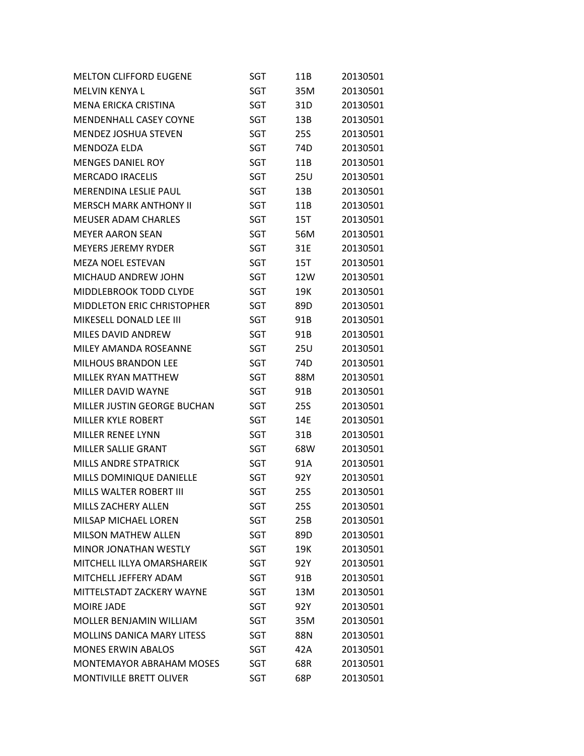| | | | |
|---|---|---|---|
| MELTON CLIFFORD EUGENE | SGT | 11B | 20130501 |
| MELVIN KENYA L | SGT | 35M | 20130501 |
| MENA ERICKA CRISTINA | SGT | 31D | 20130501 |
| MENDENHALL CASEY COYNE | SGT | 13B | 20130501 |
| MENDEZ JOSHUA STEVEN | SGT | 25S | 20130501 |
| MENDOZA ELDA | SGT | 74D | 20130501 |
| MENGES DANIEL ROY | SGT | 11B | 20130501 |
| MERCADO IRACELIS | SGT | 25U | 20130501 |
| MERENDINA LESLIE PAUL | SGT | 13B | 20130501 |
| MERSCH MARK ANTHONY II | SGT | 11B | 20130501 |
| MEUSER ADAM CHARLES | SGT | 15T | 20130501 |
| MEYER AARON SEAN | SGT | 56M | 20130501 |
| MEYERS JEREMY RYDER | SGT | 31E | 20130501 |
| MEZA NOEL ESTEVAN | SGT | 15T | 20130501 |
| MICHAUD ANDREW JOHN | SGT | 12W | 20130501 |
| MIDDLEBROOK TODD CLYDE | SGT | 19K | 20130501 |
| MIDDLETON ERIC CHRISTOPHER | SGT | 89D | 20130501 |
| MIKESELL DONALD LEE III | SGT | 91B | 20130501 |
| MILES DAVID ANDREW | SGT | 91B | 20130501 |
| MILEY AMANDA ROSEANNE | SGT | 25U | 20130501 |
| MILHOUS BRANDON LEE | SGT | 74D | 20130501 |
| MILLEK RYAN MATTHEW | SGT | 88M | 20130501 |
| MILLER DAVID WAYNE | SGT | 91B | 20130501 |
| MILLER JUSTIN GEORGE BUCHAN | SGT | 25S | 20130501 |
| MILLER KYLE ROBERT | SGT | 14E | 20130501 |
| MILLER RENEE LYNN | SGT | 31B | 20130501 |
| MILLER SALLIE GRANT | SGT | 68W | 20130501 |
| MILLS ANDRE STPATRICK | SGT | 91A | 20130501 |
| MILLS DOMINIQUE DANIELLE | SGT | 92Y | 20130501 |
| MILLS WALTER ROBERT III | SGT | 25S | 20130501 |
| MILLS ZACHERY ALLEN | SGT | 25S | 20130501 |
| MILSAP MICHAEL LOREN | SGT | 25B | 20130501 |
| MILSON MATHEW ALLEN | SGT | 89D | 20130501 |
| MINOR JONATHAN WESTLY | SGT | 19K | 20130501 |
| MITCHELL ILLYA OMARSHAREIK | SGT | 92Y | 20130501 |
| MITCHELL JEFFERY ADAM | SGT | 91B | 20130501 |
| MITTELSTADT ZACKERY WAYNE | SGT | 13M | 20130501 |
| MOIRE JADE | SGT | 92Y | 20130501 |
| MOLLER BENJAMIN WILLIAM | SGT | 35M | 20130501 |
| MOLLINS DANICA MARY LITESS | SGT | 88N | 20130501 |
| MONES ERWIN ABALOS | SGT | 42A | 20130501 |
| MONTEMAYOR ABRAHAM MOSES | SGT | 68R | 20130501 |
| MONTIVILLE BRETT OLIVER | SGT | 68P | 20130501 |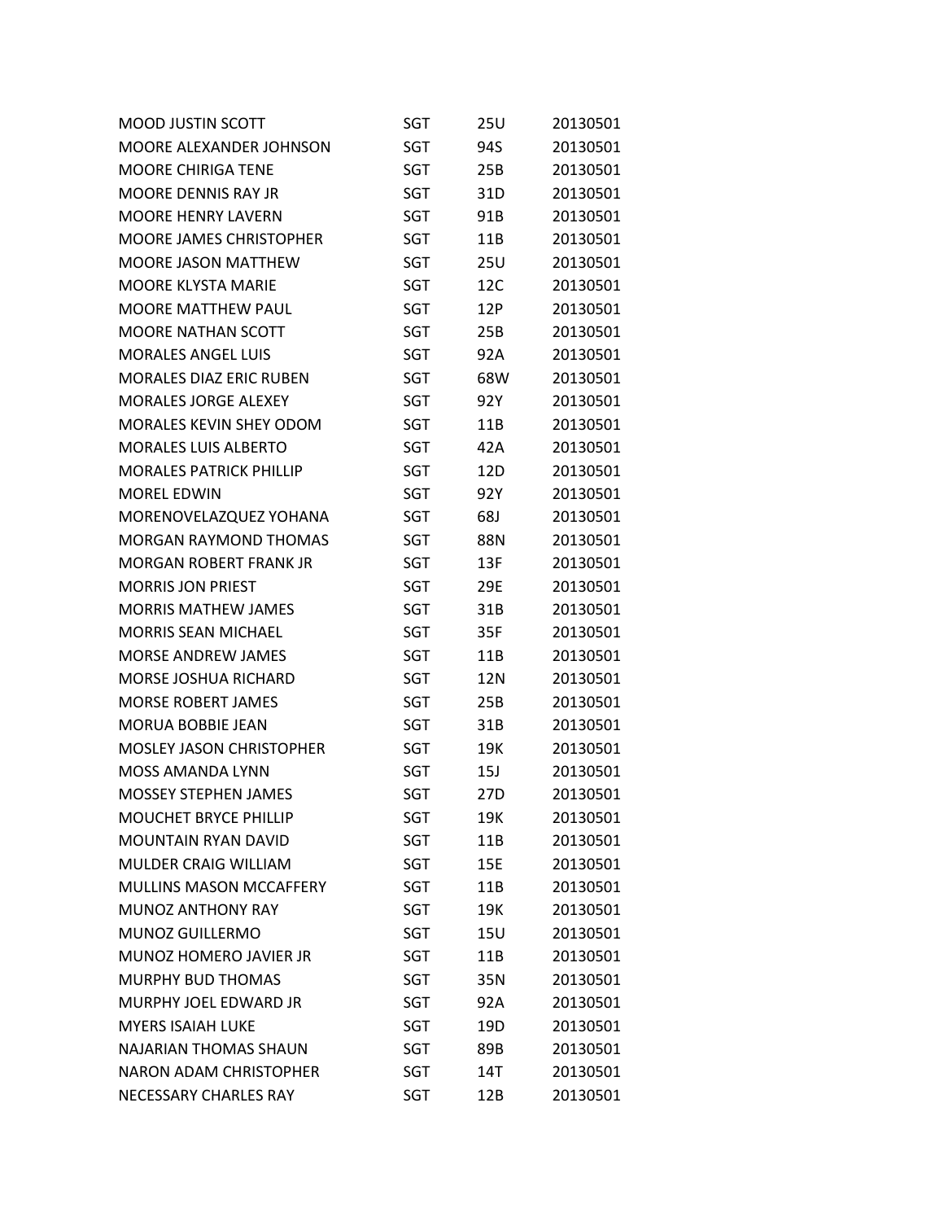| | | | |
|---|---|---|---|
| MOOD JUSTIN SCOTT | SGT | 25U | 20130501 |
| MOORE ALEXANDER JOHNSON | SGT | 94S | 20130501 |
| MOORE CHIRIGA TENE | SGT | 25B | 20130501 |
| MOORE DENNIS RAY JR | SGT | 31D | 20130501 |
| MOORE HENRY LAVERN | SGT | 91B | 20130501 |
| MOORE JAMES CHRISTOPHER | SGT | 11B | 20130501 |
| MOORE JASON MATTHEW | SGT | 25U | 20130501 |
| MOORE KLYSTA MARIE | SGT | 12C | 20130501 |
| MOORE MATTHEW PAUL | SGT | 12P | 20130501 |
| MOORE NATHAN SCOTT | SGT | 25B | 20130501 |
| MORALES ANGEL LUIS | SGT | 92A | 20130501 |
| MORALES DIAZ ERIC RUBEN | SGT | 68W | 20130501 |
| MORALES JORGE ALEXEY | SGT | 92Y | 20130501 |
| MORALES KEVIN SHEY ODOM | SGT | 11B | 20130501 |
| MORALES LUIS ALBERTO | SGT | 42A | 20130501 |
| MORALES PATRICK PHILLIP | SGT | 12D | 20130501 |
| MOREL EDWIN | SGT | 92Y | 20130501 |
| MORENOVELAZQUEZ YOHANA | SGT | 68J | 20130501 |
| MORGAN RAYMOND THOMAS | SGT | 88N | 20130501 |
| MORGAN ROBERT FRANK JR | SGT | 13F | 20130501 |
| MORRIS JON PRIEST | SGT | 29E | 20130501 |
| MORRIS MATHEW JAMES | SGT | 31B | 20130501 |
| MORRIS SEAN MICHAEL | SGT | 35F | 20130501 |
| MORSE ANDREW JAMES | SGT | 11B | 20130501 |
| MORSE JOSHUA RICHARD | SGT | 12N | 20130501 |
| MORSE ROBERT JAMES | SGT | 25B | 20130501 |
| MORUA BOBBIE JEAN | SGT | 31B | 20130501 |
| MOSLEY JASON CHRISTOPHER | SGT | 19K | 20130501 |
| MOSS AMANDA LYNN | SGT | 15J | 20130501 |
| MOSSEY STEPHEN JAMES | SGT | 27D | 20130501 |
| MOUCHET BRYCE PHILLIP | SGT | 19K | 20130501 |
| MOUNTAIN RYAN DAVID | SGT | 11B | 20130501 |
| MULDER CRAIG WILLIAM | SGT | 15E | 20130501 |
| MULLINS MASON MCCAFFERY | SGT | 11B | 20130501 |
| MUNOZ ANTHONY RAY | SGT | 19K | 20130501 |
| MUNOZ GUILLERMO | SGT | 15U | 20130501 |
| MUNOZ HOMERO JAVIER JR | SGT | 11B | 20130501 |
| MURPHY BUD THOMAS | SGT | 35N | 20130501 |
| MURPHY JOEL EDWARD JR | SGT | 92A | 20130501 |
| MYERS ISAIAH LUKE | SGT | 19D | 20130501 |
| NAJARIAN THOMAS SHAUN | SGT | 89B | 20130501 |
| NARON ADAM CHRISTOPHER | SGT | 14T | 20130501 |
| NECESSARY CHARLES RAY | SGT | 12B | 20130501 |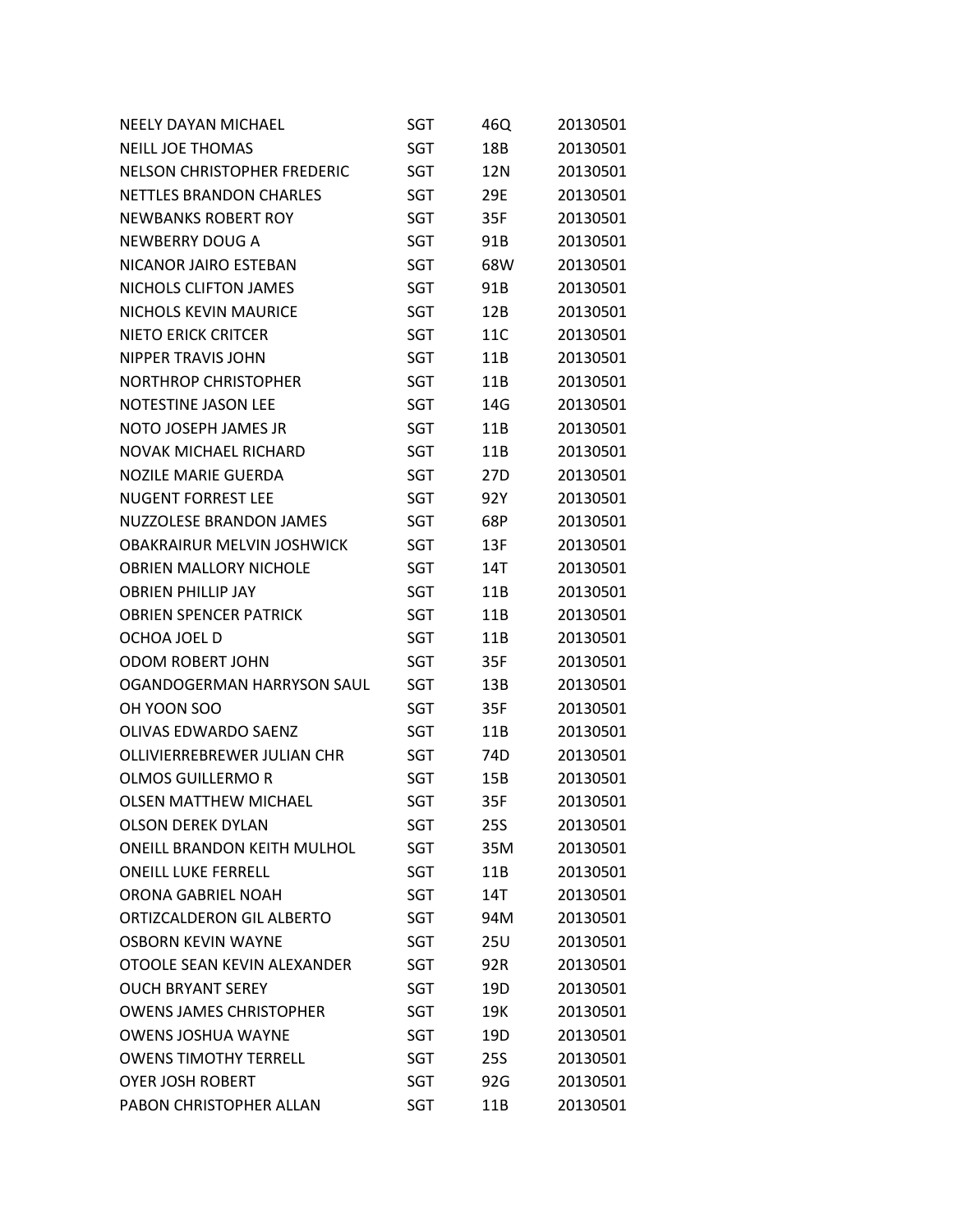| | | | |
|---|---|---|---|
| NEELY DAYAN MICHAEL | SGT | 46Q | 20130501 |
| NEILL JOE THOMAS | SGT | 18B | 20130501 |
| NELSON CHRISTOPHER FREDERIC | SGT | 12N | 20130501 |
| NETTLES BRANDON CHARLES | SGT | 29E | 20130501 |
| NEWBANKS ROBERT ROY | SGT | 35F | 20130501 |
| NEWBERRY DOUG A | SGT | 91B | 20130501 |
| NICANOR JAIRO ESTEBAN | SGT | 68W | 20130501 |
| NICHOLS CLIFTON JAMES | SGT | 91B | 20130501 |
| NICHOLS KEVIN MAURICE | SGT | 12B | 20130501 |
| NIETO ERICK CRITCER | SGT | 11C | 20130501 |
| NIPPER TRAVIS JOHN | SGT | 11B | 20130501 |
| NORTHROP CHRISTOPHER | SGT | 11B | 20130501 |
| NOTESTINE JASON LEE | SGT | 14G | 20130501 |
| NOTO JOSEPH JAMES JR | SGT | 11B | 20130501 |
| NOVAK MICHAEL RICHARD | SGT | 11B | 20130501 |
| NOZILE MARIE GUERDA | SGT | 27D | 20130501 |
| NUGENT FORREST LEE | SGT | 92Y | 20130501 |
| NUZZOLESE BRANDON JAMES | SGT | 68P | 20130501 |
| OBAKRAIRUR MELVIN JOSHWICK | SGT | 13F | 20130501 |
| OBRIEN MALLORY NICHOLE | SGT | 14T | 20130501 |
| OBRIEN PHILLIP JAY | SGT | 11B | 20130501 |
| OBRIEN SPENCER PATRICK | SGT | 11B | 20130501 |
| OCHOA JOEL D | SGT | 11B | 20130501 |
| ODOM ROBERT JOHN | SGT | 35F | 20130501 |
| OGANDOGERMAN HARRYSON SAUL | SGT | 13B | 20130501 |
| OH YOON SOO | SGT | 35F | 20130501 |
| OLIVAS EDWARDO SAENZ | SGT | 11B | 20130501 |
| OLLIVIERREBREWER JULIAN CHR | SGT | 74D | 20130501 |
| OLMOS GUILLERMO R | SGT | 15B | 20130501 |
| OLSEN MATTHEW MICHAEL | SGT | 35F | 20130501 |
| OLSON DEREK DYLAN | SGT | 25S | 20130501 |
| ONEILL BRANDON KEITH MULHOL | SGT | 35M | 20130501 |
| ONEILL LUKE FERRELL | SGT | 11B | 20130501 |
| ORONA GABRIEL NOAH | SGT | 14T | 20130501 |
| ORTIZCALDERON GIL ALBERTO | SGT | 94M | 20130501 |
| OSBORN KEVIN WAYNE | SGT | 25U | 20130501 |
| OTOOLE SEAN KEVIN ALEXANDER | SGT | 92R | 20130501 |
| OUCH BRYANT SEREY | SGT | 19D | 20130501 |
| OWENS JAMES CHRISTOPHER | SGT | 19K | 20130501 |
| OWENS JOSHUA WAYNE | SGT | 19D | 20130501 |
| OWENS TIMOTHY TERRELL | SGT | 25S | 20130501 |
| OYER JOSH ROBERT | SGT | 92G | 20130501 |
| PABON CHRISTOPHER ALLAN | SGT | 11B | 20130501 |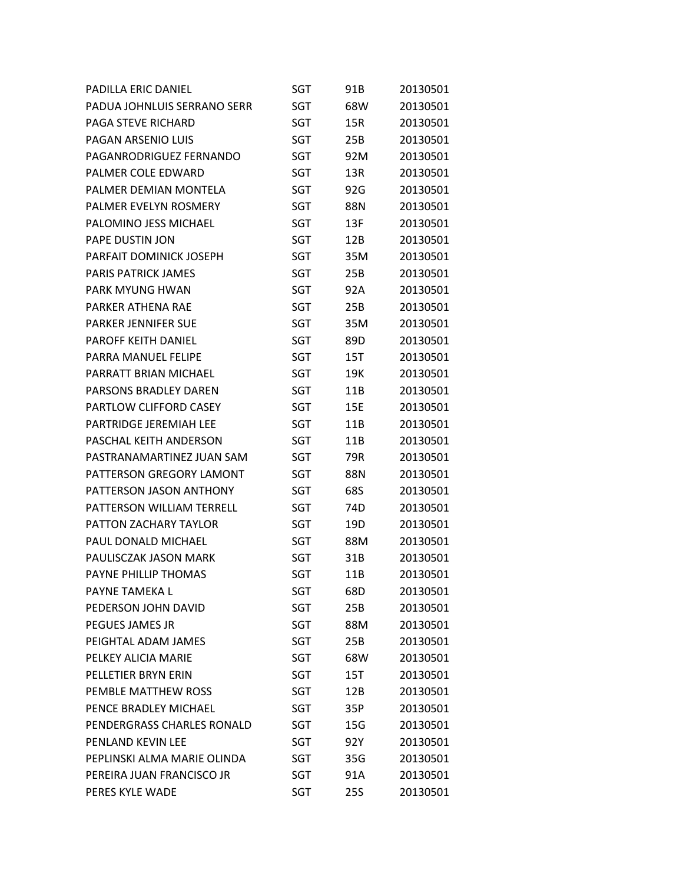| | | | |
|---|---|---|---|
| PADILLA ERIC DANIEL | SGT | 91B | 20130501 |
| PADUA JOHNLUIS SERRANO SERR | SGT | 68W | 20130501 |
| PAGA STEVE RICHARD | SGT | 15R | 20130501 |
| PAGAN ARSENIO LUIS | SGT | 25B | 20130501 |
| PAGANRODRIGUEZ FERNANDO | SGT | 92M | 20130501 |
| PALMER COLE EDWARD | SGT | 13R | 20130501 |
| PALMER DEMIAN MONTELA | SGT | 92G | 20130501 |
| PALMER EVELYN ROSMERY | SGT | 88N | 20130501 |
| PALOMINO JESS MICHAEL | SGT | 13F | 20130501 |
| PAPE DUSTIN JON | SGT | 12B | 20130501 |
| PARFAIT DOMINICK JOSEPH | SGT | 35M | 20130501 |
| PARIS PATRICK JAMES | SGT | 25B | 20130501 |
| PARK MYUNG HWAN | SGT | 92A | 20130501 |
| PARKER ATHENA RAE | SGT | 25B | 20130501 |
| PARKER JENNIFER SUE | SGT | 35M | 20130501 |
| PAROFF KEITH DANIEL | SGT | 89D | 20130501 |
| PARRA MANUEL FELIPE | SGT | 15T | 20130501 |
| PARRATT BRIAN MICHAEL | SGT | 19K | 20130501 |
| PARSONS BRADLEY DAREN | SGT | 11B | 20130501 |
| PARTLOW CLIFFORD CASEY | SGT | 15E | 20130501 |
| PARTRIDGE JEREMIAH LEE | SGT | 11B | 20130501 |
| PASCHAL KEITH ANDERSON | SGT | 11B | 20130501 |
| PASTRANAMARTINEZ JUAN SAM | SGT | 79R | 20130501 |
| PATTERSON GREGORY LAMONT | SGT | 88N | 20130501 |
| PATTERSON JASON ANTHONY | SGT | 68S | 20130501 |
| PATTERSON WILLIAM TERRELL | SGT | 74D | 20130501 |
| PATTON ZACHARY TAYLOR | SGT | 19D | 20130501 |
| PAUL DONALD MICHAEL | SGT | 88M | 20130501 |
| PAULISCZAK JASON MARK | SGT | 31B | 20130501 |
| PAYNE PHILLIP THOMAS | SGT | 11B | 20130501 |
| PAYNE TAMEKA L | SGT | 68D | 20130501 |
| PEDERSON JOHN DAVID | SGT | 25B | 20130501 |
| PEGUES JAMES JR | SGT | 88M | 20130501 |
| PEIGHTAL ADAM JAMES | SGT | 25B | 20130501 |
| PELKEY ALICIA MARIE | SGT | 68W | 20130501 |
| PELLETIER BRYN ERIN | SGT | 15T | 20130501 |
| PEMBLE MATTHEW ROSS | SGT | 12B | 20130501 |
| PENCE BRADLEY MICHAEL | SGT | 35P | 20130501 |
| PENDERGRASS CHARLES RONALD | SGT | 15G | 20130501 |
| PENLAND KEVIN LEE | SGT | 92Y | 20130501 |
| PEPLINSKI ALMA MARIE OLINDA | SGT | 35G | 20130501 |
| PEREIRA JUAN FRANCISCO JR | SGT | 91A | 20130501 |
| PERES KYLE WADE | SGT | 25S | 20130501 |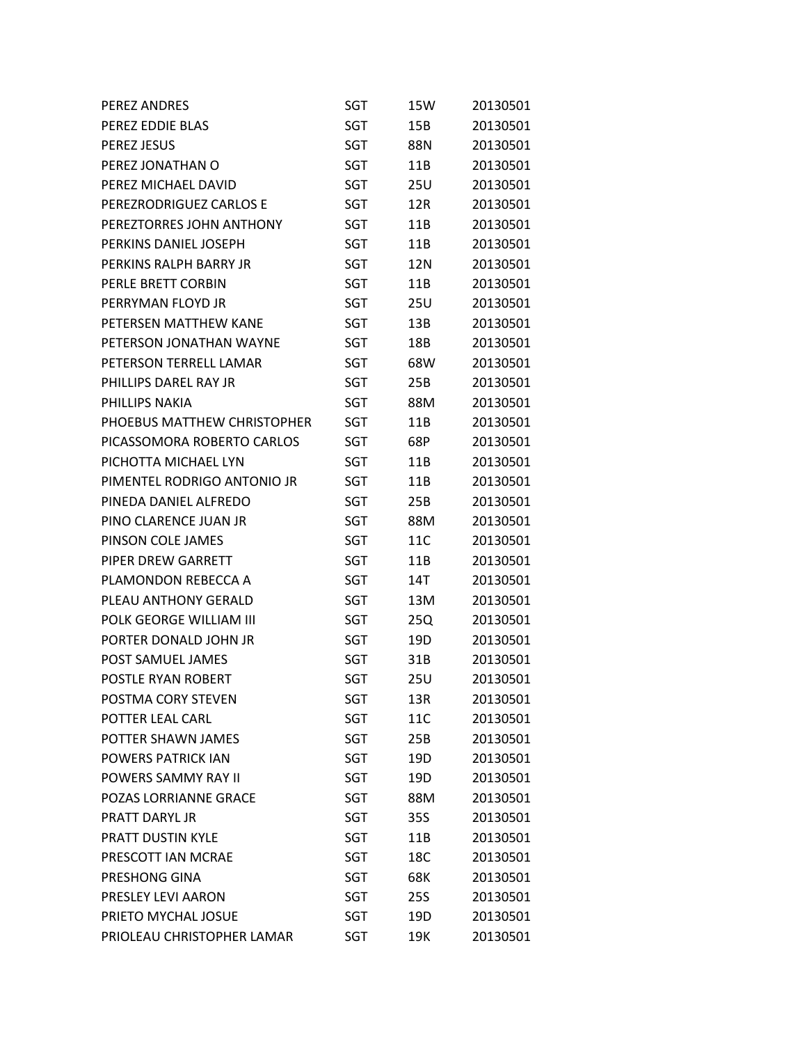| | | | |
|---|---|---|---|
| PEREZ ANDRES | SGT | 15W | 20130501 |
| PEREZ EDDIE BLAS | SGT | 15B | 20130501 |
| PEREZ JESUS | SGT | 88N | 20130501 |
| PEREZ JONATHAN O | SGT | 11B | 20130501 |
| PEREZ MICHAEL DAVID | SGT | 25U | 20130501 |
| PEREZRODRIGUEZ CARLOS E | SGT | 12R | 20130501 |
| PEREZTORRES JOHN ANTHONY | SGT | 11B | 20130501 |
| PERKINS DANIEL JOSEPH | SGT | 11B | 20130501 |
| PERKINS RALPH BARRY JR | SGT | 12N | 20130501 |
| PERLE BRETT CORBIN | SGT | 11B | 20130501 |
| PERRYMAN FLOYD JR | SGT | 25U | 20130501 |
| PETERSEN MATTHEW KANE | SGT | 13B | 20130501 |
| PETERSON JONATHAN WAYNE | SGT | 18B | 20130501 |
| PETERSON TERRELL LAMAR | SGT | 68W | 20130501 |
| PHILLIPS DAREL RAY JR | SGT | 25B | 20130501 |
| PHILLIPS NAKIA | SGT | 88M | 20130501 |
| PHOEBUS MATTHEW CHRISTOPHER | SGT | 11B | 20130501 |
| PICASSOMORA ROBERTO CARLOS | SGT | 68P | 20130501 |
| PICHOTTA MICHAEL LYN | SGT | 11B | 20130501 |
| PIMENTEL RODRIGO ANTONIO JR | SGT | 11B | 20130501 |
| PINEDA DANIEL ALFREDO | SGT | 25B | 20130501 |
| PINO CLARENCE JUAN JR | SGT | 88M | 20130501 |
| PINSON COLE JAMES | SGT | 11C | 20130501 |
| PIPER DREW GARRETT | SGT | 11B | 20130501 |
| PLAMONDON REBECCA A | SGT | 14T | 20130501 |
| PLEAU ANTHONY GERALD | SGT | 13M | 20130501 |
| POLK GEORGE WILLIAM III | SGT | 25Q | 20130501 |
| PORTER DONALD JOHN JR | SGT | 19D | 20130501 |
| POST SAMUEL JAMES | SGT | 31B | 20130501 |
| POSTLE RYAN ROBERT | SGT | 25U | 20130501 |
| POSTMA CORY STEVEN | SGT | 13R | 20130501 |
| POTTER LEAL CARL | SGT | 11C | 20130501 |
| POTTER SHAWN JAMES | SGT | 25B | 20130501 |
| POWERS PATRICK IAN | SGT | 19D | 20130501 |
| POWERS SAMMY RAY II | SGT | 19D | 20130501 |
| POZAS LORRIANNE GRACE | SGT | 88M | 20130501 |
| PRATT DARYL JR | SGT | 35S | 20130501 |
| PRATT DUSTIN KYLE | SGT | 11B | 20130501 |
| PRESCOTT IAN MCRAE | SGT | 18C | 20130501 |
| PRESHONG GINA | SGT | 68K | 20130501 |
| PRESLEY LEVI AARON | SGT | 25S | 20130501 |
| PRIETO MYCHAL JOSUE | SGT | 19D | 20130501 |
| PRIOLEAU CHRISTOPHER LAMAR | SGT | 19K | 20130501 |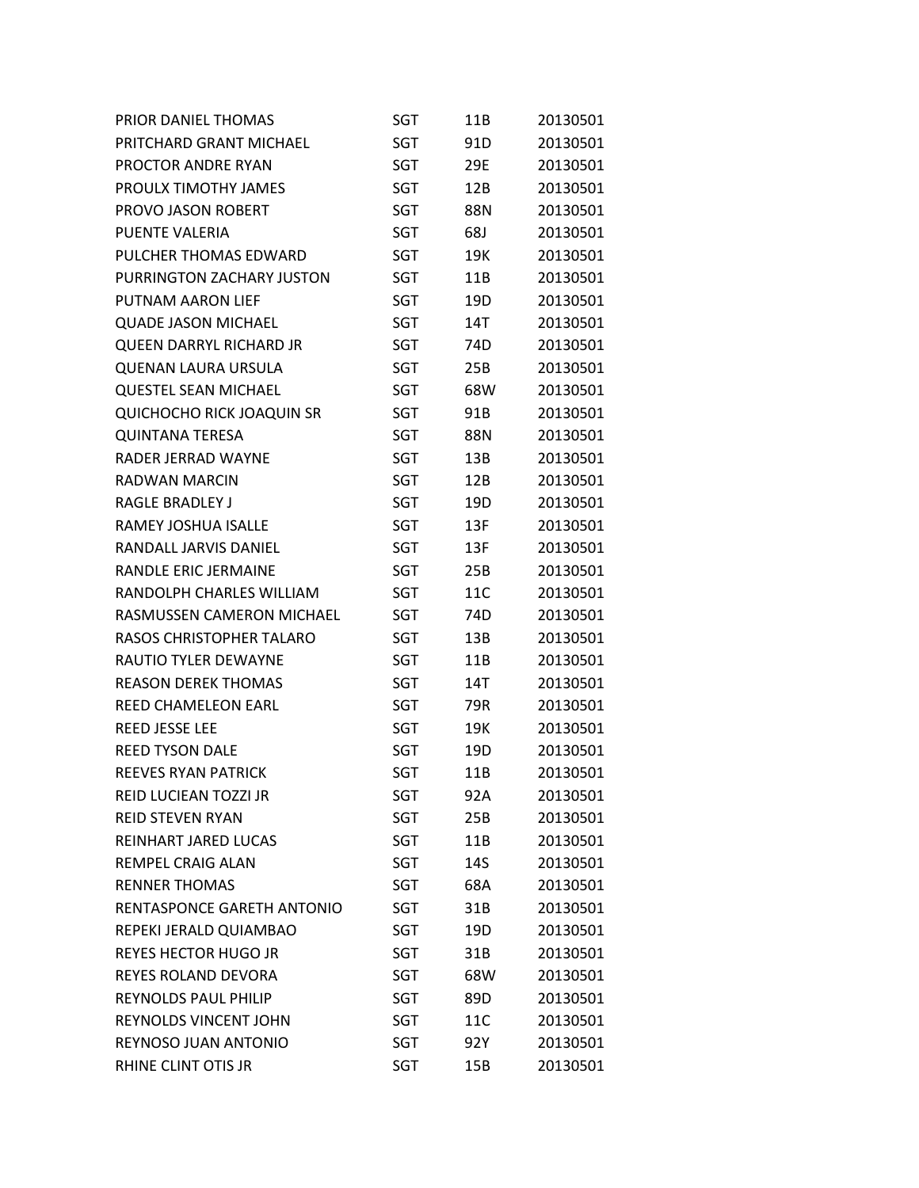| | | | |
|---|---|---|---|
| PRIOR DANIEL THOMAS | SGT | 11B | 20130501 |
| PRITCHARD GRANT MICHAEL | SGT | 91D | 20130501 |
| PROCTOR ANDRE RYAN | SGT | 29E | 20130501 |
| PROULX TIMOTHY JAMES | SGT | 12B | 20130501 |
| PROVO JASON ROBERT | SGT | 88N | 20130501 |
| PUENTE VALERIA | SGT | 68J | 20130501 |
| PULCHER THOMAS EDWARD | SGT | 19K | 20130501 |
| PURRINGTON ZACHARY JUSTON | SGT | 11B | 20130501 |
| PUTNAM AARON LIEF | SGT | 19D | 20130501 |
| QUADE JASON MICHAEL | SGT | 14T | 20130501 |
| QUEEN DARRYL RICHARD JR | SGT | 74D | 20130501 |
| QUENAN LAURA URSULA | SGT | 25B | 20130501 |
| QUESTEL SEAN MICHAEL | SGT | 68W | 20130501 |
| QUICHOCHO RICK JOAQUIN SR | SGT | 91B | 20130501 |
| QUINTANA TERESA | SGT | 88N | 20130501 |
| RADER JERRAD WAYNE | SGT | 13B | 20130501 |
| RADWAN MARCIN | SGT | 12B | 20130501 |
| RAGLE BRADLEY J | SGT | 19D | 20130501 |
| RAMEY JOSHUA ISALLE | SGT | 13F | 20130501 |
| RANDALL JARVIS DANIEL | SGT | 13F | 20130501 |
| RANDLE ERIC JERMAINE | SGT | 25B | 20130501 |
| RANDOLPH CHARLES WILLIAM | SGT | 11C | 20130501 |
| RASMUSSEN CAMERON MICHAEL | SGT | 74D | 20130501 |
| RASOS CHRISTOPHER TALARO | SGT | 13B | 20130501 |
| RAUTIO TYLER DEWAYNE | SGT | 11B | 20130501 |
| REASON DEREK THOMAS | SGT | 14T | 20130501 |
| REED CHAMELEON EARL | SGT | 79R | 20130501 |
| REED JESSE LEE | SGT | 19K | 20130501 |
| REED TYSON DALE | SGT | 19D | 20130501 |
| REEVES RYAN PATRICK | SGT | 11B | 20130501 |
| REID LUCIEAN TOZZI JR | SGT | 92A | 20130501 |
| REID STEVEN RYAN | SGT | 25B | 20130501 |
| REINHART JARED LUCAS | SGT | 11B | 20130501 |
| REMPEL CRAIG ALAN | SGT | 14S | 20130501 |
| RENNER THOMAS | SGT | 68A | 20130501 |
| RENTASPONCE GARETH ANTONIO | SGT | 31B | 20130501 |
| REPEKI JERALD QUIAMBAO | SGT | 19D | 20130501 |
| REYES HECTOR HUGO JR | SGT | 31B | 20130501 |
| REYES ROLAND DEVORA | SGT | 68W | 20130501 |
| REYNOLDS PAUL PHILIP | SGT | 89D | 20130501 |
| REYNOLDS VINCENT JOHN | SGT | 11C | 20130501 |
| REYNOSO JUAN ANTONIO | SGT | 92Y | 20130501 |
| RHINE CLINT OTIS JR | SGT | 15B | 20130501 |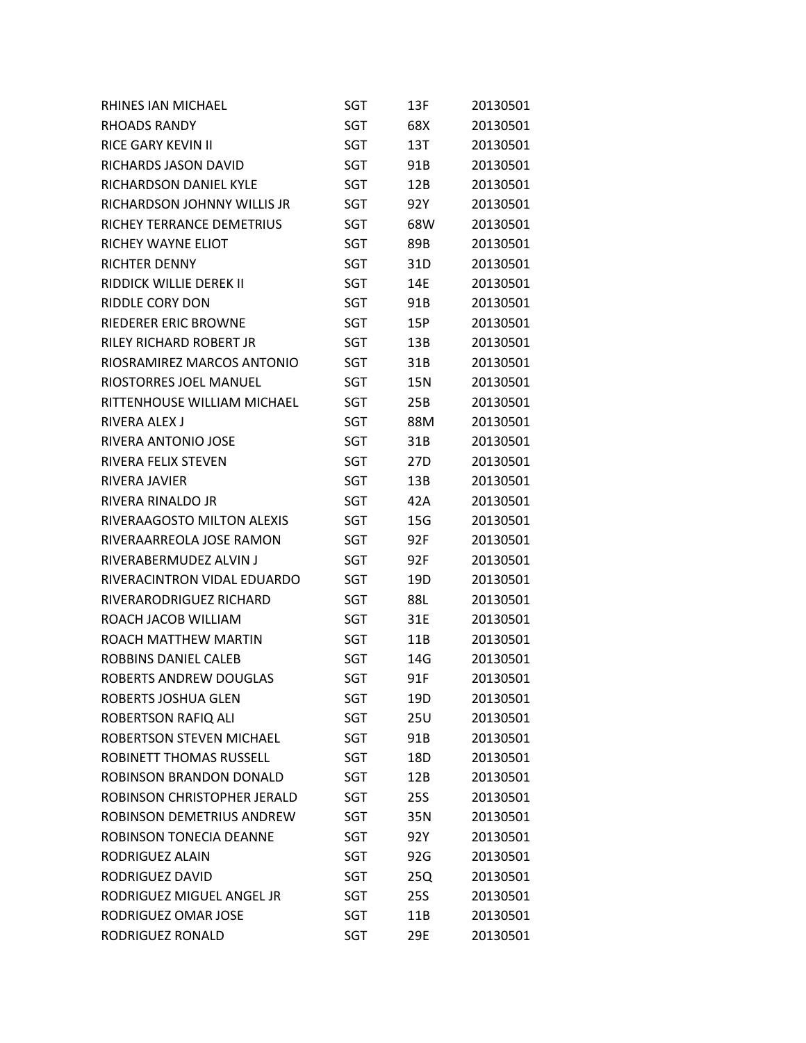| | | | |
|---|---|---|---|
| RHINES IAN MICHAEL | SGT | 13F | 20130501 |
| RHOADS RANDY | SGT | 68X | 20130501 |
| RICE GARY KEVIN II | SGT | 13T | 20130501 |
| RICHARDS JASON DAVID | SGT | 91B | 20130501 |
| RICHARDSON DANIEL KYLE | SGT | 12B | 20130501 |
| RICHARDSON JOHNNY WILLIS JR | SGT | 92Y | 20130501 |
| RICHEY TERRANCE DEMETRIUS | SGT | 68W | 20130501 |
| RICHEY WAYNE ELIOT | SGT | 89B | 20130501 |
| RICHTER DENNY | SGT | 31D | 20130501 |
| RIDDICK WILLIE DEREK II | SGT | 14E | 20130501 |
| RIDDLE CORY DON | SGT | 91B | 20130501 |
| RIEDERER ERIC BROWNE | SGT | 15P | 20130501 |
| RILEY RICHARD ROBERT JR | SGT | 13B | 20130501 |
| RIOSRAMIREZ MARCOS ANTONIO | SGT | 31B | 20130501 |
| RIOSTORRES JOEL MANUEL | SGT | 15N | 20130501 |
| RITTENHOUSE WILLIAM MICHAEL | SGT | 25B | 20130501 |
| RIVERA ALEX J | SGT | 88M | 20130501 |
| RIVERA ANTONIO JOSE | SGT | 31B | 20130501 |
| RIVERA FELIX STEVEN | SGT | 27D | 20130501 |
| RIVERA JAVIER | SGT | 13B | 20130501 |
| RIVERA RINALDO JR | SGT | 42A | 20130501 |
| RIVERAAGOSTO MILTON ALEXIS | SGT | 15G | 20130501 |
| RIVERAARREOLA JOSE RAMON | SGT | 92F | 20130501 |
| RIVERABERMUDEZ ALVIN J | SGT | 92F | 20130501 |
| RIVERACINTRON VIDAL EDUARDO | SGT | 19D | 20130501 |
| RIVERARODRIGUEZ RICHARD | SGT | 88L | 20130501 |
| ROACH JACOB WILLIAM | SGT | 31E | 20130501 |
| ROACH MATTHEW MARTIN | SGT | 11B | 20130501 |
| ROBBINS DANIEL CALEB | SGT | 14G | 20130501 |
| ROBERTS ANDREW DOUGLAS | SGT | 91F | 20130501 |
| ROBERTS JOSHUA GLEN | SGT | 19D | 20130501 |
| ROBERTSON RAFIQ ALI | SGT | 25U | 20130501 |
| ROBERTSON STEVEN MICHAEL | SGT | 91B | 20130501 |
| ROBINETT THOMAS RUSSELL | SGT | 18D | 20130501 |
| ROBINSON BRANDON DONALD | SGT | 12B | 20130501 |
| ROBINSON CHRISTOPHER JERALD | SGT | 25S | 20130501 |
| ROBINSON DEMETRIUS ANDREW | SGT | 35N | 20130501 |
| ROBINSON TONECIA DEANNE | SGT | 92Y | 20130501 |
| RODRIGUEZ ALAIN | SGT | 92G | 20130501 |
| RODRIGUEZ DAVID | SGT | 25Q | 20130501 |
| RODRIGUEZ MIGUEL ANGEL JR | SGT | 25S | 20130501 |
| RODRIGUEZ OMAR JOSE | SGT | 11B | 20130501 |
| RODRIGUEZ RONALD | SGT | 29E | 20130501 |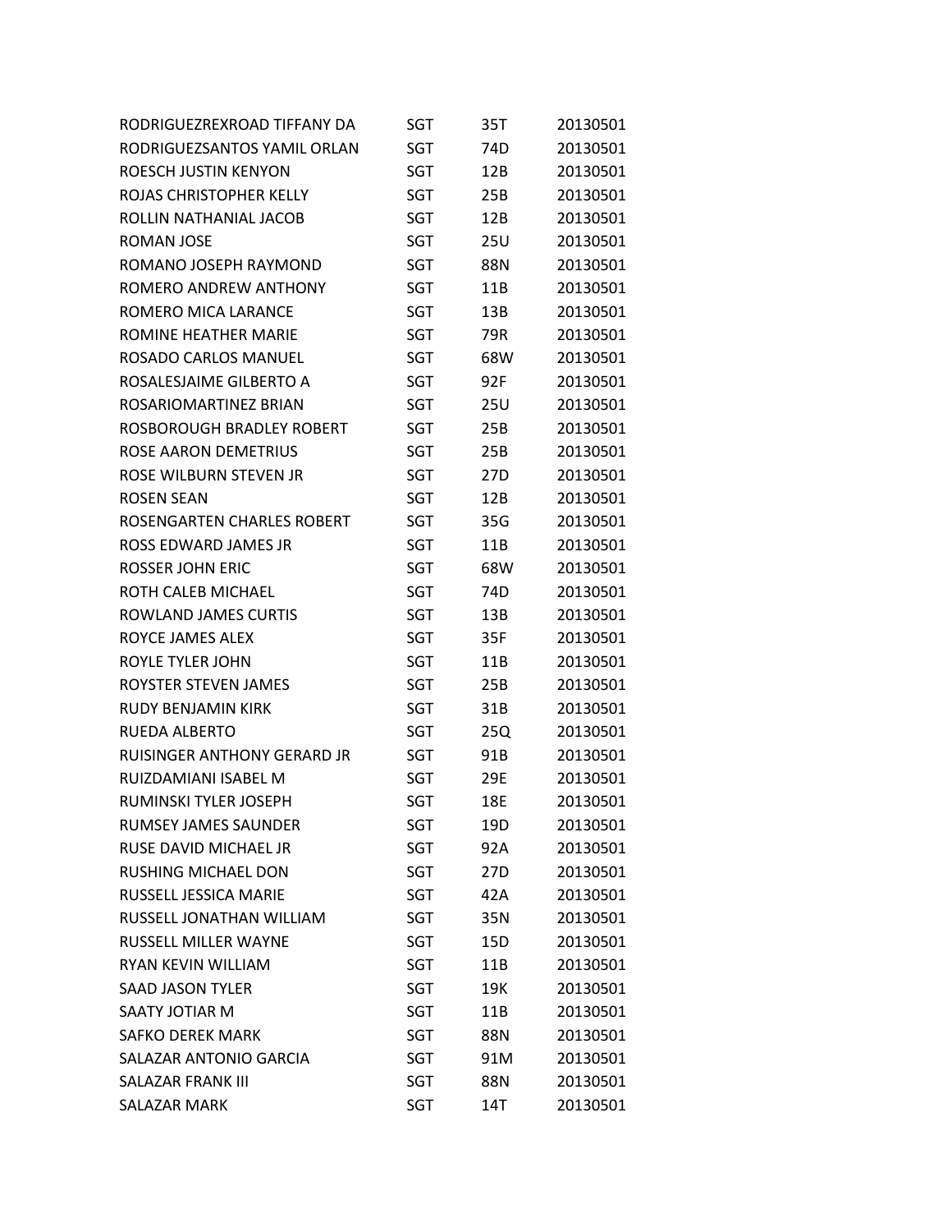| | | | |
|---|---|---|---|
| RODRIGUEZREXROAD TIFFANY DA | SGT | 35T | 20130501 |
| RODRIGUEZSANTOS YAMIL ORLAN | SGT | 74D | 20130501 |
| ROESCH JUSTIN KENYON | SGT | 12B | 20130501 |
| ROJAS CHRISTOPHER KELLY | SGT | 25B | 20130501 |
| ROLLIN NATHANIAL JACOB | SGT | 12B | 20130501 |
| ROMAN JOSE | SGT | 25U | 20130501 |
| ROMANO JOSEPH RAYMOND | SGT | 88N | 20130501 |
| ROMERO ANDREW ANTHONY | SGT | 11B | 20130501 |
| ROMERO MICA LARANCE | SGT | 13B | 20130501 |
| ROMINE HEATHER MARIE | SGT | 79R | 20130501 |
| ROSADO CARLOS MANUEL | SGT | 68W | 20130501 |
| ROSALESJAIME GILBERTO A | SGT | 92F | 20130501 |
| ROSARIOMARTINEZ BRIAN | SGT | 25U | 20130501 |
| ROSBOROUGH BRADLEY ROBERT | SGT | 25B | 20130501 |
| ROSE AARON DEMETRIUS | SGT | 25B | 20130501 |
| ROSE WILBURN STEVEN JR | SGT | 27D | 20130501 |
| ROSEN SEAN | SGT | 12B | 20130501 |
| ROSENGARTEN CHARLES ROBERT | SGT | 35G | 20130501 |
| ROSS EDWARD JAMES JR | SGT | 11B | 20130501 |
| ROSSER JOHN ERIC | SGT | 68W | 20130501 |
| ROTH CALEB MICHAEL | SGT | 74D | 20130501 |
| ROWLAND JAMES CURTIS | SGT | 13B | 20130501 |
| ROYCE JAMES ALEX | SGT | 35F | 20130501 |
| ROYLE TYLER JOHN | SGT | 11B | 20130501 |
| ROYSTER STEVEN JAMES | SGT | 25B | 20130501 |
| RUDY BENJAMIN KIRK | SGT | 31B | 20130501 |
| RUEDA ALBERTO | SGT | 25Q | 20130501 |
| RUISINGER ANTHONY GERARD JR | SGT | 91B | 20130501 |
| RUIZDAMIANI ISABEL M | SGT | 29E | 20130501 |
| RUMINSKI TYLER JOSEPH | SGT | 18E | 20130501 |
| RUMSEY JAMES SAUNDER | SGT | 19D | 20130501 |
| RUSE DAVID MICHAEL JR | SGT | 92A | 20130501 |
| RUSHING MICHAEL DON | SGT | 27D | 20130501 |
| RUSSELL JESSICA MARIE | SGT | 42A | 20130501 |
| RUSSELL JONATHAN WILLIAM | SGT | 35N | 20130501 |
| RUSSELL MILLER WAYNE | SGT | 15D | 20130501 |
| RYAN KEVIN WILLIAM | SGT | 11B | 20130501 |
| SAAD JASON TYLER | SGT | 19K | 20130501 |
| SAATY JOTIAR M | SGT | 11B | 20130501 |
| SAFKO DEREK MARK | SGT | 88N | 20130501 |
| SALAZAR ANTONIO GARCIA | SGT | 91M | 20130501 |
| SALAZAR FRANK III | SGT | 88N | 20130501 |
| SALAZAR MARK | SGT | 14T | 20130501 |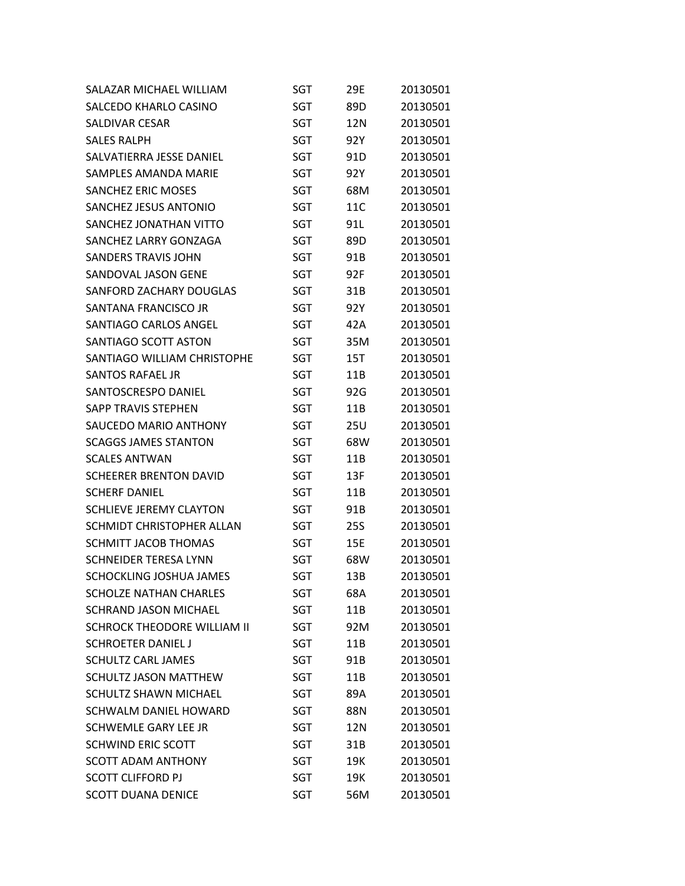| | | | |
|---|---|---|---|
| SALAZAR MICHAEL WILLIAM | SGT | 29E | 20130501 |
| SALCEDO KHARLO CASINO | SGT | 89D | 20130501 |
| SALDIVAR CESAR | SGT | 12N | 20130501 |
| SALES RALPH | SGT | 92Y | 20130501 |
| SALVATIERRA JESSE DANIEL | SGT | 91D | 20130501 |
| SAMPLES AMANDA MARIE | SGT | 92Y | 20130501 |
| SANCHEZ ERIC MOSES | SGT | 68M | 20130501 |
| SANCHEZ JESUS ANTONIO | SGT | 11C | 20130501 |
| SANCHEZ JONATHAN VITTO | SGT | 91L | 20130501 |
| SANCHEZ LARRY GONZAGA | SGT | 89D | 20130501 |
| SANDERS TRAVIS JOHN | SGT | 91B | 20130501 |
| SANDOVAL JASON GENE | SGT | 92F | 20130501 |
| SANFORD ZACHARY DOUGLAS | SGT | 31B | 20130501 |
| SANTANA FRANCISCO JR | SGT | 92Y | 20130501 |
| SANTIAGO CARLOS ANGEL | SGT | 42A | 20130501 |
| SANTIAGO SCOTT ASTON | SGT | 35M | 20130501 |
| SANTIAGO WILLIAM CHRISTOPHE | SGT | 15T | 20130501 |
| SANTOS RAFAEL JR | SGT | 11B | 20130501 |
| SANTOSCRESPO DANIEL | SGT | 92G | 20130501 |
| SAPP TRAVIS STEPHEN | SGT | 11B | 20130501 |
| SAUCEDO MARIO ANTHONY | SGT | 25U | 20130501 |
| SCAGGS JAMES STANTON | SGT | 68W | 20130501 |
| SCALES ANTWAN | SGT | 11B | 20130501 |
| SCHEERER BRENTON DAVID | SGT | 13F | 20130501 |
| SCHERF DANIEL | SGT | 11B | 20130501 |
| SCHLIEVE JEREMY CLAYTON | SGT | 91B | 20130501 |
| SCHMIDT CHRISTOPHER ALLAN | SGT | 25S | 20130501 |
| SCHMITT JACOB THOMAS | SGT | 15E | 20130501 |
| SCHNEIDER TERESA LYNN | SGT | 68W | 20130501 |
| SCHOCKLING JOSHUA JAMES | SGT | 13B | 20130501 |
| SCHOLZE NATHAN CHARLES | SGT | 68A | 20130501 |
| SCHRAND JASON MICHAEL | SGT | 11B | 20130501 |
| SCHROCK THEODORE WILLIAM II | SGT | 92M | 20130501 |
| SCHROETER DANIEL J | SGT | 11B | 20130501 |
| SCHULTZ CARL JAMES | SGT | 91B | 20130501 |
| SCHULTZ JASON MATTHEW | SGT | 11B | 20130501 |
| SCHULTZ SHAWN MICHAEL | SGT | 89A | 20130501 |
| SCHWALM DANIEL HOWARD | SGT | 88N | 20130501 |
| SCHWEMLE GARY LEE JR | SGT | 12N | 20130501 |
| SCHWIND ERIC SCOTT | SGT | 31B | 20130501 |
| SCOTT ADAM ANTHONY | SGT | 19K | 20130501 |
| SCOTT CLIFFORD PJ | SGT | 19K | 20130501 |
| SCOTT DUANA DENICE | SGT | 56M | 20130501 |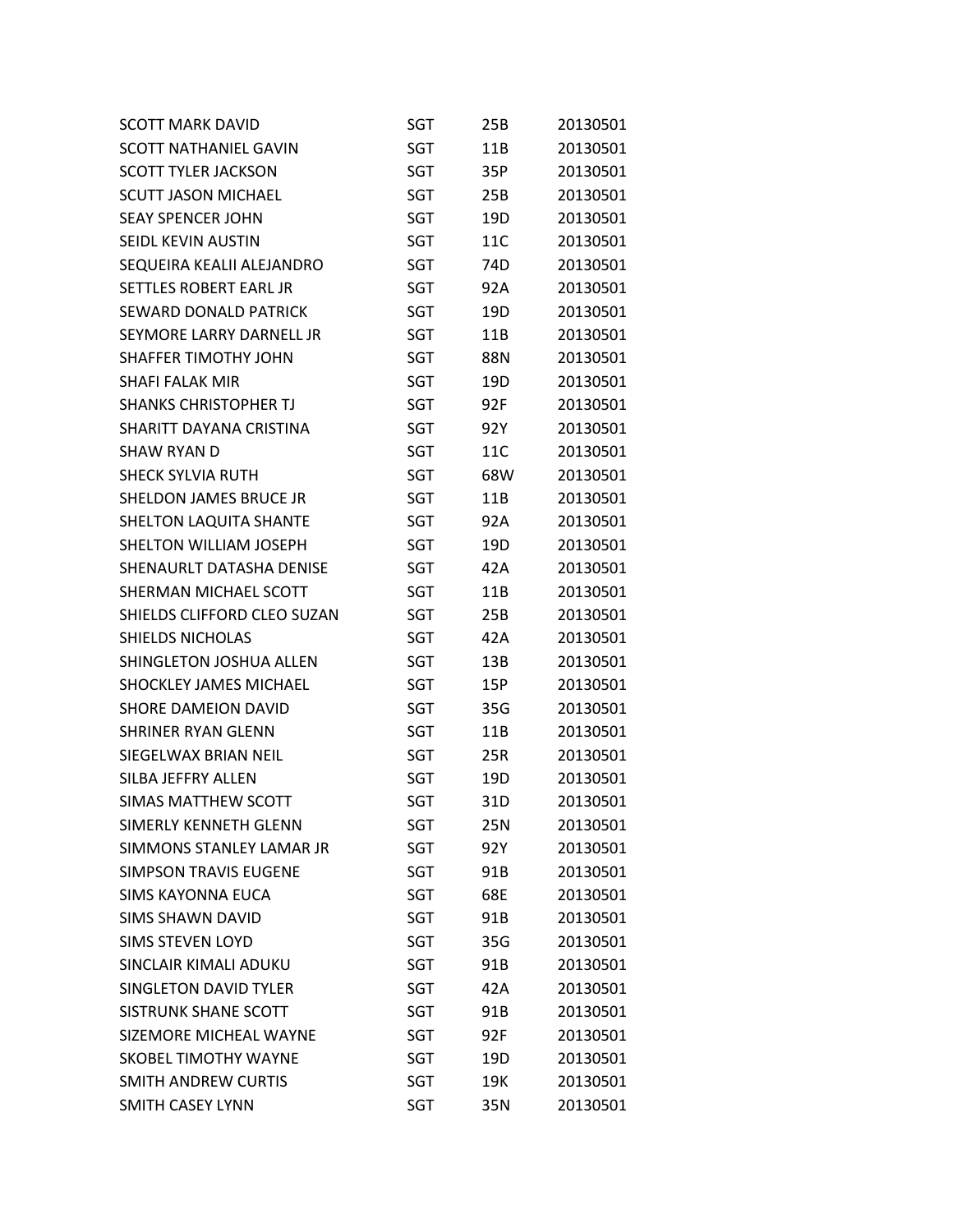| | | | |
|---|---|---|---|
| SCOTT MARK DAVID | SGT | 25B | 20130501 |
| SCOTT NATHANIEL GAVIN | SGT | 11B | 20130501 |
| SCOTT TYLER JACKSON | SGT | 35P | 20130501 |
| SCUTT JASON MICHAEL | SGT | 25B | 20130501 |
| SEAY SPENCER JOHN | SGT | 19D | 20130501 |
| SEIDL KEVIN AUSTIN | SGT | 11C | 20130501 |
| SEQUEIRA KEALII ALEJANDRO | SGT | 74D | 20130501 |
| SETTLES ROBERT EARL JR | SGT | 92A | 20130501 |
| SEWARD DONALD PATRICK | SGT | 19D | 20130501 |
| SEYMORE LARRY DARNELL JR | SGT | 11B | 20130501 |
| SHAFFER TIMOTHY JOHN | SGT | 88N | 20130501 |
| SHAFI FALAK MIR | SGT | 19D | 20130501 |
| SHANKS CHRISTOPHER TJ | SGT | 92F | 20130501 |
| SHARITT DAYANA CRISTINA | SGT | 92Y | 20130501 |
| SHAW RYAN D | SGT | 11C | 20130501 |
| SHECK SYLVIA RUTH | SGT | 68W | 20130501 |
| SHELDON JAMES BRUCE JR | SGT | 11B | 20130501 |
| SHELTON LAQUITA SHANTE | SGT | 92A | 20130501 |
| SHELTON WILLIAM JOSEPH | SGT | 19D | 20130501 |
| SHENAURLT DATASHA DENISE | SGT | 42A | 20130501 |
| SHERMAN MICHAEL SCOTT | SGT | 11B | 20130501 |
| SHIELDS CLIFFORD CLEO SUZAN | SGT | 25B | 20130501 |
| SHIELDS NICHOLAS | SGT | 42A | 20130501 |
| SHINGLETON JOSHUA ALLEN | SGT | 13B | 20130501 |
| SHOCKLEY JAMES MICHAEL | SGT | 15P | 20130501 |
| SHORE DAMEION DAVID | SGT | 35G | 20130501 |
| SHRINER RYAN GLENN | SGT | 11B | 20130501 |
| SIEGELWAX BRIAN NEIL | SGT | 25R | 20130501 |
| SILBA JEFFRY ALLEN | SGT | 19D | 20130501 |
| SIMAS MATTHEW SCOTT | SGT | 31D | 20130501 |
| SIMERLY KENNETH GLENN | SGT | 25N | 20130501 |
| SIMMONS STANLEY LAMAR JR | SGT | 92Y | 20130501 |
| SIMPSON TRAVIS EUGENE | SGT | 91B | 20130501 |
| SIMS KAYONNA EUCA | SGT | 68E | 20130501 |
| SIMS SHAWN DAVID | SGT | 91B | 20130501 |
| SIMS STEVEN LOYD | SGT | 35G | 20130501 |
| SINCLAIR KIMALI ADUKU | SGT | 91B | 20130501 |
| SINGLETON DAVID TYLER | SGT | 42A | 20130501 |
| SISTRUNK SHANE SCOTT | SGT | 91B | 20130501 |
| SIZEMORE MICHEAL WAYNE | SGT | 92F | 20130501 |
| SKOBEL TIMOTHY WAYNE | SGT | 19D | 20130501 |
| SMITH ANDREW CURTIS | SGT | 19K | 20130501 |
| SMITH CASEY LYNN | SGT | 35N | 20130501 |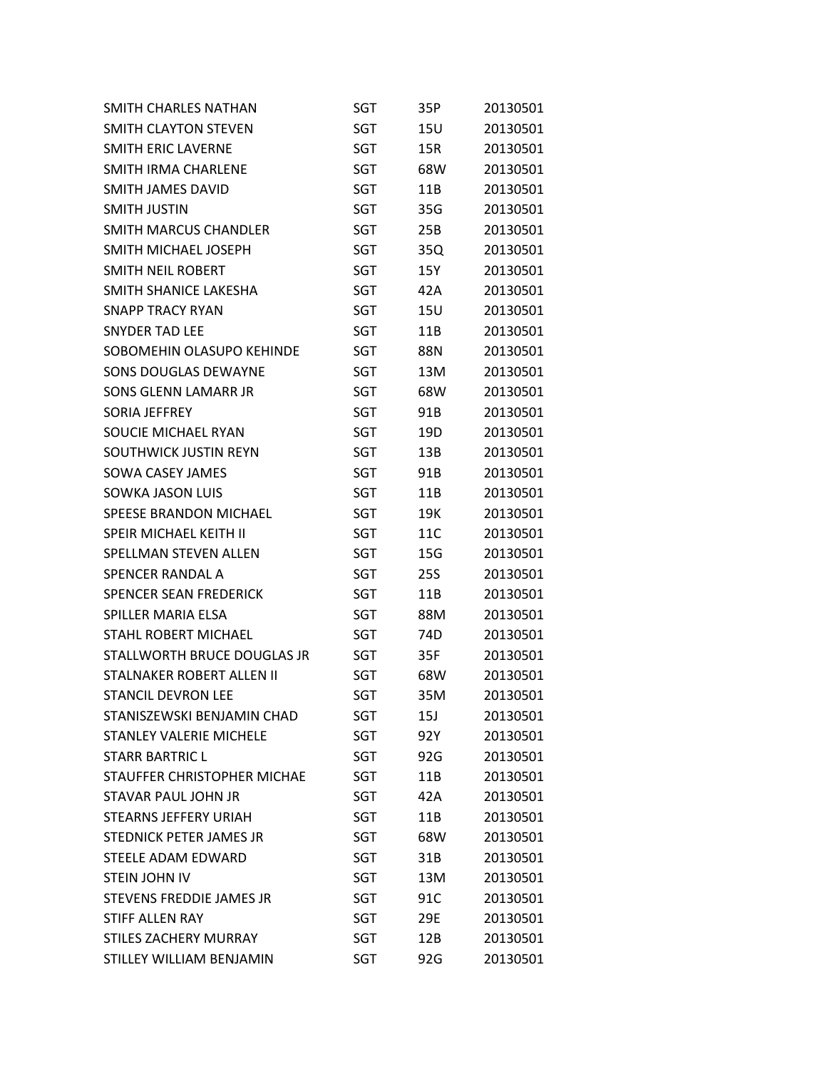| | | | |
|---|---|---|---|
| SMITH CHARLES NATHAN | SGT | 35P | 20130501 |
| SMITH CLAYTON STEVEN | SGT | 15U | 20130501 |
| SMITH ERIC LAVERNE | SGT | 15R | 20130501 |
| SMITH IRMA CHARLENE | SGT | 68W | 20130501 |
| SMITH JAMES DAVID | SGT | 11B | 20130501 |
| SMITH JUSTIN | SGT | 35G | 20130501 |
| SMITH MARCUS CHANDLER | SGT | 25B | 20130501 |
| SMITH MICHAEL JOSEPH | SGT | 35Q | 20130501 |
| SMITH NEIL ROBERT | SGT | 15Y | 20130501 |
| SMITH SHANICE LAKESHA | SGT | 42A | 20130501 |
| SNAPP TRACY RYAN | SGT | 15U | 20130501 |
| SNYDER TAD LEE | SGT | 11B | 20130501 |
| SOBOMEHIN OLASUPO KEHINDE | SGT | 88N | 20130501 |
| SONS DOUGLAS DEWAYNE | SGT | 13M | 20130501 |
| SONS GLENN LAMARR JR | SGT | 68W | 20130501 |
| SORIA JEFFREY | SGT | 91B | 20130501 |
| SOUCIE MICHAEL RYAN | SGT | 19D | 20130501 |
| SOUTHWICK JUSTIN REYN | SGT | 13B | 20130501 |
| SOWA CASEY JAMES | SGT | 91B | 20130501 |
| SOWKA JASON LUIS | SGT | 11B | 20130501 |
| SPEESE BRANDON MICHAEL | SGT | 19K | 20130501 |
| SPEIR MICHAEL KEITH II | SGT | 11C | 20130501 |
| SPELLMAN STEVEN ALLEN | SGT | 15G | 20130501 |
| SPENCER RANDAL A | SGT | 25S | 20130501 |
| SPENCER SEAN FREDERICK | SGT | 11B | 20130501 |
| SPILLER MARIA ELSA | SGT | 88M | 20130501 |
| STAHL ROBERT MICHAEL | SGT | 74D | 20130501 |
| STALLWORTH BRUCE DOUGLAS JR | SGT | 35F | 20130501 |
| STALNAKER ROBERT ALLEN II | SGT | 68W | 20130501 |
| STANCIL DEVRON LEE | SGT | 35M | 20130501 |
| STANISZEWSKI BENJAMIN CHAD | SGT | 15J | 20130501 |
| STANLEY VALERIE MICHELE | SGT | 92Y | 20130501 |
| STARR BARTRIC L | SGT | 92G | 20130501 |
| STAUFFER CHRISTOPHER MICHAE | SGT | 11B | 20130501 |
| STAVAR PAUL JOHN JR | SGT | 42A | 20130501 |
| STEARNS JEFFERY URIAH | SGT | 11B | 20130501 |
| STEDNICK PETER JAMES JR | SGT | 68W | 20130501 |
| STEELE ADAM EDWARD | SGT | 31B | 20130501 |
| STEIN JOHN IV | SGT | 13M | 20130501 |
| STEVENS FREDDIE JAMES JR | SGT | 91C | 20130501 |
| STIFF ALLEN RAY | SGT | 29E | 20130501 |
| STILES ZACHERY MURRAY | SGT | 12B | 20130501 |
| STILLEY WILLIAM BENJAMIN | SGT | 92G | 20130501 |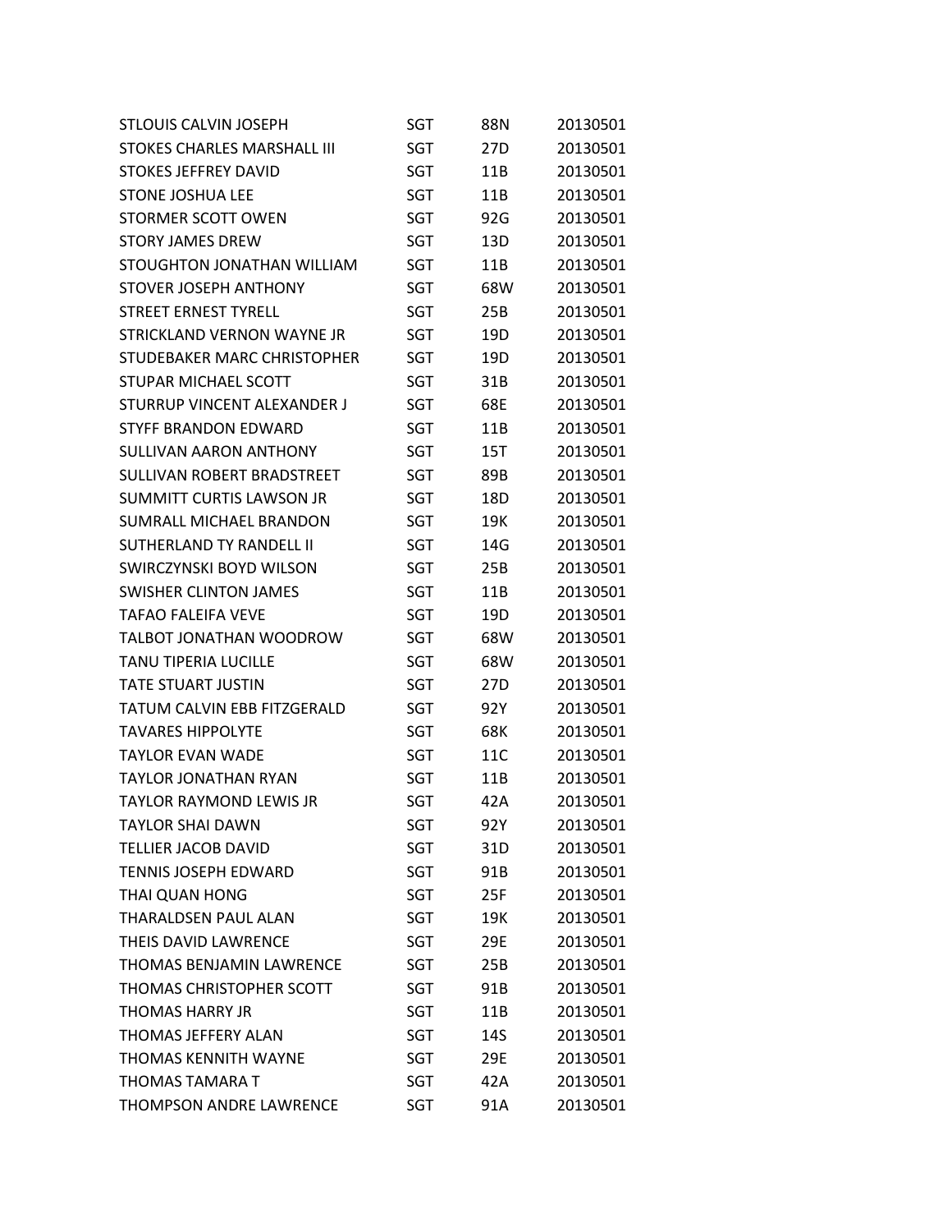| | | | |
|---|---|---|---|
| STLOUIS CALVIN JOSEPH | SGT | 88N | 20130501 |
| STOKES CHARLES MARSHALL III | SGT | 27D | 20130501 |
| STOKES JEFFREY DAVID | SGT | 11B | 20130501 |
| STONE JOSHUA LEE | SGT | 11B | 20130501 |
| STORMER SCOTT OWEN | SGT | 92G | 20130501 |
| STORY JAMES DREW | SGT | 13D | 20130501 |
| STOUGHTON JONATHAN WILLIAM | SGT | 11B | 20130501 |
| STOVER JOSEPH ANTHONY | SGT | 68W | 20130501 |
| STREET ERNEST TYRELL | SGT | 25B | 20130501 |
| STRICKLAND VERNON WAYNE JR | SGT | 19D | 20130501 |
| STUDEBAKER MARC CHRISTOPHER | SGT | 19D | 20130501 |
| STUPAR MICHAEL SCOTT | SGT | 31B | 20130501 |
| STURRUP VINCENT ALEXANDER J | SGT | 68E | 20130501 |
| STYFF BRANDON EDWARD | SGT | 11B | 20130501 |
| SULLIVAN AARON ANTHONY | SGT | 15T | 20130501 |
| SULLIVAN ROBERT BRADSTREET | SGT | 89B | 20130501 |
| SUMMITT CURTIS LAWSON JR | SGT | 18D | 20130501 |
| SUMRALL MICHAEL BRANDON | SGT | 19K | 20130501 |
| SUTHERLAND TY RANDELL II | SGT | 14G | 20130501 |
| SWIRCZYNSKI BOYD WILSON | SGT | 25B | 20130501 |
| SWISHER CLINTON JAMES | SGT | 11B | 20130501 |
| TAFAO FALEIFA VEVE | SGT | 19D | 20130501 |
| TALBOT JONATHAN WOODROW | SGT | 68W | 20130501 |
| TANU TIPERIA LUCILLE | SGT | 68W | 20130501 |
| TATE STUART JUSTIN | SGT | 27D | 20130501 |
| TATUM CALVIN EBB FITZGERALD | SGT | 92Y | 20130501 |
| TAVARES HIPPOLYTE | SGT | 68K | 20130501 |
| TAYLOR EVAN WADE | SGT | 11C | 20130501 |
| TAYLOR JONATHAN RYAN | SGT | 11B | 20130501 |
| TAYLOR RAYMOND LEWIS JR | SGT | 42A | 20130501 |
| TAYLOR SHAI DAWN | SGT | 92Y | 20130501 |
| TELLIER JACOB DAVID | SGT | 31D | 20130501 |
| TENNIS JOSEPH EDWARD | SGT | 91B | 20130501 |
| THAI QUAN HONG | SGT | 25F | 20130501 |
| THARALDSEN PAUL ALAN | SGT | 19K | 20130501 |
| THEIS DAVID LAWRENCE | SGT | 29E | 20130501 |
| THOMAS BENJAMIN LAWRENCE | SGT | 25B | 20130501 |
| THOMAS CHRISTOPHER SCOTT | SGT | 91B | 20130501 |
| THOMAS HARRY JR | SGT | 11B | 20130501 |
| THOMAS JEFFERY ALAN | SGT | 14S | 20130501 |
| THOMAS KENNITH WAYNE | SGT | 29E | 20130501 |
| THOMAS TAMARA T | SGT | 42A | 20130501 |
| THOMPSON ANDRE LAWRENCE | SGT | 91A | 20130501 |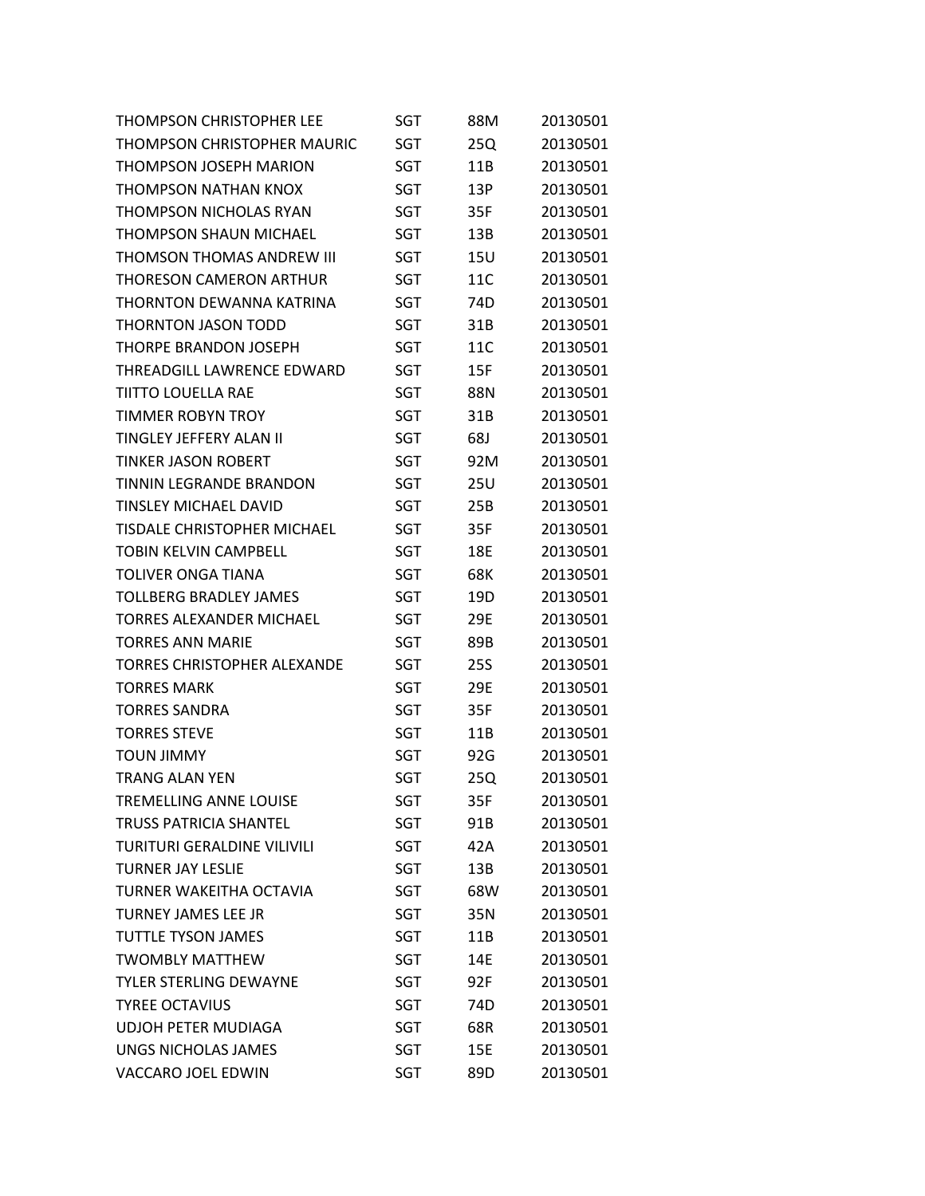| | | | |
|---|---|---|---|
| THOMPSON CHRISTOPHER LEE | SGT | 88M | 20130501 |
| THOMPSON CHRISTOPHER MAURIC | SGT | 25Q | 20130501 |
| THOMPSON JOSEPH MARION | SGT | 11B | 20130501 |
| THOMPSON NATHAN KNOX | SGT | 13P | 20130501 |
| THOMPSON NICHOLAS RYAN | SGT | 35F | 20130501 |
| THOMPSON SHAUN MICHAEL | SGT | 13B | 20130501 |
| THOMSON THOMAS ANDREW III | SGT | 15U | 20130501 |
| THORESON CAMERON ARTHUR | SGT | 11C | 20130501 |
| THORNTON DEWANNA KATRINA | SGT | 74D | 20130501 |
| THORNTON JASON TODD | SGT | 31B | 20130501 |
| THORPE BRANDON JOSEPH | SGT | 11C | 20130501 |
| THREADGILL LAWRENCE EDWARD | SGT | 15F | 20130501 |
| TIITTO LOUELLA RAE | SGT | 88N | 20130501 |
| TIMMER ROBYN TROY | SGT | 31B | 20130501 |
| TINGLEY JEFFERY ALAN II | SGT | 68J | 20130501 |
| TINKER JASON ROBERT | SGT | 92M | 20130501 |
| TINNIN LEGRANDE BRANDON | SGT | 25U | 20130501 |
| TINSLEY MICHAEL DAVID | SGT | 25B | 20130501 |
| TISDALE CHRISTOPHER MICHAEL | SGT | 35F | 20130501 |
| TOBIN KELVIN CAMPBELL | SGT | 18E | 20130501 |
| TOLIVER ONGA TIANA | SGT | 68K | 20130501 |
| TOLLBERG BRADLEY JAMES | SGT | 19D | 20130501 |
| TORRES ALEXANDER MICHAEL | SGT | 29E | 20130501 |
| TORRES ANN MARIE | SGT | 89B | 20130501 |
| TORRES CHRISTOPHER ALEXANDE | SGT | 25S | 20130501 |
| TORRES MARK | SGT | 29E | 20130501 |
| TORRES SANDRA | SGT | 35F | 20130501 |
| TORRES STEVE | SGT | 11B | 20130501 |
| TOUN JIMMY | SGT | 92G | 20130501 |
| TRANG ALAN YEN | SGT | 25Q | 20130501 |
| TREMELLING ANNE LOUISE | SGT | 35F | 20130501 |
| TRUSS PATRICIA SHANTEL | SGT | 91B | 20130501 |
| TURITURI GERALDINE VILIVILI | SGT | 42A | 20130501 |
| TURNER JAY LESLIE | SGT | 13B | 20130501 |
| TURNER WAKEITHA OCTAVIA | SGT | 68W | 20130501 |
| TURNEY JAMES LEE JR | SGT | 35N | 20130501 |
| TUTTLE TYSON JAMES | SGT | 11B | 20130501 |
| TWOMBLY MATTHEW | SGT | 14E | 20130501 |
| TYLER STERLING DEWAYNE | SGT | 92F | 20130501 |
| TYREE OCTAVIUS | SGT | 74D | 20130501 |
| UDJOH PETER MUDIAGA | SGT | 68R | 20130501 |
| UNGS NICHOLAS JAMES | SGT | 15E | 20130501 |
| VACCARO JOEL EDWIN | SGT | 89D | 20130501 |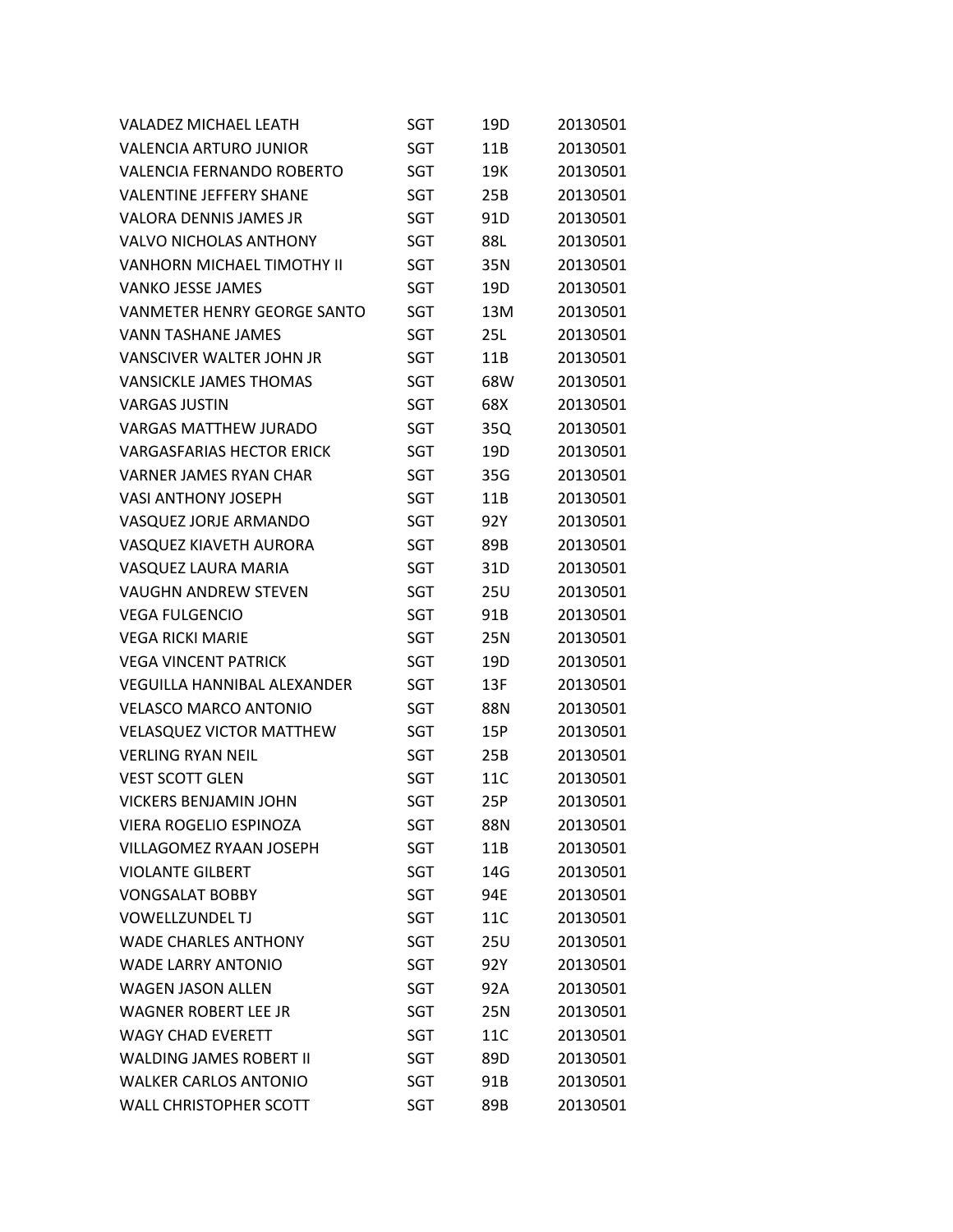| | | | |
|---|---|---|---|
| VALADEZ MICHAEL LEATH | SGT | 19D | 20130501 |
| VALENCIA ARTURO JUNIOR | SGT | 11B | 20130501 |
| VALENCIA FERNANDO ROBERTO | SGT | 19K | 20130501 |
| VALENTINE JEFFERY SHANE | SGT | 25B | 20130501 |
| VALORA DENNIS JAMES JR | SGT | 91D | 20130501 |
| VALVO NICHOLAS ANTHONY | SGT | 88L | 20130501 |
| VANHORN MICHAEL TIMOTHY II | SGT | 35N | 20130501 |
| VANKO JESSE JAMES | SGT | 19D | 20130501 |
| VANMETER HENRY GEORGE SANTO | SGT | 13M | 20130501 |
| VANN TASHANE JAMES | SGT | 25L | 20130501 |
| VANSCIVER WALTER JOHN JR | SGT | 11B | 20130501 |
| VANSICKLE JAMES THOMAS | SGT | 68W | 20130501 |
| VARGAS JUSTIN | SGT | 68X | 20130501 |
| VARGAS MATTHEW JURADO | SGT | 35Q | 20130501 |
| VARGASFARIAS HECTOR ERICK | SGT | 19D | 20130501 |
| VARNER JAMES RYAN CHAR | SGT | 35G | 20130501 |
| VASI ANTHONY JOSEPH | SGT | 11B | 20130501 |
| VASQUEZ JORJE ARMANDO | SGT | 92Y | 20130501 |
| VASQUEZ KIAVETH AURORA | SGT | 89B | 20130501 |
| VASQUEZ LAURA MARIA | SGT | 31D | 20130501 |
| VAUGHN ANDREW STEVEN | SGT | 25U | 20130501 |
| VEGA FULGENCIO | SGT | 91B | 20130501 |
| VEGA RICKI MARIE | SGT | 25N | 20130501 |
| VEGA VINCENT PATRICK | SGT | 19D | 20130501 |
| VEGUILLA HANNIBAL ALEXANDER | SGT | 13F | 20130501 |
| VELASCO MARCO ANTONIO | SGT | 88N | 20130501 |
| VELASQUEZ VICTOR MATTHEW | SGT | 15P | 20130501 |
| VERLING RYAN NEIL | SGT | 25B | 20130501 |
| VEST SCOTT GLEN | SGT | 11C | 20130501 |
| VICKERS BENJAMIN JOHN | SGT | 25P | 20130501 |
| VIERA ROGELIO ESPINOZA | SGT | 88N | 20130501 |
| VILLAGOMEZ RYAAN JOSEPH | SGT | 11B | 20130501 |
| VIOLANTE GILBERT | SGT | 14G | 20130501 |
| VONGSALAT BOBBY | SGT | 94E | 20130501 |
| VOWELLZUNDEL TJ | SGT | 11C | 20130501 |
| WADE CHARLES ANTHONY | SGT | 25U | 20130501 |
| WADE LARRY ANTONIO | SGT | 92Y | 20130501 |
| WAGEN JASON ALLEN | SGT | 92A | 20130501 |
| WAGNER ROBERT LEE JR | SGT | 25N | 20130501 |
| WAGY CHAD EVERETT | SGT | 11C | 20130501 |
| WALDING JAMES ROBERT II | SGT | 89D | 20130501 |
| WALKER CARLOS ANTONIO | SGT | 91B | 20130501 |
| WALL CHRISTOPHER SCOTT | SGT | 89B | 20130501 |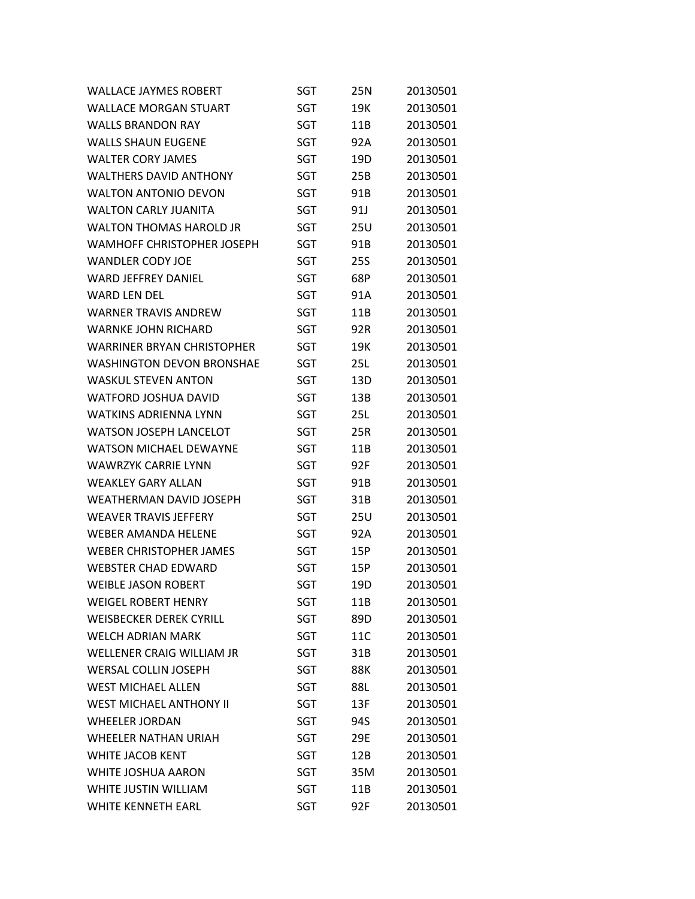| | | | |
|---|---|---|---|
| WALLACE JAYMES ROBERT | SGT | 25N | 20130501 |
| WALLACE MORGAN STUART | SGT | 19K | 20130501 |
| WALLS BRANDON RAY | SGT | 11B | 20130501 |
| WALLS SHAUN EUGENE | SGT | 92A | 20130501 |
| WALTER CORY JAMES | SGT | 19D | 20130501 |
| WALTHERS DAVID ANTHONY | SGT | 25B | 20130501 |
| WALTON ANTONIO DEVON | SGT | 91B | 20130501 |
| WALTON CARLY JUANITA | SGT | 91J | 20130501 |
| WALTON THOMAS HAROLD JR | SGT | 25U | 20130501 |
| WAMHOFF CHRISTOPHER JOSEPH | SGT | 91B | 20130501 |
| WANDLER CODY JOE | SGT | 25S | 20130501 |
| WARD JEFFREY DANIEL | SGT | 68P | 20130501 |
| WARD LEN DEL | SGT | 91A | 20130501 |
| WARNER TRAVIS ANDREW | SGT | 11B | 20130501 |
| WARNKE JOHN RICHARD | SGT | 92R | 20130501 |
| WARRINER BRYAN CHRISTOPHER | SGT | 19K | 20130501 |
| WASHINGTON DEVON BRONSHAE | SGT | 25L | 20130501 |
| WASKUL STEVEN ANTON | SGT | 13D | 20130501 |
| WATFORD JOSHUA DAVID | SGT | 13B | 20130501 |
| WATKINS ADRIENNA LYNN | SGT | 25L | 20130501 |
| WATSON JOSEPH LANCELOT | SGT | 25R | 20130501 |
| WATSON MICHAEL DEWAYNE | SGT | 11B | 20130501 |
| WAWRZYK CARRIE LYNN | SGT | 92F | 20130501 |
| WEAKLEY GARY ALLAN | SGT | 91B | 20130501 |
| WEATHERMAN DAVID JOSEPH | SGT | 31B | 20130501 |
| WEAVER TRAVIS JEFFERY | SGT | 25U | 20130501 |
| WEBER AMANDA HELENE | SGT | 92A | 20130501 |
| WEBER CHRISTOPHER JAMES | SGT | 15P | 20130501 |
| WEBSTER CHAD EDWARD | SGT | 15P | 20130501 |
| WEIBLE JASON ROBERT | SGT | 19D | 20130501 |
| WEIGEL ROBERT HENRY | SGT | 11B | 20130501 |
| WEISBECKER DEREK CYRILL | SGT | 89D | 20130501 |
| WELCH ADRIAN MARK | SGT | 11C | 20130501 |
| WELLENER CRAIG WILLIAM JR | SGT | 31B | 20130501 |
| WERSAL COLLIN JOSEPH | SGT | 88K | 20130501 |
| WEST MICHAEL ALLEN | SGT | 88L | 20130501 |
| WEST MICHAEL ANTHONY II | SGT | 13F | 20130501 |
| WHEELER JORDAN | SGT | 94S | 20130501 |
| WHEELER NATHAN URIAH | SGT | 29E | 20130501 |
| WHITE JACOB KENT | SGT | 12B | 20130501 |
| WHITE JOSHUA AARON | SGT | 35M | 20130501 |
| WHITE JUSTIN WILLIAM | SGT | 11B | 20130501 |
| WHITE KENNETH EARL | SGT | 92F | 20130501 |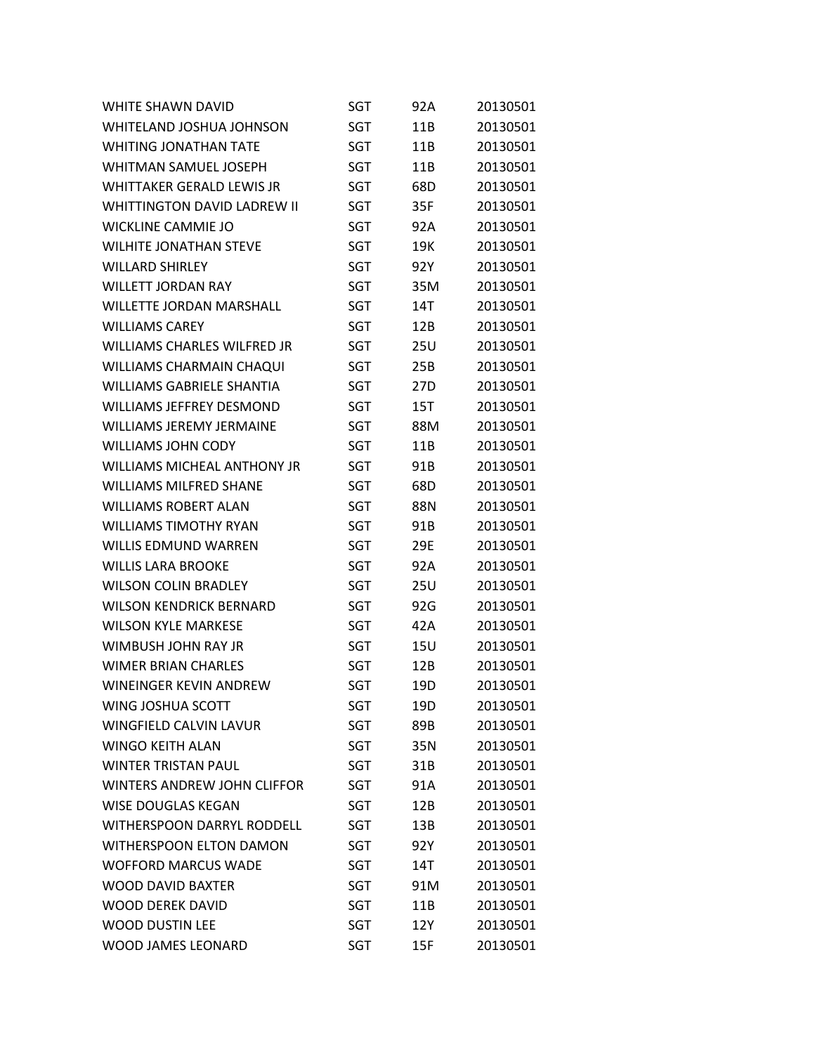| | | | |
|---|---|---|---|
| WHITE SHAWN DAVID | SGT | 92A | 20130501 |
| WHITELAND JOSHUA JOHNSON | SGT | 11B | 20130501 |
| WHITING JONATHAN TATE | SGT | 11B | 20130501 |
| WHITMAN SAMUEL JOSEPH | SGT | 11B | 20130501 |
| WHITTAKER GERALD LEWIS JR | SGT | 68D | 20130501 |
| WHITTINGTON DAVID LADREW II | SGT | 35F | 20130501 |
| WICKLINE CAMMIE JO | SGT | 92A | 20130501 |
| WILHITE JONATHAN STEVE | SGT | 19K | 20130501 |
| WILLARD SHIRLEY | SGT | 92Y | 20130501 |
| WILLETT JORDAN RAY | SGT | 35M | 20130501 |
| WILLETTE JORDAN MARSHALL | SGT | 14T | 20130501 |
| WILLIAMS CAREY | SGT | 12B | 20130501 |
| WILLIAMS CHARLES WILFRED JR | SGT | 25U | 20130501 |
| WILLIAMS CHARMAIN CHAQUI | SGT | 25B | 20130501 |
| WILLIAMS GABRIELE SHANTIA | SGT | 27D | 20130501 |
| WILLIAMS JEFFREY DESMOND | SGT | 15T | 20130501 |
| WILLIAMS JEREMY JERMAINE | SGT | 88M | 20130501 |
| WILLIAMS JOHN CODY | SGT | 11B | 20130501 |
| WILLIAMS MICHEAL ANTHONY JR | SGT | 91B | 20130501 |
| WILLIAMS MILFRED SHANE | SGT | 68D | 20130501 |
| WILLIAMS ROBERT ALAN | SGT | 88N | 20130501 |
| WILLIAMS TIMOTHY RYAN | SGT | 91B | 20130501 |
| WILLIS EDMUND WARREN | SGT | 29E | 20130501 |
| WILLIS LARA BROOKE | SGT | 92A | 20130501 |
| WILSON COLIN BRADLEY | SGT | 25U | 20130501 |
| WILSON KENDRICK BERNARD | SGT | 92G | 20130501 |
| WILSON KYLE MARKESE | SGT | 42A | 20130501 |
| WIMBUSH JOHN RAY JR | SGT | 15U | 20130501 |
| WIMER BRIAN CHARLES | SGT | 12B | 20130501 |
| WINEINGER KEVIN ANDREW | SGT | 19D | 20130501 |
| WING JOSHUA SCOTT | SGT | 19D | 20130501 |
| WINGFIELD CALVIN LAVUR | SGT | 89B | 20130501 |
| WINGO KEITH ALAN | SGT | 35N | 20130501 |
| WINTER TRISTAN PAUL | SGT | 31B | 20130501 |
| WINTERS ANDREW JOHN CLIFFOR | SGT | 91A | 20130501 |
| WISE DOUGLAS KEGAN | SGT | 12B | 20130501 |
| WITHERSPOON DARRYL RODDELL | SGT | 13B | 20130501 |
| WITHERSPOON ELTON DAMON | SGT | 92Y | 20130501 |
| WOFFORD MARCUS WADE | SGT | 14T | 20130501 |
| WOOD DAVID BAXTER | SGT | 91M | 20130501 |
| WOOD DEREK DAVID | SGT | 11B | 20130501 |
| WOOD DUSTIN LEE | SGT | 12Y | 20130501 |
| WOOD JAMES LEONARD | SGT | 15F | 20130501 |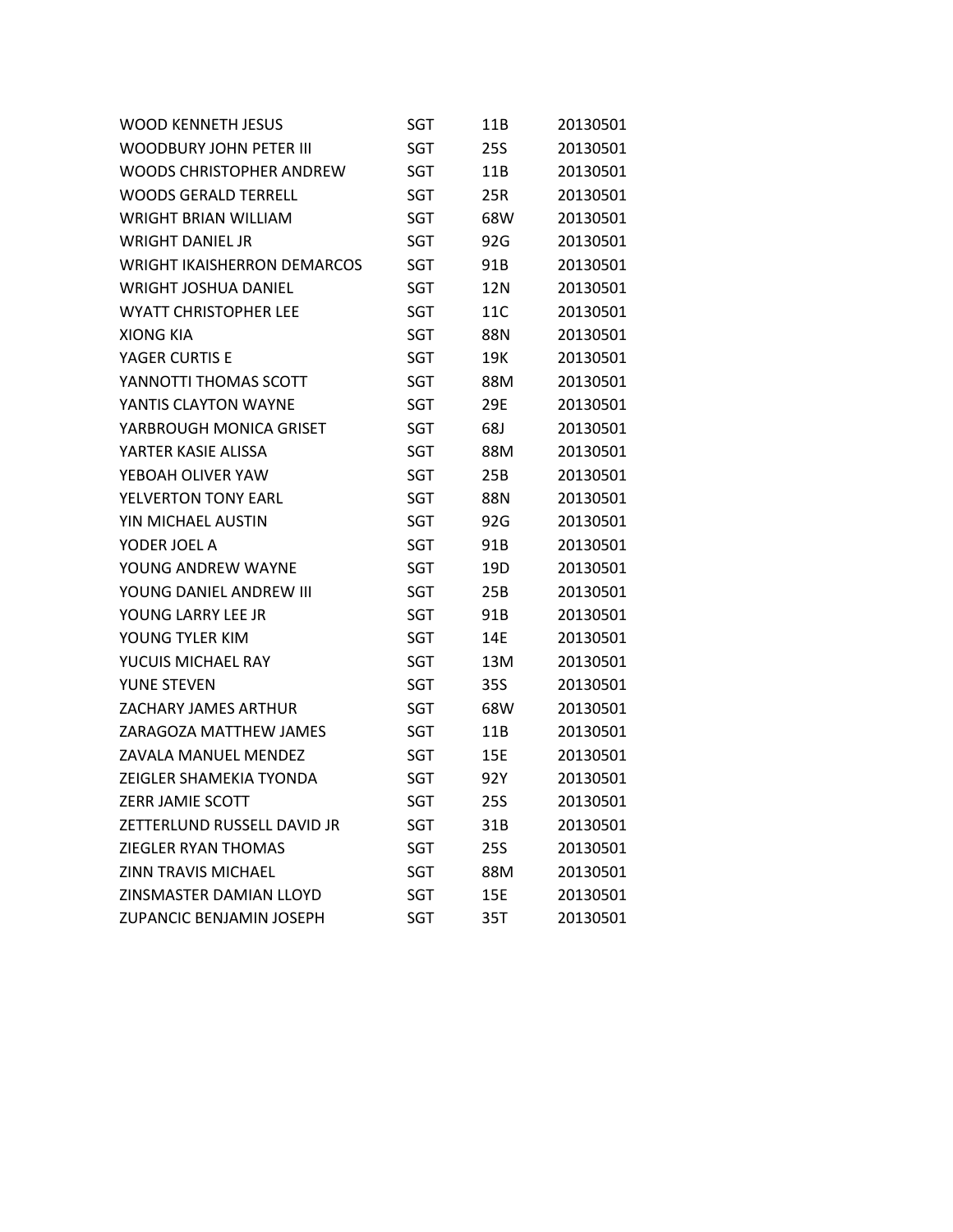| | | | |
|---|---|---|---|
| WOOD KENNETH JESUS | SGT | 11B | 20130501 |
| WOODBURY JOHN PETER III | SGT | 25S | 20130501 |
| WOODS CHRISTOPHER ANDREW | SGT | 11B | 20130501 |
| WOODS GERALD TERRELL | SGT | 25R | 20130501 |
| WRIGHT BRIAN WILLIAM | SGT | 68W | 20130501 |
| WRIGHT DANIEL JR | SGT | 92G | 20130501 |
| WRIGHT IKAISHERRON DEMARCOS | SGT | 91B | 20130501 |
| WRIGHT JOSHUA DANIEL | SGT | 12N | 20130501 |
| WYATT CHRISTOPHER LEE | SGT | 11C | 20130501 |
| XIONG KIA | SGT | 88N | 20130501 |
| YAGER CURTIS E | SGT | 19K | 20130501 |
| YANNOTTI THOMAS SCOTT | SGT | 88M | 20130501 |
| YANTIS CLAYTON WAYNE | SGT | 29E | 20130501 |
| YARBROUGH MONICA GRISET | SGT | 68J | 20130501 |
| YARTER KASIE ALISSA | SGT | 88M | 20130501 |
| YEBOAH OLIVER YAW | SGT | 25B | 20130501 |
| YELVERTON TONY EARL | SGT | 88N | 20130501 |
| YIN MICHAEL AUSTIN | SGT | 92G | 20130501 |
| YODER JOEL A | SGT | 91B | 20130501 |
| YOUNG ANDREW WAYNE | SGT | 19D | 20130501 |
| YOUNG DANIEL ANDREW III | SGT | 25B | 20130501 |
| YOUNG LARRY LEE JR | SGT | 91B | 20130501 |
| YOUNG TYLER KIM | SGT | 14E | 20130501 |
| YUCUIS MICHAEL RAY | SGT | 13M | 20130501 |
| YUNE STEVEN | SGT | 35S | 20130501 |
| ZACHARY JAMES ARTHUR | SGT | 68W | 20130501 |
| ZARAGOZA MATTHEW JAMES | SGT | 11B | 20130501 |
| ZAVALA MANUEL MENDEZ | SGT | 15E | 20130501 |
| ZEIGLER SHAMEKIA TYONDA | SGT | 92Y | 20130501 |
| ZERR JAMIE SCOTT | SGT | 25S | 20130501 |
| ZETTERLUND RUSSELL DAVID JR | SGT | 31B | 20130501 |
| ZIEGLER RYAN THOMAS | SGT | 25S | 20130501 |
| ZINN TRAVIS MICHAEL | SGT | 88M | 20130501 |
| ZINSMASTER DAMIAN LLOYD | SGT | 15E | 20130501 |
| ZUPANCIC BENJAMIN JOSEPH | SGT | 35T | 20130501 |